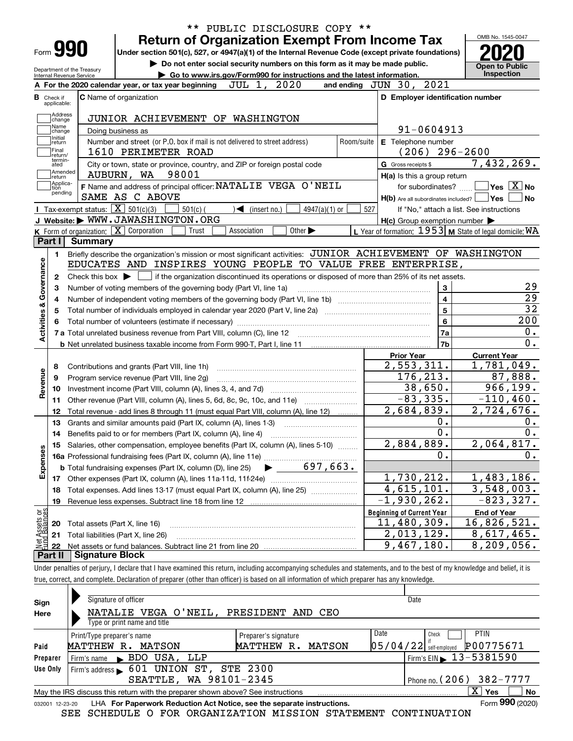** PUBLIC DISCLOSURE COPY **

# Form 990 — Return of Organization Exempt From Income Tax

Under section 501(c), 527, or 4947(a)(1) of the Internal Revenue Code (except private foundations)

▶ Do not enter social security numbers on this form as it may be made public.

▶ Go to www.irs.gov/Form990 for instructions and the latest information.

Department of the Treasury, Internal Revenue Service

OMB No. 1545-0047 — **2020** — Open to Public Inspection

**A** For the 2020 calendar year, or tax year beginning JUL 1, 2020 and ending JUN 30, 2021

**B** Check if applicable: Address change, Name change, Initial return, Final return/terminated, Amended return, Application pending

**C** Name of organization: JUNIOR ACHIEVEMENT OF WASHINGTON

Doing business as

Number and street (or P.O. box if mail is not delivered to street address): 1610 PERIMETER ROAD — Room/suite

City or town, state or province, country, and ZIP or foreign postal code: AUBURN, WA 98001

**D** Employer identification number: 91-0604913

**E** Telephone number: (206) 296-2600

**G** Gross receipts $ 7,432,269.

**F** Name and address of principal officer: NATALIE VEGA O'NEIL, SAME AS C ABOVE

**H(a)** Is this a group return for subordinates? Yes [ ] No [X]

**H(b)** Are all subordinates included? Yes [ ] No [ ] If "No," attach a list. See instructions

**H(c)** Group exemption number ▶

**I** Tax-exempt status: [X] 501(c)(3) [ ] 501(c) ( ) ◀ (insert no.) [ ] 4947(a)(1) or [ ] 527

**J** Website: ▶ WWW.JAWASHINGTON.ORG

**K** Form of organization: [X] Corporation [ ] Trust [ ] Association [ ] Other ▶

**L** Year of formation: 1953 **M** State of legal domicile: WA

## Part I Summary

**Activities & Governance**

1. Briefly describe the organization's mission or most significant activities: JUNIOR ACHIEVEMENT OF WASHINGTON EDUCATES AND INSPIRES YOUNG PEOPLE TO VALUE FREE ENTERPRISE,
2. Check this box ▶ [ ] if the organization discontinued its operations or disposed of more than 25% of its net assets.

| Line | Description | No. | Value |
|---|---|---|---|
| 3 | Number of voting members of the governing body (Part VI, line 1a) | 3 | 29 |
| 4 | Number of independent voting members of the governing body (Part VI, line 1b) | 4 | 29 |
| 5 | Total number of individuals employed in calendar year 2020 (Part V, line 2a) | 5 | 32 |
| 6 | Total number of volunteers (estimate if necessary) | 6 | 200 |
| 7a | Total unrelated business revenue from Part VIII, column (C), line 12 | 7a | 0. |
| 7b | Net unrelated business taxable income from Form 990-T, Part I, line 11 | 7b | 0. |

| Line | Description | Prior Year | Current Year |
|---|---|---|---|
| **Revenue** | | | |
| 8 | Contributions and grants (Part VIII, line 1h) | 2,553,311. | 1,781,049. |
| 9 | Program service revenue (Part VIII, line 2g) | 176,213. | 87,888. |
| 10 | Investment income (Part VIII, column (A), lines 3, 4, and 7d) | 38,650. | 966,199. |
| 11 | Other revenue (Part VIII, column (A), lines 5, 6d, 8c, 9c, 10c, and 11e) | -83,335. | -110,460. |
| 12 | Total revenue - add lines 8 through 11 (must equal Part VIII, column (A), line 12) | 2,684,839. | 2,724,676. |
| **Expenses** | | | |
| 13 | Grants and similar amounts paid (Part IX, column (A), lines 1-3) | 0. | 0. |
| 14 | Benefits paid to or for members (Part IX, column (A), line 4) | 0. | 0. |
| 15 | Salaries, other compensation, employee benefits (Part IX, column (A), lines 5-10) | 2,884,889. | 2,064,817. |
| 16a | Professional fundraising fees (Part IX, column (A), line 11e) | 0. | 0. |
| b | Total fundraising expenses (Part IX, column (D), line 25) ▶ 697,663. | | |
| 17 | Other expenses (Part IX, column (A), lines 11a-11d, 11f-24e) | 1,730,212. | 1,483,186. |
| 18 | Total expenses. Add lines 13-17 (must equal Part IX, column (A), line 25) | 4,615,101. | 3,548,003. |
| 19 | Revenue less expenses. Subtract line 18 from line 12 | -1,930,262. | -823,327. |

| Line | Net Assets or Fund Balances | Beginning of Current Year | End of Year |
|---|---|---|---|
| 20 | Total assets (Part X, line 16) | 11,480,309. | 16,826,521. |
| 21 | Total liabilities (Part X, line 26) | 2,013,129. | 8,617,465. |
| 22 | Net assets or fund balances. Subtract line 21 from line 20 | 9,467,180. | 8,209,056. |

## Part II Signature Block

Under penalties of perjury, I declare that I have examined this return, including accompanying schedules and statements, and to the best of my knowledge and belief, it is true, correct, and complete. Declaration of preparer (other than officer) is based on all information of which preparer has any knowledge.

**Sign Here**

Signature of officer — Date

NATALIE VEGA O'NEIL, PRESIDENT AND CEO

Type or print name and title

**Paid Preparer Use Only**

| Print/Type preparer's name | Preparer's signature | Date | Check if self-employed | PTIN |
|---|---|---|---|---|
| MATTHEW R. MATSON | MATTHEW R. MATSON | 05/04/22 | [ ] | P00775671 |

Firm's name ▶ BDO USA, LLP — Firm's EIN ▶ 13-5381590

Firm's address ▶ 601 UNION ST, STE 2300, SEATTLE, WA 98101-2345 — Phone no. (206) 382-7777

May the IRS discuss this return with the preparer shown above? See instructions [X] Yes [ ] No

032001 12-23-20 LHA For Paperwork Reduction Act Notice, see the separate instructions. Form **990** (2020)

SEE SCHEDULE O FOR ORGANIZATION MISSION STATEMENT CONTINUATION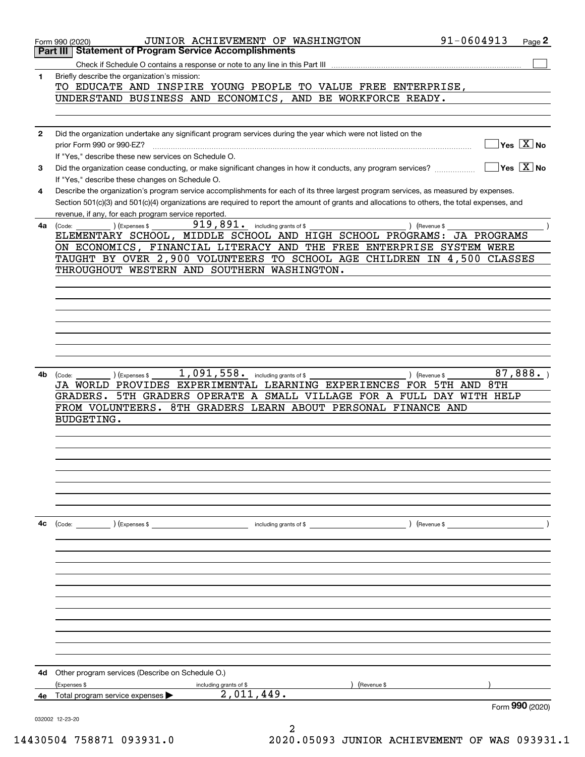Form 990 (2020) JUNIOR ACHIEVEMENT OF WASHINGTON 91-0604913

## Part III Statement of Program Service Accomplishments

Check if Schedule O contains a response or note to any line in this Part III ☐

**1** Briefly describe the organization's mission:

TO EDUCATE AND INSPIRE YOUNG PEOPLE TO VALUE FREE ENTERPRISE, UNDERSTAND BUSINESS AND ECONOMICS, AND BE WORKFORCE READY.

**2** Did the organization undertake any significant program services during the year which were not listed on the prior Form 990 or 990-EZ? ☐ Yes ☒ No

If "Yes," describe these new services on Schedule O.

**3** Did the organization cease conducting, or make significant changes in how it conducts, any program services? ☐ Yes ☒ No

If "Yes," describe these changes on Schedule O.

**4** Describe the organization's program service accomplishments for each of its three largest program services, as measured by expenses. Section 501(c)(3) and 501(c)(4) organizations are required to report the amount of grants and allocations to others, the total expenses, and revenue, if any, for each program service reported.

**4a** (Code: ) (Expenses $ 919,891. including grants of $ ) (Revenue $ )

ELEMENTARY SCHOOL, MIDDLE SCHOOL AND HIGH SCHOOL PROGRAMS: JA PROGRAMS ON ECONOMICS, FINANCIAL LITERACY AND THE FREE ENTERPRISE SYSTEM WERE TAUGHT BY OVER 2,900 VOLUNTEERS TO SCHOOL AGE CHILDREN IN 4,500 CLASSES THROUGHOUT WESTERN AND SOUTHERN WASHINGTON.

**4b** (Code: ) (Expenses $ 1,091,558. including grants of $ ) (Revenue $ 87,888. )

JA WORLD PROVIDES EXPERIMENTAL LEARNING EXPERIENCES FOR 5TH AND 8TH GRADERS. 5TH GRADERS OPERATE A SMALL VILLAGE FOR A FULL DAY WITH HELP FROM VOLUNTEERS. 8TH GRADERS LEARN ABOUT PERSONAL FINANCE AND BUDGETING.

**4c** (Code: ) (Expenses $ including grants of $ ) (Revenue $ )

**4d** Other program services (Describe on Schedule O.)

(Expenses $ including grants of $ ) (Revenue $ )

**4e** Total program service expenses ▶ 2,011,449.

Form **990** (2020)

032002 12-23-20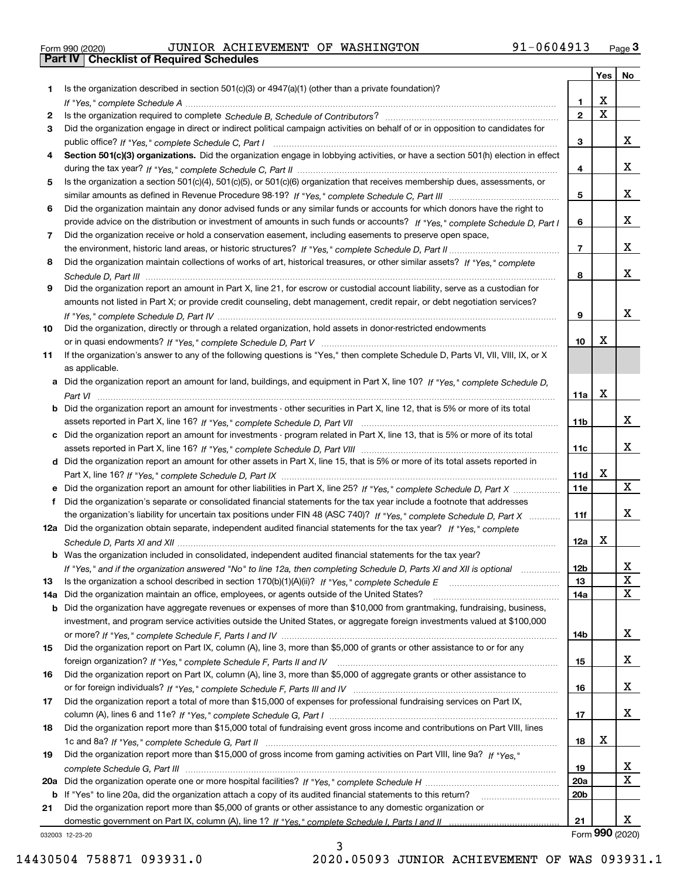Form 990 (2020) JUNIOR ACHIEVEMENT OF WASHINGTON 91-0604913

**Part IV | Checklist of Required Schedules**

| | | | Yes | No |
|---|---|---|---|---|
| 1 | Is the organization described in section 501(c)(3) or 4947(a)(1) (other than a private foundation)? *If "Yes," complete Schedule A* | 1 | X | |
| 2 | Is the organization required to complete *Schedule B, Schedule of Contributors*? | 2 | X | |
| 3 | Did the organization engage in direct or indirect political campaign activities on behalf of or in opposition to candidates for public office? *If "Yes," complete Schedule C, Part I* | 3 | | X |
| 4 | **Section 501(c)(3) organizations.** Did the organization engage in lobbying activities, or have a section 501(h) election in effect during the tax year? *If "Yes," complete Schedule C, Part II* | 4 | | X |
| 5 | Is the organization a section 501(c)(4), 501(c)(5), or 501(c)(6) organization that receives membership dues, assessments, or similar amounts as defined in Revenue Procedure 98-19? *If "Yes," complete Schedule C, Part III* | 5 | | X |
| 6 | Did the organization maintain any donor advised funds or any similar funds or accounts for which donors have the right to provide advice on the distribution or investment of amounts in such funds or accounts? *If "Yes," complete Schedule D, Part I* | 6 | | X |
| 7 | Did the organization receive or hold a conservation easement, including easements to preserve open space, the environment, historic land areas, or historic structures? *If "Yes," complete Schedule D, Part II* | 7 | | X |
| 8 | Did the organization maintain collections of works of art, historical treasures, or other similar assets? *If "Yes," complete Schedule D, Part III* | 8 | | X |
| 9 | Did the organization report an amount in Part X, line 21, for escrow or custodial account liability, serve as a custodian for amounts not listed in Part X; or provide credit counseling, debt management, credit repair, or debt negotiation services? *If "Yes," complete Schedule D, Part IV* | 9 | | X |
| 10 | Did the organization, directly or through a related organization, hold assets in donor-restricted endowments or in quasi endowments? *If "Yes," complete Schedule D, Part V* | 10 | X | |
| 11 | If the organization's answer to any of the following questions is "Yes," then complete Schedule D, Parts VI, VII, VIII, IX, or X as applicable. | | | |
| a | Did the organization report an amount for land, buildings, and equipment in Part X, line 10? *If "Yes," complete Schedule D, Part VI* | 11a | X | |
| b | Did the organization report an amount for investments - other securities in Part X, line 12, that is 5% or more of its total assets reported in Part X, line 16? *If "Yes," complete Schedule D, Part VII* | 11b | | X |
| c | Did the organization report an amount for investments - program related in Part X, line 13, that is 5% or more of its total assets reported in Part X, line 16? *If "Yes," complete Schedule D, Part VIII* | 11c | | X |
| d | Did the organization report an amount for other assets in Part X, line 15, that is 5% or more of its total assets reported in Part X, line 16? *If "Yes," complete Schedule D, Part IX* | 11d | X | |
| e | Did the organization report an amount for other liabilities in Part X, line 25? *If "Yes," complete Schedule D, Part X* | 11e | | X |
| f | Did the organization's separate or consolidated financial statements for the tax year include a footnote that addresses the organization's liability for uncertain tax positions under FIN 48 (ASC 740)? *If "Yes," complete Schedule D, Part X* | 11f | | X |
| 12a | Did the organization obtain separate, independent audited financial statements for the tax year? *If "Yes," complete Schedule D, Parts XI and XII* | 12a | X | |
| b | Was the organization included in consolidated, independent audited financial statements for the tax year? *If "Yes," and if the organization answered "No" to line 12a, then completing Schedule D, Parts XI and XII is optional* | 12b | | X |
| 13 | Is the organization a school described in section 170(b)(1)(A)(ii)? *If "Yes," complete Schedule E* | 13 | | X |
| 14a | Did the organization maintain an office, employees, or agents outside of the United States? | 14a | | X |
| b | Did the organization have aggregate revenues or expenses of more than $10,000 from grantmaking, fundraising, business, investment, and program service activities outside the United States, or aggregate foreign investments valued at $100,000 or more? *If "Yes," complete Schedule F, Parts I and IV* | 14b | | X |
| 15 | Did the organization report on Part IX, column (A), line 3, more than $5,000 of grants or other assistance to or for any foreign organization? *If "Yes," complete Schedule F, Parts II and IV* | 15 | | X |
| 16 | Did the organization report on Part IX, column (A), line 3, more than $5,000 of aggregate grants or other assistance to or for foreign individuals? *If "Yes," complete Schedule F, Parts III and IV* | 16 | | X |
| 17 | Did the organization report a total of more than $15,000 of expenses for professional fundraising services on Part IX, column (A), lines 6 and 11e? *If "Yes," complete Schedule G, Part I* | 17 | | X |
| 18 | Did the organization report more than $15,000 total of fundraising event gross income and contributions on Part VIII, lines 1c and 8a? *If "Yes," complete Schedule G, Part II* | 18 | X | |
| 19 | Did the organization report more than $15,000 of gross income from gaming activities on Part VIII, line 9a? *If "Yes," complete Schedule G, Part III* | 19 | | X |
| 20a | Did the organization operate one or more hospital facilities? *If "Yes," complete Schedule H* | 20a | | X |
| b | If "Yes" to line 20a, did the organization attach a copy of its audited financial statements to this return? | 20b | | |
| 21 | Did the organization report more than $5,000 of grants or other assistance to any domestic organization or domestic government on Part IX, column (A), line 1? *If "Yes," complete Schedule I, Parts I and II* | 21 | | X |

032003 12-23-20 Form **990** (2020)

14430504 758871 093931.0 2020.05093 JUNIOR ACHIEVEMENT OF WAS 093931.1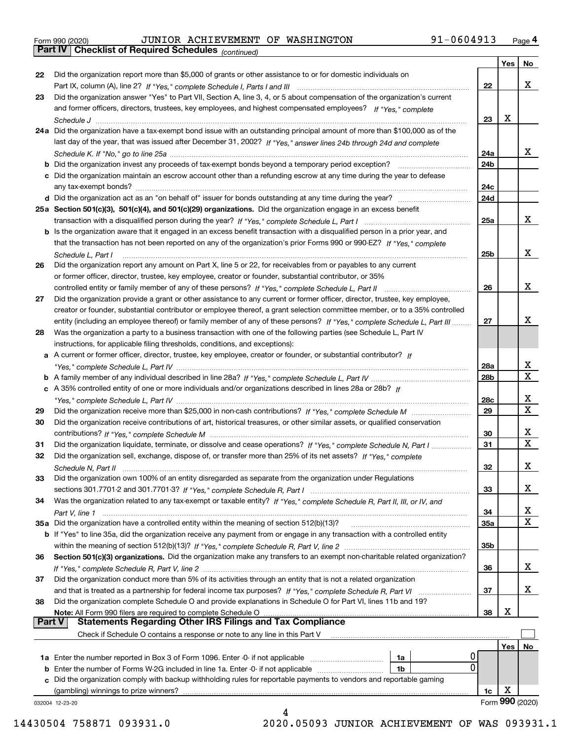Form 990 (2020) JUNIOR ACHIEVEMENT OF WASHINGTON 91-0604913 Page 4

## Part IV Checklist of Required Schedules *(continued)*

| | | | Yes | No |
|---|---|---|---|---|
| 22 | Did the organization report more than $5,000 of grants or other assistance to or for domestic individuals on Part IX, column (A), line 2? *If "Yes," complete Schedule I, Parts I and III* | 22 | | X |
| 23 | Did the organization answer "Yes" to Part VII, Section A, line 3, 4, or 5 about compensation of the organization's current and former officers, directors, trustees, key employees, and highest compensated employees? *If "Yes," complete Schedule J* | 23 | X | |
| 24a | Did the organization have a tax-exempt bond issue with an outstanding principal amount of more than $100,000 as of the last day of the year, that was issued after December 31, 2002? *If "Yes," answer lines 24b through 24d and complete Schedule K. If "No," go to line 25a* | 24a | | X |
| b | Did the organization invest any proceeds of tax-exempt bonds beyond a temporary period exception? | 24b | | |
| c | Did the organization maintain an escrow account other than a refunding escrow at any time during the year to defease any tax-exempt bonds? | 24c | | |
| d | Did the organization act as an "on behalf of" issuer for bonds outstanding at any time during the year? | 24d | | |
| 25a | **Section 501(c)(3), 501(c)(4), and 501(c)(29) organizations.** Did the organization engage in an excess benefit transaction with a disqualified person during the year? *If "Yes," complete Schedule L, Part I* | 25a | | X |
| b | Is the organization aware that it engaged in an excess benefit transaction with a disqualified person in a prior year, and that the transaction has not been reported on any of the organization's prior Forms 990 or 990-EZ? *If "Yes," complete Schedule L, Part I* | 25b | | X |
| 26 | Did the organization report any amount on Part X, line 5 or 22, for receivables from or payables to any current or former officer, director, trustee, key employee, creator or founder, substantial contributor, or 35% controlled entity or family member of any of these persons? *If "Yes," complete Schedule L, Part II* | 26 | | X |
| 27 | Did the organization provide a grant or other assistance to any current or former officer, director, trustee, key employee, creator or founder, substantial contributor or employee thereof, a grant selection committee member, or to a 35% controlled entity (including an employee thereof) or family member of any of these persons? *If "Yes," complete Schedule L, Part III* | 27 | | X |
| 28 | Was the organization a party to a business transaction with one of the following parties (see Schedule L, Part IV instructions, for applicable filing thresholds, conditions, and exceptions): | | | |
| a | A current or former officer, director, trustee, key employee, creator or founder, or substantial contributor? *If "Yes," complete Schedule L, Part IV* | 28a | | X |
| b | A family member of any individual described in line 28a? *If "Yes," complete Schedule L, Part IV* | 28b | | X |
| c | A 35% controlled entity of one or more individuals and/or organizations described in lines 28a or 28b? *If "Yes," complete Schedule L, Part IV* | 28c | | X |
| 29 | Did the organization receive more than $25,000 in non-cash contributions? *If "Yes," complete Schedule M* | 29 | | X |
| 30 | Did the organization receive contributions of art, historical treasures, or other similar assets, or qualified conservation contributions? *If "Yes," complete Schedule M* | 30 | | X |
| 31 | Did the organization liquidate, terminate, or dissolve and cease operations? *If "Yes," complete Schedule N, Part I* | 31 | | X |
| 32 | Did the organization sell, exchange, dispose of, or transfer more than 25% of its net assets? *If "Yes," complete Schedule N, Part II* | 32 | | X |
| 33 | Did the organization own 100% of an entity disregarded as separate from the organization under Regulations sections 301.7701-2 and 301.7701-3? *If "Yes," complete Schedule R, Part I* | 33 | | X |
| 34 | Was the organization related to any tax-exempt or taxable entity? *If "Yes," complete Schedule R, Part II, III, or IV, and Part V, line 1* | 34 | | X |
| 35a | Did the organization have a controlled entity within the meaning of section 512(b)(13)? | 35a | | X |
| b | If "Yes" to line 35a, did the organization receive any payment from or engage in any transaction with a controlled entity within the meaning of section 512(b)(13)? *If "Yes," complete Schedule R, Part V, line 2* | 35b | | |
| 36 | **Section 501(c)(3) organizations.** Did the organization make any transfers to an exempt non-charitable related organization? *If "Yes," complete Schedule R, Part V, line 2* | 36 | | X |
| 37 | Did the organization conduct more than 5% of its activities through an entity that is not a related organization and that is treated as a partnership for federal income tax purposes? *If "Yes," complete Schedule R, Part VI* | 37 | | X |
| 38 | Did the organization complete Schedule O and provide explanations in Schedule O for Part VI, lines 11b and 19? **Note:** All Form 990 filers are required to complete Schedule O | 38 | X | |

## Part V Statements Regarding Other IRS Filings and Tax Compliance

Check if Schedule O contains a response or note to any line in this Part V ☐

| | | | | | Yes | No |
|---|---|---|---|---|---|---|
| 1a | Enter the number reported in Box 3 of Form 1096. Enter -0- if not applicable | 1a | 0 | | | |
| b | Enter the number of Forms W-2G included in line 1a. Enter -0- if not applicable | 1b | 0 | | | |
| c | Did the organization comply with backup withholding rules for reportable payments to vendors and reportable gaming (gambling) winnings to prize winners? | | | 1c | X | |

032004 12-23-20 Form **990** (2020)

14430504 758871 093931.0 2020.05093 JUNIOR ACHIEVEMENT OF WAS 093931.1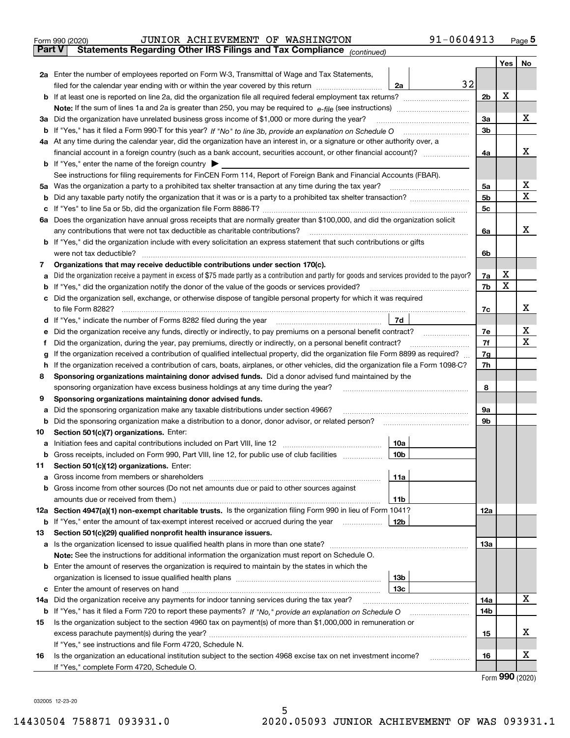Form 990 (2020) JUNIOR ACHIEVEMENT OF WASHINGTON 91-0604913 Page 5

**Part V Statements Regarding Other IRS Filings and Tax Compliance** *(continued)*

| | | | | Yes | No |
|---|---|---|---|---|---|
| **2a** | Enter the number of employees reported on Form W-3, Transmittal of Wage and Tax Statements, filed for the calendar year ending with or within the year covered by this return | 2a 32 | | | |
| **b** | If at least one is reported on line 2a, did the organization file all required federal employment tax returns? | | 2b | X | |
| | **Note:** If the sum of lines 1a and 2a is greater than 250, you may be required to *e-file* (see instructions) | | | | |
| **3a** | Did the organization have unrelated business gross income of $1,000 or more during the year? | | 3a | | X |
| **b** | If "Yes," has it filed a Form 990-T for this year? *If "No" to line 3b, provide an explanation on Schedule O* | | 3b | | |
| **4a** | At any time during the calendar year, did the organization have an interest in, or a signature or other authority over, a financial account in a foreign country (such as a bank account, securities account, or other financial account)? | | 4a | | X |
| **b** | If "Yes," enter the name of the foreign country ▶ | | | | |
| | See instructions for filing requirements for FinCEN Form 114, Report of Foreign Bank and Financial Accounts (FBAR). | | | | |
| **5a** | Was the organization a party to a prohibited tax shelter transaction at any time during the tax year? | | 5a | | X |
| **b** | Did any taxable party notify the organization that it was or is a party to a prohibited tax shelter transaction? | | 5b | | X |
| **c** | If "Yes" to line 5a or 5b, did the organization file Form 8886-T? | | 5c | | |
| **6a** | Does the organization have annual gross receipts that are normally greater than $100,000, and did the organization solicit any contributions that were not tax deductible as charitable contributions? | | 6a | | X |
| **b** | If "Yes," did the organization include with every solicitation an express statement that such contributions or gifts were not tax deductible? | | 6b | | |
| **7** | **Organizations that may receive deductible contributions under section 170(c).** | | | | |
| **a** | Did the organization receive a payment in excess of $75 made partly as a contribution and partly for goods and services provided to the payor? | | 7a | X | |
| **b** | If "Yes," did the organization notify the donor of the value of the goods or services provided? | | 7b | X | |
| **c** | Did the organization sell, exchange, or otherwise dispose of tangible personal property for which it was required to file Form 8282? | | 7c | | X |
| **d** | If "Yes," indicate the number of Forms 8282 filed during the year | 7d | | | |
| **e** | Did the organization receive any funds, directly or indirectly, to pay premiums on a personal benefit contract? | | 7e | | X |
| **f** | Did the organization, during the year, pay premiums, directly or indirectly, on a personal benefit contract? | | 7f | | X |
| **g** | If the organization received a contribution of qualified intellectual property, did the organization file Form 8899 as required? | | 7g | | |
| **h** | If the organization received a contribution of cars, boats, airplanes, or other vehicles, did the organization file a Form 1098-C? | | 7h | | |
| **8** | **Sponsoring organizations maintaining donor advised funds.** Did a donor advised fund maintained by the sponsoring organization have excess business holdings at any time during the year? | | 8 | | |
| **9** | **Sponsoring organizations maintaining donor advised funds.** | | | | |
| **a** | Did the sponsoring organization make any taxable distributions under section 4966? | | 9a | | |
| **b** | Did the sponsoring organization make a distribution to a donor, donor advisor, or related person? | | 9b | | |
| **10** | **Section 501(c)(7) organizations.** Enter: | | | | |
| **a** | Initiation fees and capital contributions included on Part VIII, line 12 | 10a | | | |
| **b** | Gross receipts, included on Form 990, Part VIII, line 12, for public use of club facilities | 10b | | | |
| **11** | **Section 501(c)(12) organizations.** Enter: | | | | |
| **a** | Gross income from members or shareholders | 11a | | | |
| **b** | Gross income from other sources (Do not net amounts due or paid to other sources against amounts due or received from them.) | 11b | | | |
| **12a** | **Section 4947(a)(1) non-exempt charitable trusts.** Is the organization filing Form 990 in lieu of Form 1041? | | 12a | | |
| **b** | If "Yes," enter the amount of tax-exempt interest received or accrued during the year | 12b | | | |
| **13** | **Section 501(c)(29) qualified nonprofit health insurance issuers.** | | | | |
| **a** | Is the organization licensed to issue qualified health plans in more than one state? | | 13a | | |
| | **Note:** See the instructions for additional information the organization must report on Schedule O. | | | | |
| **b** | Enter the amount of reserves the organization is required to maintain by the states in which the organization is licensed to issue qualified health plans | 13b | | | |
| **c** | Enter the amount of reserves on hand | 13c | | | |
| **14a** | Did the organization receive any payments for indoor tanning services during the tax year? | | 14a | | X |
| **b** | If "Yes," has it filed a Form 720 to report these payments? *If "No," provide an explanation on Schedule O* | | 14b | | |
| **15** | Is the organization subject to the section 4960 tax on payment(s) of more than $1,000,000 in remuneration or excess parachute payment(s) during the year? | | 15 | | X |
| | If "Yes," see instructions and file Form 4720, Schedule N. | | | | |
| **16** | Is the organization an educational institution subject to the section 4968 excise tax on net investment income? | | 16 | | X |
| | If "Yes," complete Form 4720, Schedule O. | | | | |

Form **990** (2020)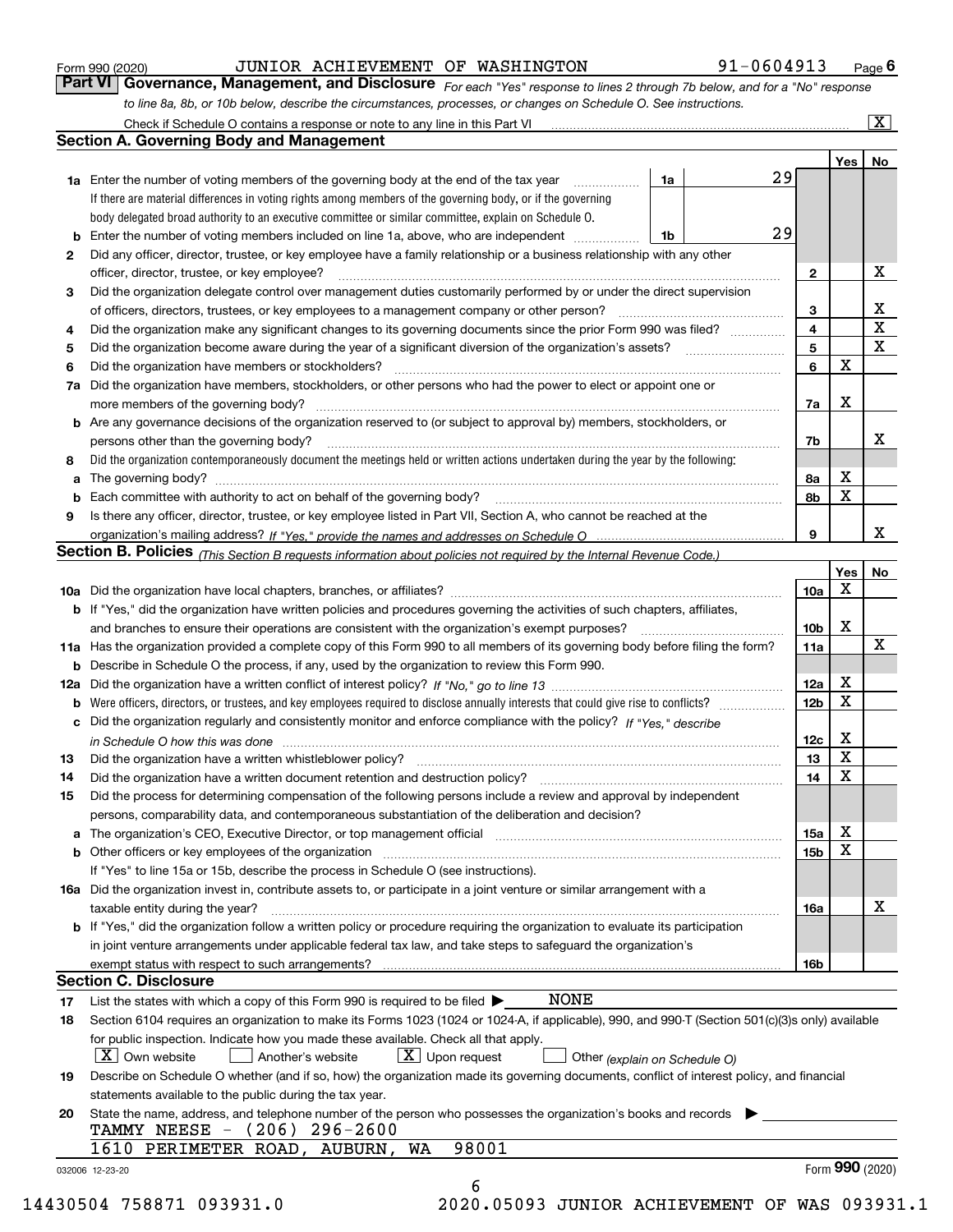Form 990 (2020) JUNIOR ACHIEVEMENT OF WASHINGTON 91-0604913 Page **6**

## Part VI Governance, Management, and Disclosure

*For each "Yes" response to lines 2 through 7b below, and for a "No" response to line 8a, 8b, or 10b below, describe the circumstances, processes, or changes on Schedule O. See instructions.*

Check if Schedule O contains a response or note to any line in this Part VI ..... [X]

### Section A. Governing Body and Management

| | | | | Yes | No |
|---|---|---|---|---|---|
| **1a** | Enter the number of voting members of the governing body at the end of the tax year ..... **1a** | 29 | | | |
| | If there are material differences in voting rights among members of the governing body, or if the governing body delegated broad authority to an executive committee or similar committee, explain on Schedule O. | | | | |
| **b** | Enter the number of voting members included on line 1a, above, who are independent ..... **1b** | 29 | | | |
| **2** | Did any officer, director, trustee, or key employee have a family relationship or a business relationship with any other officer, director, trustee, or key employee? | | **2** | | X |
| **3** | Did the organization delegate control over management duties customarily performed by or under the direct supervision of officers, directors, trustees, or key employees to a management company or other person? | | **3** | | X |
| **4** | Did the organization make any significant changes to its governing documents since the prior Form 990 was filed? | | **4** | | X |
| **5** | Did the organization become aware during the year of a significant diversion of the organization's assets? | | **5** | | X |
| **6** | Did the organization have members or stockholders? | | **6** | X | |
| **7a** | Did the organization have members, stockholders, or other persons who had the power to elect or appoint one or more members of the governing body? | | **7a** | X | |
| **b** | Are any governance decisions of the organization reserved to (or subject to approval by) members, stockholders, or persons other than the governing body? | | **7b** | | X |
| **8** | Did the organization contemporaneously document the meetings held or written actions undertaken during the year by the following: | | | | |
| **a** | The governing body? | | **8a** | X | |
| **b** | Each committee with authority to act on behalf of the governing body? | | **8b** | X | |
| **9** | Is there any officer, director, trustee, or key employee listed in Part VII, Section A, who cannot be reached at the organization's mailing address? *If "Yes," provide the names and addresses on Schedule O* | | **9** | | X |

### Section B. Policies *(This Section B requests information about policies not required by the Internal Revenue Code.)*

| | | | Yes | No |
|---|---|---|---|---|
| **10a** | Did the organization have local chapters, branches, or affiliates? | **10a** | X | |
| **b** | If "Yes," did the organization have written policies and procedures governing the activities of such chapters, affiliates, and branches to ensure their operations are consistent with the organization's exempt purposes? | **10b** | X | |
| **11a** | Has the organization provided a complete copy of this Form 990 to all members of its governing body before filing the form? | **11a** | | X |
| **b** | Describe in Schedule O the process, if any, used by the organization to review this Form 990. | | | |
| **12a** | Did the organization have a written conflict of interest policy? *If "No," go to line 13* | **12a** | X | |
| **b** | Were officers, directors, or trustees, and key employees required to disclose annually interests that could give rise to conflicts? | **12b** | X | |
| **c** | Did the organization regularly and consistently monitor and enforce compliance with the policy? *If "Yes," describe in Schedule O how this was done* | **12c** | X | |
| **13** | Did the organization have a written whistleblower policy? | **13** | X | |
| **14** | Did the organization have a written document retention and destruction policy? | **14** | X | |
| **15** | Did the process for determining compensation of the following persons include a review and approval by independent persons, comparability data, and contemporaneous substantiation of the deliberation and decision? | | | |
| **a** | The organization's CEO, Executive Director, or top management official | **15a** | X | |
| **b** | Other officers or key employees of the organization | **15b** | X | |
| | If "Yes" to line 15a or 15b, describe the process in Schedule O (see instructions). | | | |
| **16a** | Did the organization invest in, contribute assets to, or participate in a joint venture or similar arrangement with a taxable entity during the year? | **16a** | | X |
| **b** | If "Yes," did the organization follow a written policy or procedure requiring the organization to evaluate its participation in joint venture arrangements under applicable federal tax law, and take steps to safeguard the organization's exempt status with respect to such arrangements? | **16b** | | |

### Section C. Disclosure

**17** List the states with which a copy of this Form 990 is required to be filed ▶ NONE

**18** Section 6104 requires an organization to make its Forms 1023 (1024 or 1024-A, if applicable), 990, and 990-T (Section 501(c)(3)s only) available for public inspection. Indicate how you made these available. Check all that apply.

[X] Own website [ ] Another's website [X] Upon request [ ] Other *(explain on Schedule O)*

**19** Describe on Schedule O whether (and if so, how) the organization made its governing documents, conflict of interest policy, and financial statements available to the public during the tax year.

**20** State the name, address, and telephone number of the person who possesses the organization's books and records ▶

TAMMY NEESE - (206) 296-2600
1610 PERIMETER ROAD, AUBURN, WA 98001

032006 12-23-20 Form **990** (2020)

14430504 758871 093931.0 2020.05093 JUNIOR ACHIEVEMENT OF WAS 093931.1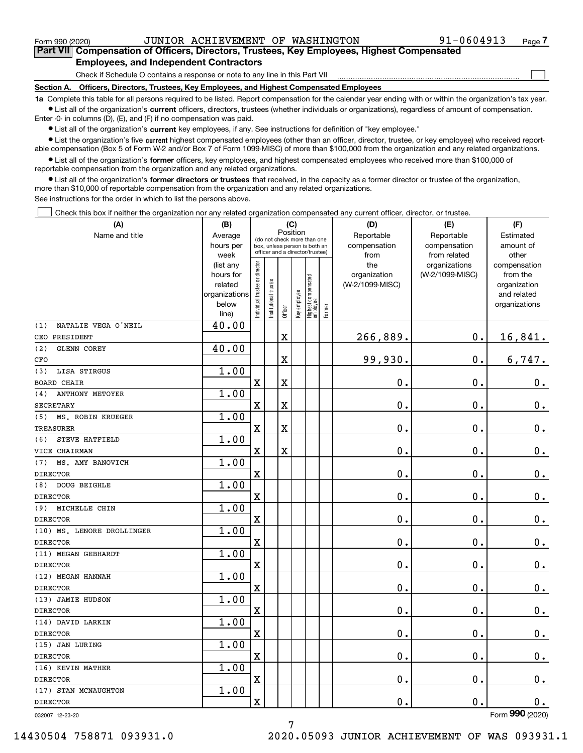Form 990 (2020) JUNIOR ACHIEVEMENT OF WASHINGTON 91-0604913 Page 7

## Part VII Compensation of Officers, Directors, Trustees, Key Employees, Highest Compensated Employees, and Independent Contractors

Check if Schedule O contains a response or note to any line in this Part VII ☐

### Section A. Officers, Directors, Trustees, Key Employees, and Highest Compensated Employees

**1a** Complete this table for all persons required to be listed. Report compensation for the calendar year ending with or within the organization's tax year.

- List all of the organization's **current** officers, directors, trustees (whether individuals or organizations), regardless of amount of compensation. Enter -0- in columns (D), (E), and (F) if no compensation was paid.
- List all of the organization's **current** key employees, if any. See instructions for definition of "key employee."
- List the organization's five **current** highest compensated employees (other than an officer, director, trustee, or key employee) who received reportable compensation (Box 5 of Form W-2 and/or Box 7 of Form 1099-MISC) of more than $100,000 from the organization and any related organizations.
- List all of the organization's **former** officers, key employees, and highest compensated employees who received more than $100,000 of reportable compensation from the organization and any related organizations.
- List all of the organization's **former directors or trustees** that received, in the capacity as a former director or trustee of the organization, more than $10,000 of reportable compensation from the organization and any related organizations.

See instructions for the order in which to list the persons above.

☐ Check this box if neither the organization nor any related organization compensated any current officer, director, or trustee.

| (A) Name and title | (B) Average hours per week (list any hours for related organizations below line) | (C) Position (do not check more than one box, unless person is both an officer and a director/trustee) | | | | | | (D) Reportable compensation from the organization (W-2/1099-MISC) | (E) Reportable compensation from related organizations (W-2/1099-MISC) | (F) Estimated amount of other compensation from the organization and related organizations |
|---|---|---|---|---|---|---|---|---|---|---|
| | | Individual trustee or director | Institutional trustee | Officer | Key employee | Highest compensated employee | Former | | | |
| (1) NATALIE VEGA O'NEIL<br>CEO PRESIDENT | 40.00 | | | X | | | | 266,889. | 0. | 16,841. |
| (2) GLENN COREY<br>CFO | 40.00 | | | X | | | | 99,930. | 0. | 6,747. |
| (3) LISA STIRGUS<br>BOARD CHAIR | 1.00 | X | | X | | | | 0. | 0. | 0. |
| (4) ANTHONY METOYER<br>SECRETARY | 1.00 | X | | X | | | | 0. | 0. | 0. |
| (5) MS. ROBIN KRUEGER<br>TREASURER | 1.00 | X | | X | | | | 0. | 0. | 0. |
| (6) STEVE HATFIELD<br>VICE CHAIRMAN | 1.00 | X | | X | | | | 0. | 0. | 0. |
| (7) MS. AMY BANOVICH<br>DIRECTOR | 1.00 | X | | | | | | 0. | 0. | 0. |
| (8) DOUG BEIGHLE<br>DIRECTOR | 1.00 | X | | | | | | 0. | 0. | 0. |
| (9) MICHELLE CHIN<br>DIRECTOR | 1.00 | X | | | | | | 0. | 0. | 0. |
| (10) MS. LENORE DROLLINGER<br>DIRECTOR | 1.00 | X | | | | | | 0. | 0. | 0. |
| (11) MEGAN GEBHARDT<br>DIRECTOR | 1.00 | X | | | | | | 0. | 0. | 0. |
| (12) MEGAN HANNAH<br>DIRECTOR | 1.00 | X | | | | | | 0. | 0. | 0. |
| (13) JAMIE HUDSON<br>DIRECTOR | 1.00 | X | | | | | | 0. | 0. | 0. |
| (14) DAVID LARKIN<br>DIRECTOR | 1.00 | X | | | | | | 0. | 0. | 0. |
| (15) JAN LURING<br>DIRECTOR | 1.00 | X | | | | | | 0. | 0. | 0. |
| (16) KEVIN MATHER<br>DIRECTOR | 1.00 | X | | | | | | 0. | 0. | 0. |
| (17) STAN MCNAUGHTON<br>DIRECTOR | 1.00 | X | | | | | | 0. | 0. | 0. |

032007 12-23-20 Form **990** (2020)

14430504 758871 093931.0 2020.05093 JUNIOR ACHIEVEMENT OF WAS 093931.1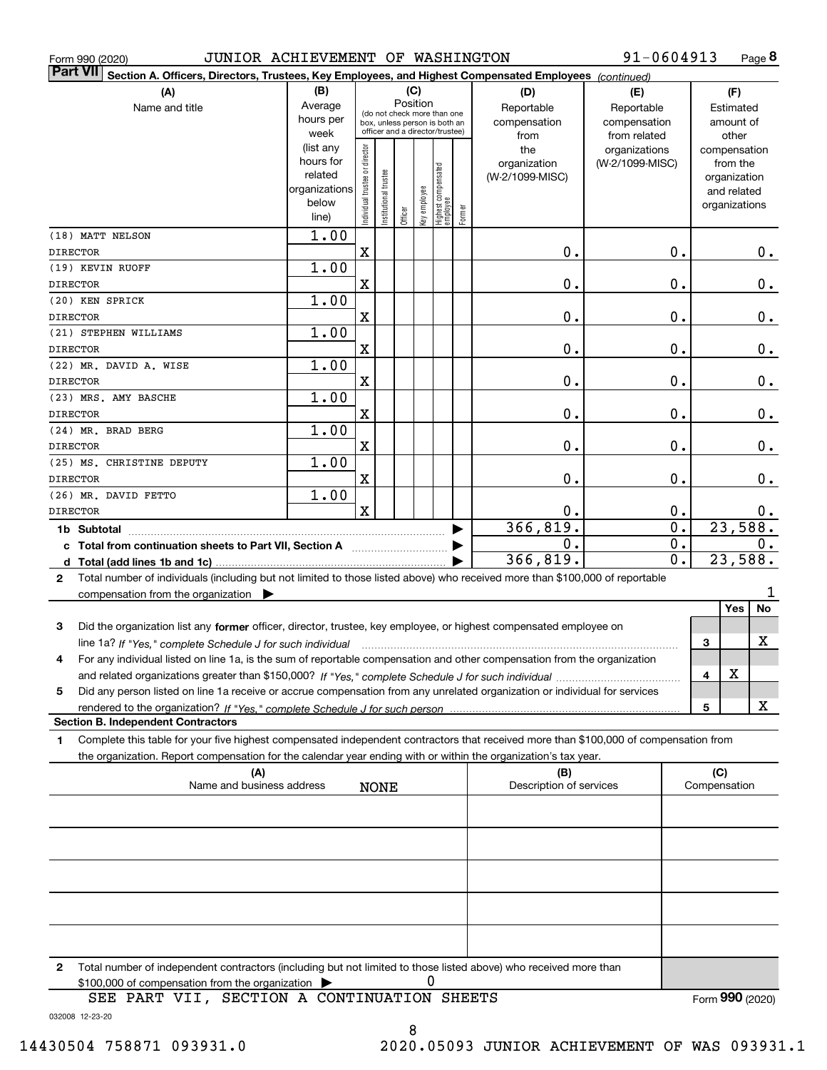Form 990 (2020) JUNIOR ACHIEVEMENT OF WASHINGTON 91-0604913

## Part VII Section A. Officers, Directors, Trustees, Key Employees, and Highest Compensated Employees *(continued)*

| (A) Name and title | (B) Average hours per week (list any hours for related organizations below line) | (C) Position: Individual trustee or director | Institutional trustee | Officer | Key employee | Highest compensated employee | Former | (D) Reportable compensation from the organization (W-2/1099-MISC) | (E) Reportable compensation from related organizations (W-2/1099-MISC) | (F) Estimated amount of other compensation from the organization and related organizations |
|---|---|---|---|---|---|---|---|---|---|---|
| (18) MATT NELSON<br>DIRECTOR | 1.00 | X | | | | | | 0. | 0. | 0. |
| (19) KEVIN RUOFF<br>DIRECTOR | 1.00 | X | | | | | | 0. | 0. | 0. |
| (20) KEN SPRICK<br>DIRECTOR | 1.00 | X | | | | | | 0. | 0. | 0. |
| (21) STEPHEN WILLIAMS<br>DIRECTOR | 1.00 | X | | | | | | 0. | 0. | 0. |
| (22) MR. DAVID A. WISE<br>DIRECTOR | 1.00 | X | | | | | | 0. | 0. | 0. |
| (23) MRS. AMY BASCHE<br>DIRECTOR | 1.00 | X | | | | | | 0. | 0. | 0. |
| (24) MR. BRAD BERG<br>DIRECTOR | 1.00 | X | | | | | | 0. | 0. | 0. |
| (25) MS. CHRISTINE DEPUTY<br>DIRECTOR | 1.00 | X | | | | | | 0. | 0. | 0. |
| (26) MR. DAVID FETTO<br>DIRECTOR | 1.00 | X | | | | | | 0. | 0. | 0. |
| **1b Subtotal** | | | | | | | | 366,819. | 0. | 23,588. |
| **c Total from continuation sheets to Part VII, Section A** | | | | | | | | 0. | 0. | 0. |
| **d Total (add lines 1b and 1c)** | | | | | | | | 366,819. | 0. | 23,588. |

2 Total number of individuals (including but not limited to those listed above) who received more than $100,000 of reportable compensation from the organization ▶ 1

| | | Yes | No |
|---|---|---|---|
| 3 Did the organization list any **former** officer, director, trustee, key employee, or highest compensated employee on line 1a? *If "Yes," complete Schedule J for such individual* | 3 | | X |
| 4 For any individual listed on line 1a, is the sum of reportable compensation and other compensation from the organization and related organizations greater than $150,000? *If "Yes," complete Schedule J for such individual* | 4 | X | |
| 5 Did any person listed on line 1a receive or accrue compensation from any unrelated organization or individual for services rendered to the organization? *If "Yes," complete Schedule J for such person* | 5 | | X |

### Section B. Independent Contractors

1 Complete this table for your five highest compensated independent contractors that received more than $100,000 of compensation from the organization. Report compensation for the calendar year ending with or within the organization's tax year.

| (A) Name and business address | (B) Description of services | (C) Compensation |
|---|---|---|
| NONE | | |
| | | |
| | | |
| | | |
| | | |

2 Total number of independent contractors (including but not limited to those listed above) who received more than $100,000 of compensation from the organization ▶ 0

SEE PART VII, SECTION A CONTINUATION SHEETS

Form **990** (2020)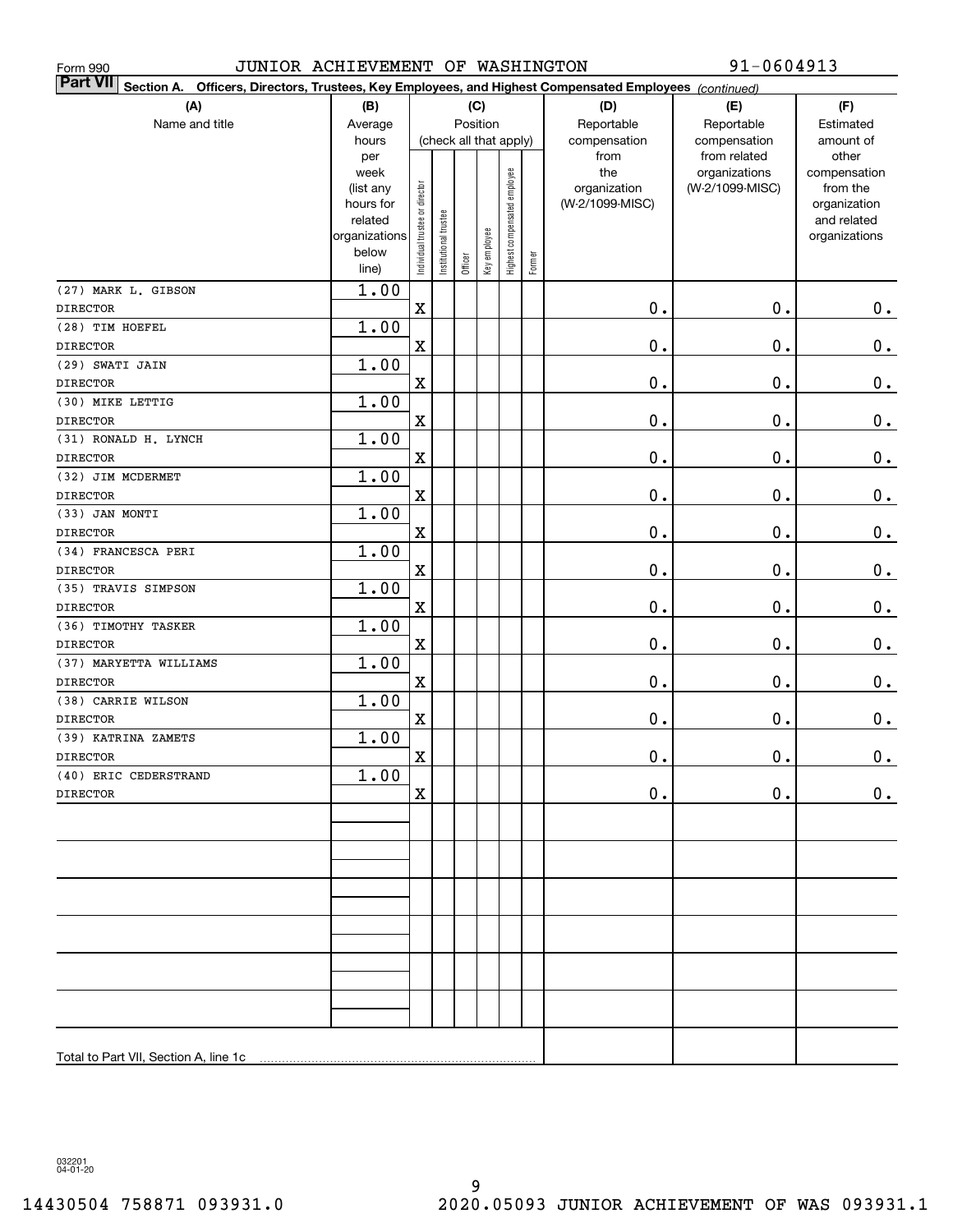Form 990 JUNIOR ACHIEVEMENT OF WASHINGTON 91-0604913

**Part VII Section A. Officers, Directors, Trustees, Key Employees, and Highest Compensated Employees** *(continued)*

| (A) Name and title | (B) Average hours per week (list any hours for related organizations below line) | (C) Position: Individual trustee or director | Institutional trustee | Officer | Key employee | Highest compensated employee | Former | (D) Reportable compensation from the organization (W-2/1099-MISC) | (E) Reportable compensation from related organizations (W-2/1099-MISC) | (F) Estimated amount of other compensation from the organization and related organizations |
|---|---|---|---|---|---|---|---|---|---|---|
| (27) MARK L. GIBSON<br>DIRECTOR | 1.00 | X | | | | | | 0. | 0. | 0. |
| (28) TIM HOEFEL<br>DIRECTOR | 1.00 | X | | | | | | 0. | 0. | 0. |
| (29) SWATI JAIN<br>DIRECTOR | 1.00 | X | | | | | | 0. | 0. | 0. |
| (30) MIKE LETTIG<br>DIRECTOR | 1.00 | X | | | | | | 0. | 0. | 0. |
| (31) RONALD H. LYNCH<br>DIRECTOR | 1.00 | X | | | | | | 0. | 0. | 0. |
| (32) JIM MCDERMET<br>DIRECTOR | 1.00 | X | | | | | | 0. | 0. | 0. |
| (33) JAN MONTI<br>DIRECTOR | 1.00 | X | | | | | | 0. | 0. | 0. |
| (34) FRANCESCA PERI<br>DIRECTOR | 1.00 | X | | | | | | 0. | 0. | 0. |
| (35) TRAVIS SIMPSON<br>DIRECTOR | 1.00 | X | | | | | | 0. | 0. | 0. |
| (36) TIMOTHY TASKER<br>DIRECTOR | 1.00 | X | | | | | | 0. | 0. | 0. |
| (37) MARYETTA WILLIAMS<br>DIRECTOR | 1.00 | X | | | | | | 0. | 0. | 0. |
| (38) CARRIE WILSON<br>DIRECTOR | 1.00 | X | | | | | | 0. | 0. | 0. |
| (39) KATRINA ZAMETS<br>DIRECTOR | 1.00 | X | | | | | | 0. | 0. | 0. |
| (40) ERIC CEDERSTRAND<br>DIRECTOR | 1.00 | X | | | | | | 0. | 0. | 0. |
| | | | | | | | | | | |
| | | | | | | | | | | |
| | | | | | | | | | | |
| | | | | | | | | | | |
| | | | | | | | | | | |
| | | | | | | | | | | |
| Total to Part VII, Section A, line 1c | | | | | | | | | | |

032201 04-01-20

14430504 758871 093931.0 2020.05093 JUNIOR ACHIEVEMENT OF WAS 093931.1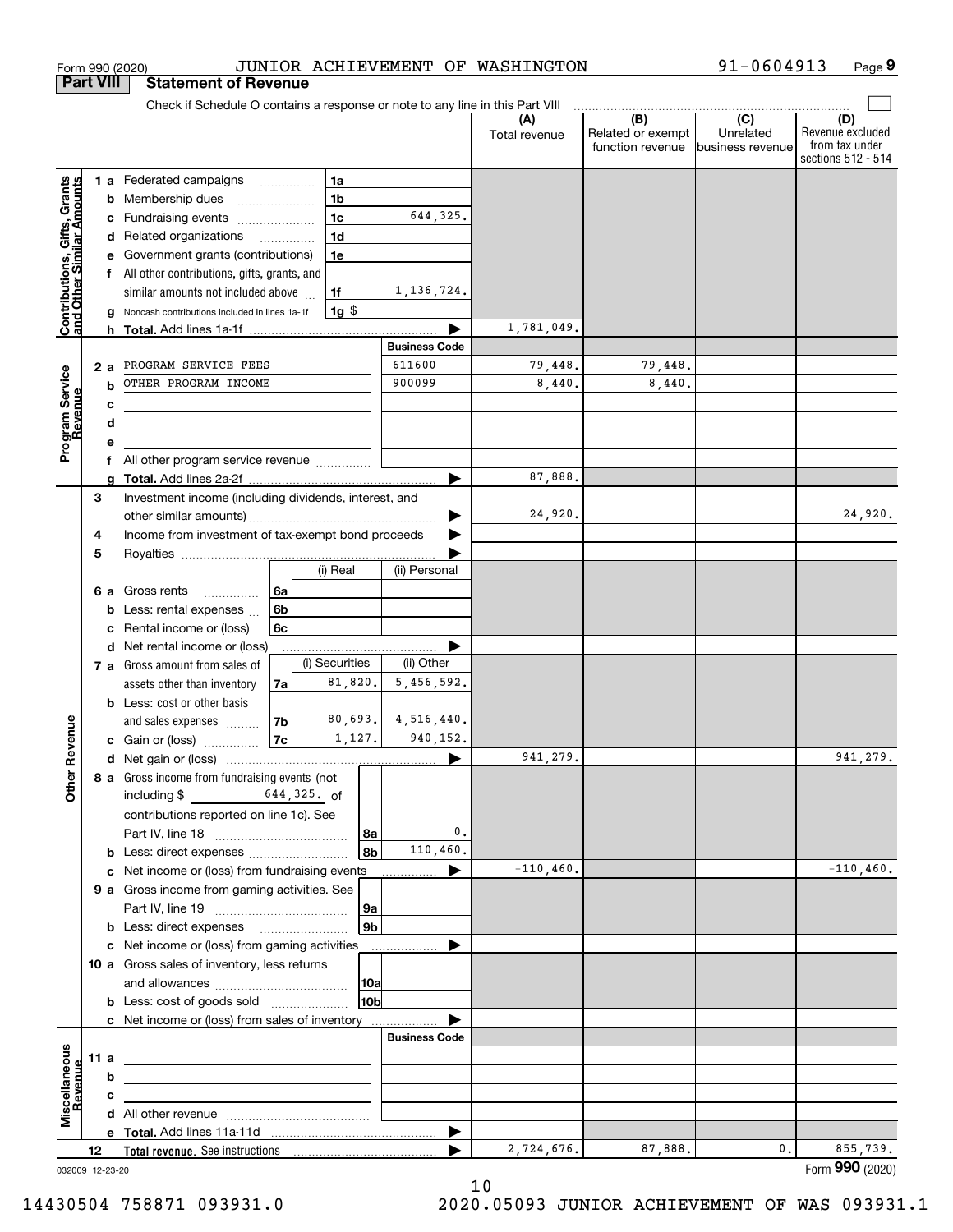Form 990 (2020) JUNIOR ACHIEVEMENT OF WASHINGTON 91-0604913 Page 9

## Part VIII Statement of Revenue

Check if Schedule O contains a response or note to any line in this Part VIII

| | | | | (A) Total revenue | (B) Related or exempt function revenue | (C) Unrelated business revenue | (D) Revenue excluded from tax under sections 512 - 514 |
|---|---|---|---|---|---|---|---|
| **Contributions, Gifts, Grants and Other Similar Amounts** | 1 a Federated campaigns | 1a | | | | | |
| | b Membership dues | 1b | | | | | |
| | c Fundraising events | 1c | 644,325. | | | | |
| | d Related organizations | 1d | | | | | |
| | e Government grants (contributions) | 1e | | | | | |
| | f All other contributions, gifts, grants, and similar amounts not included above | 1f | 1,136,724. | | | | |
| | g Noncash contributions included in lines 1a-1f | 1g | $ | | | | |
| | h **Total.** Add lines 1a-1f | | | 1,781,049. | | | |
| **Program Service Revenue** | | | **Business Code** | | | | |
| | 2 a PROGRAM SERVICE FEES | | 611600 | 79,448. | 79,448. | | |
| | b OTHER PROGRAM INCOME | | 900099 | 8,440. | 8,440. | | |
| | c | | | | | | |
| | d | | | | | | |
| | e | | | | | | |
| | f All other program service revenue | | | | | | |
| | g **Total.** Add lines 2a-2f | | | 87,888. | | | |
| **Other Revenue** | 3 Investment income (including dividends, interest, and other similar amounts) | | | 24,920. | | | 24,920. |
| | 4 Income from investment of tax-exempt bond proceeds | | | | | | |
| | 5 Royalties | | | | | | |
| | | | (i) Real / (ii) Personal | | | | |
| | 6 a Gross rents | 6a | | | | | |
| | b Less: rental expenses | 6b | | | | | |
| | c Rental income or (loss) | 6c | | | | | |
| | d Net rental income or (loss) | | | | | | |
| | 7 a Gross amount from sales of assets other than inventory | 7a | (i) Securities 81,820. / (ii) Other 5,456,592. | | | | |
| | b Less: cost or other basis and sales expenses | 7b | (i) 80,693. / (ii) 4,516,440. | | | | |
| | c Gain or (loss) | 7c | (i) 1,127. / (ii) 940,152. | | | | |
| | d Net gain or (loss) | | | 941,279. | | | 941,279. |
| | 8 a Gross income from fundraising events (not including $ 644,325. of contributions reported on line 1c). See Part IV, line 18 | 8a | 0. | | | | |
| | b Less: direct expenses | 8b | 110,460. | | | | |
| | c Net income or (loss) from fundraising events | | | -110,460. | | | -110,460. |
| | 9 a Gross income from gaming activities. See Part IV, line 19 | 9a | | | | | |
| | b Less: direct expenses | 9b | | | | | |
| | c Net income or (loss) from gaming activities | | | | | | |
| | 10 a Gross sales of inventory, less returns and allowances | 10a | | | | | |
| | b Less: cost of goods sold | 10b | | | | | |
| | c Net income or (loss) from sales of inventory | | | | | | |
| **Miscellaneous Revenue** | | | **Business Code** | | | | |
| | 11 a | | | | | | |
| | b | | | | | | |
| | c | | | | | | |
| | d All other revenue | | | | | | |
| | e **Total.** Add lines 11a-11d | | | | | | |
| | 12 **Total revenue.** See instructions | | | 2,724,676. | 87,888. | 0. | 855,739. |

032009 12-23-20 Form **990** (2020)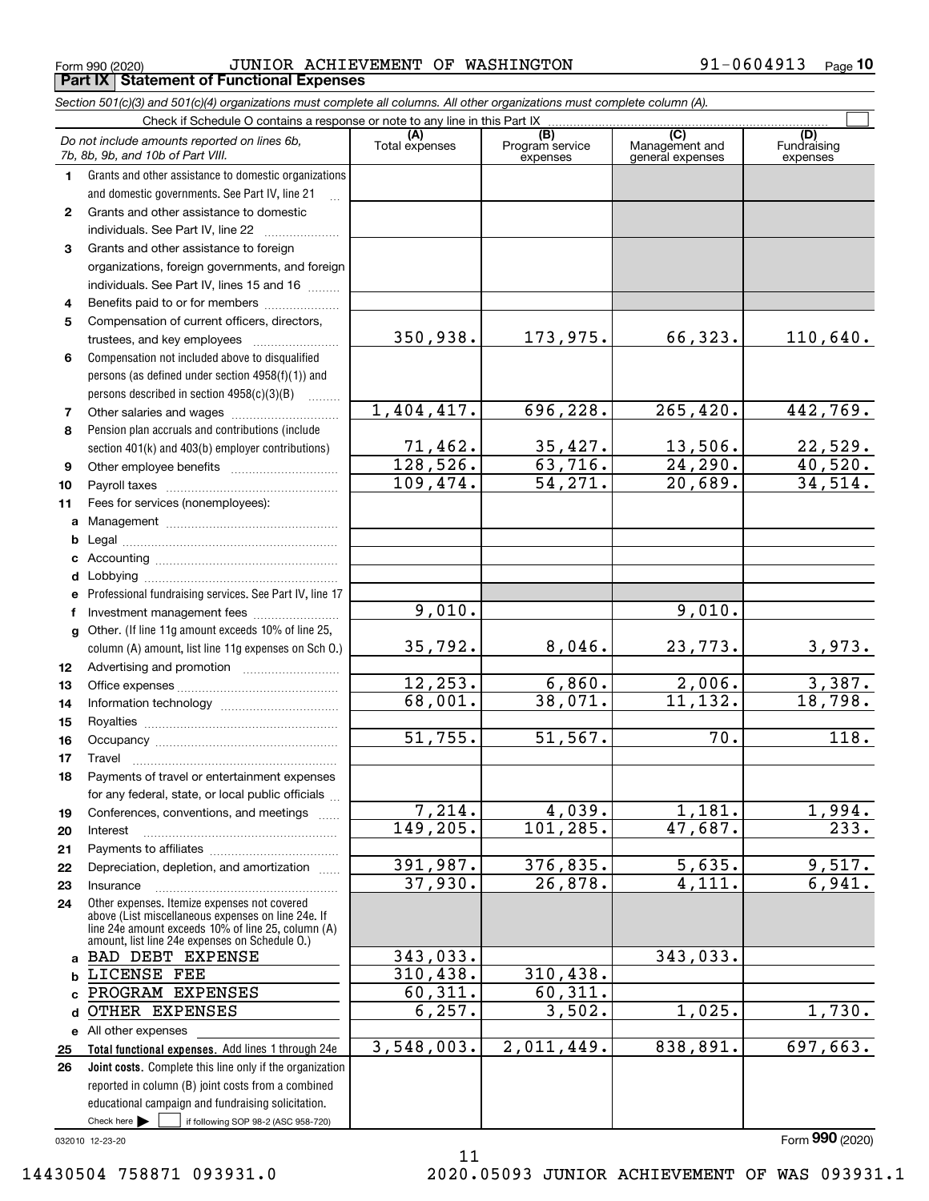Form 990 (2020) JUNIOR ACHIEVEMENT OF WASHINGTON 91-0604913 Page 10

**Part IX Statement of Functional Expenses**

*Section 501(c)(3) and 501(c)(4) organizations must complete all columns. All other organizations must complete column (A).*

Check if Schedule O contains a response or note to any line in this Part IX

| | *Do not include amounts reported on lines 6b, 7b, 8b, 9b, and 10b of Part VIII.* | (A) Total expenses | (B) Program service expenses | (C) Management and general expenses | (D) Fundraising expenses |
|---|---|---|---|---|---|
| 1 | Grants and other assistance to domestic organizations and domestic governments. See Part IV, line 21 | | | | |
| 2 | Grants and other assistance to domestic individuals. See Part IV, line 22 | | | | |
| 3 | Grants and other assistance to foreign organizations, foreign governments, and foreign individuals. See Part IV, lines 15 and 16 | | | | |
| 4 | Benefits paid to or for members | | | | |
| 5 | Compensation of current officers, directors, trustees, and key employees | 350,938. | 173,975. | 66,323. | 110,640. |
| 6 | Compensation not included above to disqualified persons (as defined under section 4958(f)(1)) and persons described in section 4958(c)(3)(B) | | | | |
| 7 | Other salaries and wages | 1,404,417. | 696,228. | 265,420. | 442,769. |
| 8 | Pension plan accruals and contributions (include section 401(k) and 403(b) employer contributions) | 71,462. | 35,427. | 13,506. | 22,529. |
| 9 | Other employee benefits | 128,526. | 63,716. | 24,290. | 40,520. |
| 10 | Payroll taxes | 109,474. | 54,271. | 20,689. | 34,514. |
| 11 | Fees for services (nonemployees): | | | | |
| a | Management | | | | |
| b | Legal | | | | |
| c | Accounting | | | | |
| d | Lobbying | | | | |
| e | Professional fundraising services. See Part IV, line 17 | | | | |
| f | Investment management fees | 9,010. | | 9,010. | |
| g | Other. (If line 11g amount exceeds 10% of line 25, column (A) amount, list line 11g expenses on Sch O.) | 35,792. | 8,046. | 23,773. | 3,973. |
| 12 | Advertising and promotion | | | | |
| 13 | Office expenses | 12,253. | 6,860. | 2,006. | 3,387. |
| 14 | Information technology | 68,001. | 38,071. | 11,132. | 18,798. |
| 15 | Royalties | | | | |
| 16 | Occupancy | 51,755. | 51,567. | 70. | 118. |
| 17 | Travel | | | | |
| 18 | Payments of travel or entertainment expenses for any federal, state, or local public officials | | | | |
| 19 | Conferences, conventions, and meetings | 7,214. | 4,039. | 1,181. | 1,994. |
| 20 | Interest | 149,205. | 101,285. | 47,687. | 233. |
| 21 | Payments to affiliates | | | | |
| 22 | Depreciation, depletion, and amortization | 391,987. | 376,835. | 5,635. | 9,517. |
| 23 | Insurance | 37,930. | 26,878. | 4,111. | 6,941. |
| 24 | Other expenses. Itemize expenses not covered above (List miscellaneous expenses on line 24e. If line 24e amount exceeds 10% of line 25, column (A) amount, list line 24e expenses on Schedule O.) | | | | |
| a | BAD DEBT EXPENSE | 343,033. | | 343,033. | |
| b | LICENSE FEE | 310,438. | 310,438. | | |
| c | PROGRAM EXPENSES | 60,311. | 60,311. | | |
| d | OTHER EXPENSES | 6,257. | 3,502. | 1,025. | 1,730. |
| e | All other expenses | | | | |
| 25 | **Total functional expenses.** Add lines 1 through 24e | 3,548,003. | 2,011,449. | 838,891. | 697,663. |
| 26 | **Joint costs.** Complete this line only if the organization reported in column (B) joint costs from a combined educational campaign and fundraising solicitation. Check here ☐ if following SOP 98-2 (ASC 958-720) | | | | |

032010 12-23-20 Form **990** (2020)

14430504 758871 093931.0 2020.05093 JUNIOR ACHIEVEMENT OF WAS 093931.1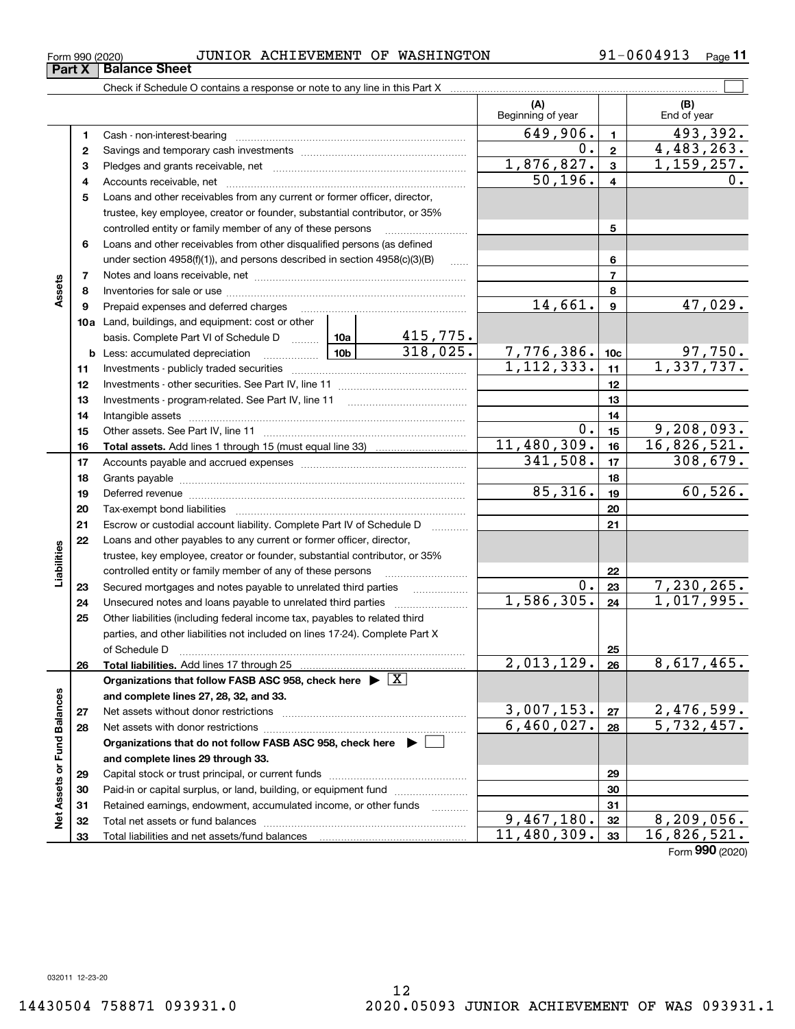Form 990 (2020) JUNIOR ACHIEVEMENT OF WASHINGTON 91-0604913 Page 11

## Part X Balance Sheet

Check if Schedule O contains a response or note to any line in this Part X ☐

| | | | (A) Beginning of year | | (B) End of year |
|---|---|---|---|---|---|
| **Assets** | 1 | Cash - non-interest-bearing | 649,906. | 1 | 493,392. |
| | 2 | Savings and temporary cash investments | 0. | 2 | 4,483,263. |
| | 3 | Pledges and grants receivable, net | 1,876,827. | 3 | 1,159,257. |
| | 4 | Accounts receivable, net | 50,196. | 4 | 0. |
| | 5 | Loans and other receivables from any current or former officer, director, trustee, key employee, creator or founder, substantial contributor, or 35% controlled entity or family member of any of these persons | | 5 | |
| | 6 | Loans and other receivables from other disqualified persons (as defined under section 4958(f)(1)), and persons described in section 4958(c)(3)(B) | | 6 | |
| | 7 | Notes and loans receivable, net | | 7 | |
| | 8 | Inventories for sale or use | | 8 | |
| | 9 | Prepaid expenses and deferred charges | 14,661. | 9 | 47,029. |
| | 10a | Land, buildings, and equipment: cost or other basis. Complete Part VI of Schedule D — 10a: 415,775. | | | |
| | b | Less: accumulated depreciation — 10b: 318,025. | 7,776,386. | 10c | 97,750. |
| | 11 | Investments - publicly traded securities | 1,112,333. | 11 | 1,337,737. |
| | 12 | Investments - other securities. See Part IV, line 11 | | 12 | |
| | 13 | Investments - program-related. See Part IV, line 11 | | 13 | |
| | 14 | Intangible assets | | 14 | |
| | 15 | Other assets. See Part IV, line 11 | 0. | 15 | 9,208,093. |
| | 16 | **Total assets.** Add lines 1 through 15 (must equal line 33) | 11,480,309. | 16 | 16,826,521. |
| **Liabilities** | 17 | Accounts payable and accrued expenses | 341,508. | 17 | 308,679. |
| | 18 | Grants payable | | 18 | |
| | 19 | Deferred revenue | 85,316. | 19 | 60,526. |
| | 20 | Tax-exempt bond liabilities | | 20 | |
| | 21 | Escrow or custodial account liability. Complete Part IV of Schedule D | | 21 | |
| | 22 | Loans and other payables to any current or former officer, director, trustee, key employee, creator or founder, substantial contributor, or 35% controlled entity or family member of any of these persons | | 22 | |
| | 23 | Secured mortgages and notes payable to unrelated third parties | 0. | 23 | 7,230,265. |
| | 24 | Unsecured notes and loans payable to unrelated third parties | 1,586,305. | 24 | 1,017,995. |
| | 25 | Other liabilities (including federal income tax, payables to related third parties, and other liabilities not included on lines 17-24). Complete Part X of Schedule D | | 25 | |
| | 26 | **Total liabilities.** Add lines 17 through 25 | 2,013,129. | 26 | 8,617,465. |
| **Net Assets or Fund Balances** | | **Organizations that follow FASB ASC 958, check here ▶ ☒ and complete lines 27, 28, 32, and 33.** | | | |
| | 27 | Net assets without donor restrictions | 3,007,153. | 27 | 2,476,599. |
| | 28 | Net assets with donor restrictions | 6,460,027. | 28 | 5,732,457. |
| | | **Organizations that do not follow FASB ASC 958, check here ▶ ☐ and complete lines 29 through 33.** | | | |
| | 29 | Capital stock or trust principal, or current funds | | 29 | |
| | 30 | Paid-in or capital surplus, or land, building, or equipment fund | | 30 | |
| | 31 | Retained earnings, endowment, accumulated income, or other funds | | 31 | |
| | 32 | Total net assets or fund balances | 9,467,180. | 32 | 8,209,056. |
| | 33 | Total liabilities and net assets/fund balances | 11,480,309. | 33 | 16,826,521. |

Form **990** (2020)

032011 12-23-20

14430504 758871 093931.0 2020.05093 JUNIOR ACHIEVEMENT OF WAS 093931.1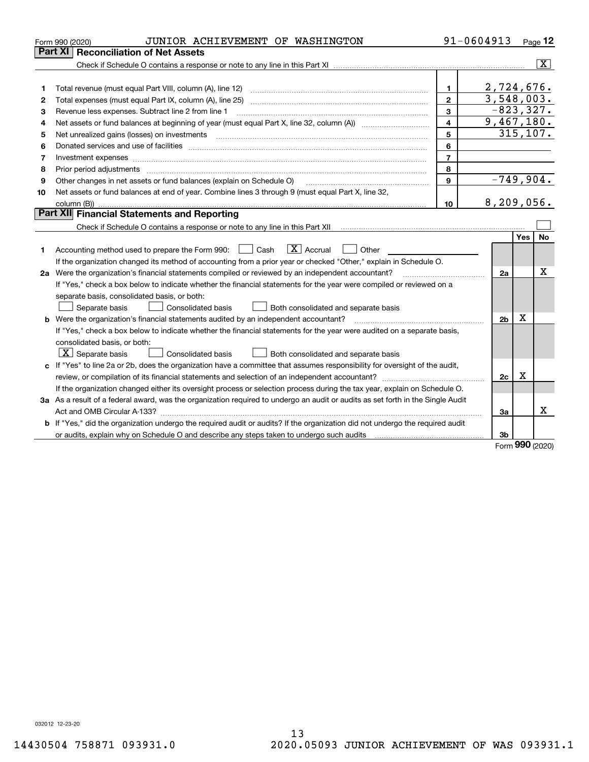Form 990 (2020) JUNIOR ACHIEVEMENT OF WASHINGTON 91-0604913 Page 12

## Part XI Reconciliation of Net Assets

Check if Schedule O contains a response or note to any line in this Part XI ..... [X]

| | | | |
|---|---|---|---|
| 1 | Total revenue (must equal Part VIII, column (A), line 12) | 1 | 2,724,676. |
| 2 | Total expenses (must equal Part IX, column (A), line 25) | 2 | 3,548,003. |
| 3 | Revenue less expenses. Subtract line 2 from line 1 | 3 | -823,327. |
| 4 | Net assets or fund balances at beginning of year (must equal Part X, line 32, column (A)) | 4 | 9,467,180. |
| 5 | Net unrealized gains (losses) on investments | 5 | 315,107. |
| 6 | Donated services and use of facilities | 6 | |
| 7 | Investment expenses | 7 | |
| 8 | Prior period adjustments | 8 | |
| 9 | Other changes in net assets or fund balances (explain on Schedule O) | 9 | -749,904. |
| 10 | Net assets or fund balances at end of year. Combine lines 3 through 9 (must equal Part X, line 32, column (B)) | 10 | 8,209,056. |

## Part XII Financial Statements and Reporting

Check if Schedule O contains a response or note to any line in this Part XII ..... [ ]

| | | | Yes | No |
|---|---|---|---|---|
| 1 | Accounting method used to prepare the Form 990: [ ] Cash [X] Accrual [ ] Other<br>If the organization changed its method of accounting from a prior year or checked "Other," explain in Schedule O. | | | |
| 2a | Were the organization's financial statements compiled or reviewed by an independent accountant?<br>If "Yes," check a box below to indicate whether the financial statements for the year were compiled or reviewed on a separate basis, consolidated basis, or both:<br>[ ] Separate basis [ ] Consolidated basis [ ] Both consolidated and separate basis | 2a | | X |
| b | Were the organization's financial statements audited by an independent accountant?<br>If "Yes," check a box below to indicate whether the financial statements for the year were audited on a separate basis, consolidated basis, or both:<br>[X] Separate basis [ ] Consolidated basis [ ] Both consolidated and separate basis | 2b | X | |
| c | If "Yes" to line 2a or 2b, does the organization have a committee that assumes responsibility for oversight of the audit, review, or compilation of its financial statements and selection of an independent accountant?<br>If the organization changed either its oversight process or selection process during the tax year, explain on Schedule O. | 2c | X | |
| 3a | As a result of a federal award, was the organization required to undergo an audit or audits as set forth in the Single Audit Act and OMB Circular A-133? | 3a | | X |
| b | If "Yes," did the organization undergo the required audit or audits? If the organization did not undergo the required audit or audits, explain why on Schedule O and describe any steps taken to undergo such audits | 3b | | |

Form **990** (2020)

032012 12-23-20

14430504 758871 093931.0 2020.05093 JUNIOR ACHIEVEMENT OF WAS 093931.1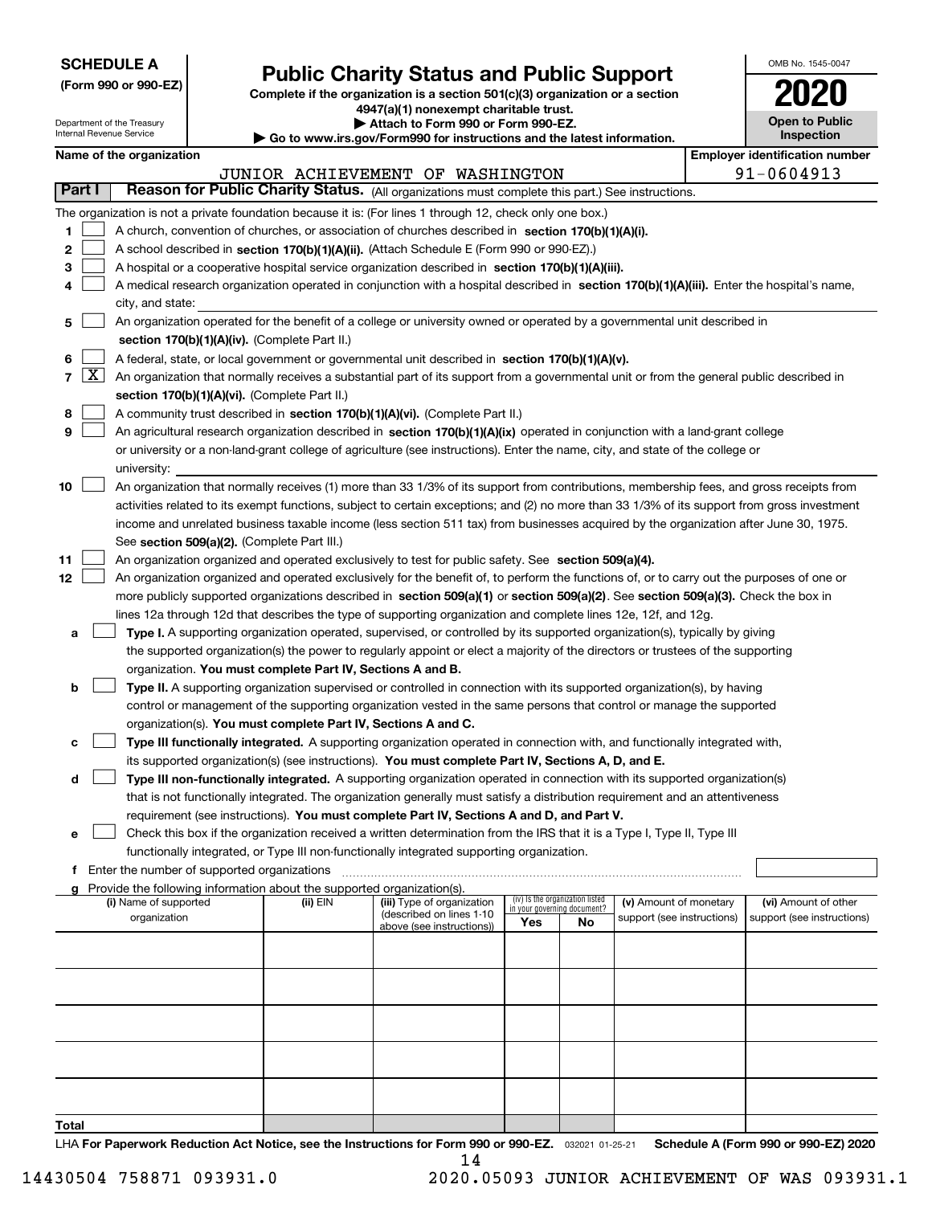**SCHEDULE A**
**(Form 990 or 990-EZ)**

Department of the Treasury
Internal Revenue Service

# Public Charity Status and Public Support

**Complete if the organization is a section 501(c)(3) organization or a section 4947(a)(1) nonexempt charitable trust.**
**▶ Attach to Form 990 or Form 990-EZ.**
**▶ Go to www.irs.gov/Form990 for instructions and the latest information.**

OMB No. 1545-0047
**2020**
**Open to Public Inspection**

**Name of the organization:** JUNIOR ACHIEVEMENT OF WASHINGTON
**Employer identification number:** 91-0604913

## Part I Reason for Public Charity Status. (All organizations must complete this part.) See instructions.

The organization is not a private foundation because it is: (For lines 1 through 12, check only one box.)

1. ☐ A church, convention of churches, or association of churches described in **section 170(b)(1)(A)(i).**
2. ☐ A school described in **section 170(b)(1)(A)(ii).** (Attach Schedule E (Form 990 or 990-EZ).)
3. ☐ A hospital or a cooperative hospital service organization described in **section 170(b)(1)(A)(iii).**
4. ☐ A medical research organization operated in conjunction with a hospital described in **section 170(b)(1)(A)(iii).** Enter the hospital's name, city, and state:
5. ☐ An organization operated for the benefit of a college or university owned or operated by a governmental unit described in **section 170(b)(1)(A)(iv).** (Complete Part II.)
6. ☐ A federal, state, or local government or governmental unit described in **section 170(b)(1)(A)(v).**
7. ☒ An organization that normally receives a substantial part of its support from a governmental unit or from the general public described in **section 170(b)(1)(A)(vi).** (Complete Part II.)
8. ☐ A community trust described in **section 170(b)(1)(A)(vi).** (Complete Part II.)
9. ☐ An agricultural research organization described in **section 170(b)(1)(A)(ix)** operated in conjunction with a land-grant college or university or a non-land-grant college of agriculture (see instructions). Enter the name, city, and state of the college or university:
10. ☐ An organization that normally receives (1) more than 33 1/3% of its support from contributions, membership fees, and gross receipts from activities related to its exempt functions, subject to certain exceptions; and (2) no more than 33 1/3% of its support from gross investment income and unrelated business taxable income (less section 511 tax) from businesses acquired by the organization after June 30, 1975. See **section 509(a)(2).** (Complete Part III.)
11. ☐ An organization organized and operated exclusively to test for public safety. See **section 509(a)(4).**
12. ☐ An organization organized and operated exclusively for the benefit of, to perform the functions of, or to carry out the purposes of one or more publicly supported organizations described in **section 509(a)(1)** or **section 509(a)(2)**. See **section 509(a)(3).** Check the box in lines 12a through 12d that describes the type of supporting organization and complete lines 12e, 12f, and 12g.
   - **a** ☐ **Type I.** A supporting organization operated, supervised, or controlled by its supported organization(s), typically by giving the supported organization(s) the power to regularly appoint or elect a majority of the directors or trustees of the supporting organization. **You must complete Part IV, Sections A and B.**
   - **b** ☐ **Type II.** A supporting organization supervised or controlled in connection with its supported organization(s), by having control or management of the supporting organization vested in the same persons that control or manage the supported organization(s). **You must complete Part IV, Sections A and C.**
   - **c** ☐ **Type III functionally integrated.** A supporting organization operated in connection with, and functionally integrated with, its supported organization(s) (see instructions). **You must complete Part IV, Sections A, D, and E.**
   - **d** ☐ **Type III non-functionally integrated.** A supporting organization operated in connection with its supported organization(s) that is not functionally integrated. The organization generally must satisfy a distribution requirement and an attentiveness requirement (see instructions). **You must complete Part IV, Sections A and D, and Part V.**
   - **e** ☐ Check this box if the organization received a written determination from the IRS that it is a Type I, Type II, Type III functionally integrated, or Type III non-functionally integrated supporting organization.
   - **f** Enter the number of supported organizations
   - **g** Provide the following information about the supported organization(s).

| (i) Name of supported organization | (ii) EIN | (iii) Type of organization (described on lines 1-10 above (see instructions)) | (iv) Is the organization listed in your governing document? Yes | No | (v) Amount of monetary support (see instructions) | (vi) Amount of other support (see instructions) |
|---|---|---|---|---|---|---|
| | | | | | | |
| | | | | | | |
| | | | | | | |
| | | | | | | |
| | | | | | | |
| **Total** | | | | | | |

LHA **For Paperwork Reduction Act Notice, see the Instructions for Form 990 or 990-EZ.** 032021 01-25-21 **Schedule A (Form 990 or 990-EZ) 2020**

14430504 758871 093931.0 2020.05093 JUNIOR ACHIEVEMENT OF WAS 093931.1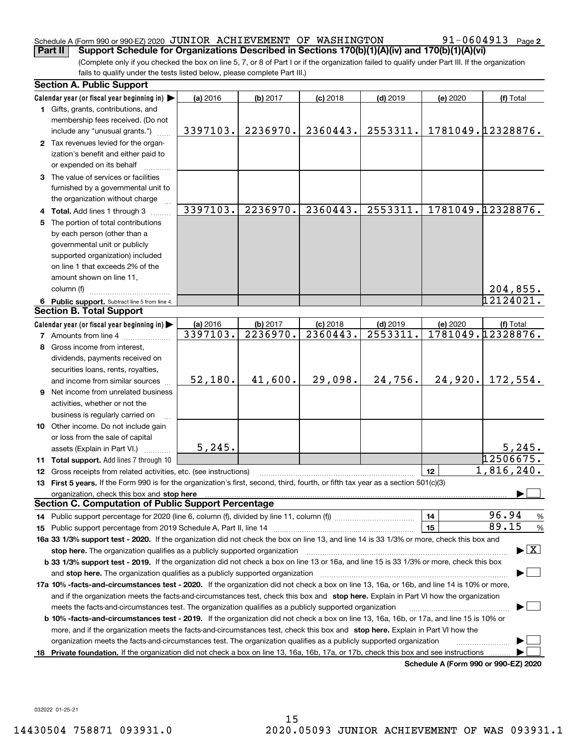Schedule A (Form 990 or 990-EZ) 2020 JUNIOR ACHIEVEMENT OF WASHINGTON 91-0604913 Page 2

**Part II Support Schedule for Organizations Described in Sections 170(b)(1)(A)(iv) and 170(b)(1)(A)(vi)**

(Complete only if you checked the box on line 5, 7, or 8 of Part I or if the organization failed to qualify under Part III. If the organization fails to qualify under the tests listed below, please complete Part III.)

### Section A. Public Support

| Calendar year (or fiscal year beginning in) ▶ | (a) 2016 | (b) 2017 | (c) 2018 | (d) 2019 | (e) 2020 | (f) Total |
|---|---|---|---|---|---|---|
| 1 Gifts, grants, contributions, and membership fees received. (Do not include any "unusual grants.") | 3397103. | 2236970. | 2360443. | 2553311. | 1781049. | 12328876. |
| 2 Tax revenues levied for the organization's benefit and either paid to or expended on its behalf | | | | | | |
| 3 The value of services or facilities furnished by a governmental unit to the organization without charge | | | | | | |
| 4 **Total.** Add lines 1 through 3 | 3397103. | 2236970. | 2360443. | 2553311. | 1781049. | 12328876. |
| 5 The portion of total contributions by each person (other than a governmental unit or publicly supported organization) included on line 1 that exceeds 2% of the amount shown on line 11, column (f) | | | | | | 204,855. |
| 6 **Public support.** Subtract line 5 from line 4. | | | | | | 12124021. |

### Section B. Total Support

| Calendar year (or fiscal year beginning in) ▶ | (a) 2016 | (b) 2017 | (c) 2018 | (d) 2019 | (e) 2020 | (f) Total |
|---|---|---|---|---|---|---|
| 7 Amounts from line 4 | 3397103. | 2236970. | 2360443. | 2553311. | 1781049. | 12328876. |
| 8 Gross income from interest, dividends, payments received on securities loans, rents, royalties, and income from similar sources | 52,180. | 41,600. | 29,098. | 24,756. | 24,920. | 172,554. |
| 9 Net income from unrelated business activities, whether or not the business is regularly carried on | | | | | | |
| 10 Other income. Do not include gain or loss from the sale of capital assets (Explain in Part VI.) | 5,245. | | | | | 5,245. |
| 11 **Total support.** Add lines 7 through 10 | | | | | | 12506675. |

12 Gross receipts from related activities, etc. (see instructions) | 12 | 1,816,240.

13 **First 5 years.** If the Form 990 is for the organization's first, second, third, fourth, or fifth tax year as a section 501(c)(3) organization, check this box and **stop here** ▶ ☐

### Section C. Computation of Public Support Percentage

14 Public support percentage for 2020 (line 6, column (f), divided by line 11, column (f)) | 14 | 96.94 %

15 Public support percentage from 2019 Schedule A, Part II, line 14 | 15 | 89.15 %

**16a 33 1/3% support test - 2020.** If the organization did not check the box on line 13, and line 14 is 33 1/3% or more, check this box and **stop here.** The organization qualifies as a publicly supported organization ▶ ☒

**b 33 1/3% support test - 2019.** If the organization did not check a box on line 13 or 16a, and line 15 is 33 1/3% or more, check this box and **stop here.** The organization qualifies as a publicly supported organization ▶ ☐

**17a 10% -facts-and-circumstances test - 2020.** If the organization did not check a box on line 13, 16a, or 16b, and line 14 is 10% or more, and if the organization meets the facts-and-circumstances test, check this box and **stop here.** Explain in Part VI how the organization meets the facts-and-circumstances test. The organization qualifies as a publicly supported organization ▶ ☐

**b 10% -facts-and-circumstances test - 2019.** If the organization did not check a box on line 13, 16a, 16b, or 17a, and line 15 is 10% or more, and if the organization meets the facts-and-circumstances test, check this box and **stop here.** Explain in Part VI how the organization meets the facts-and-circumstances test. The organization qualifies as a publicly supported organization ▶ ☐

**18 Private foundation.** If the organization did not check a box on line 13, 16a, 16b, 17a, or 17b, check this box and see instructions ▶ ☐

**Schedule A (Form 990 or 990-EZ) 2020**

032022 01-25-21

14430504 758871 093931.0 2020.05093 JUNIOR ACHIEVEMENT OF WAS 093931.1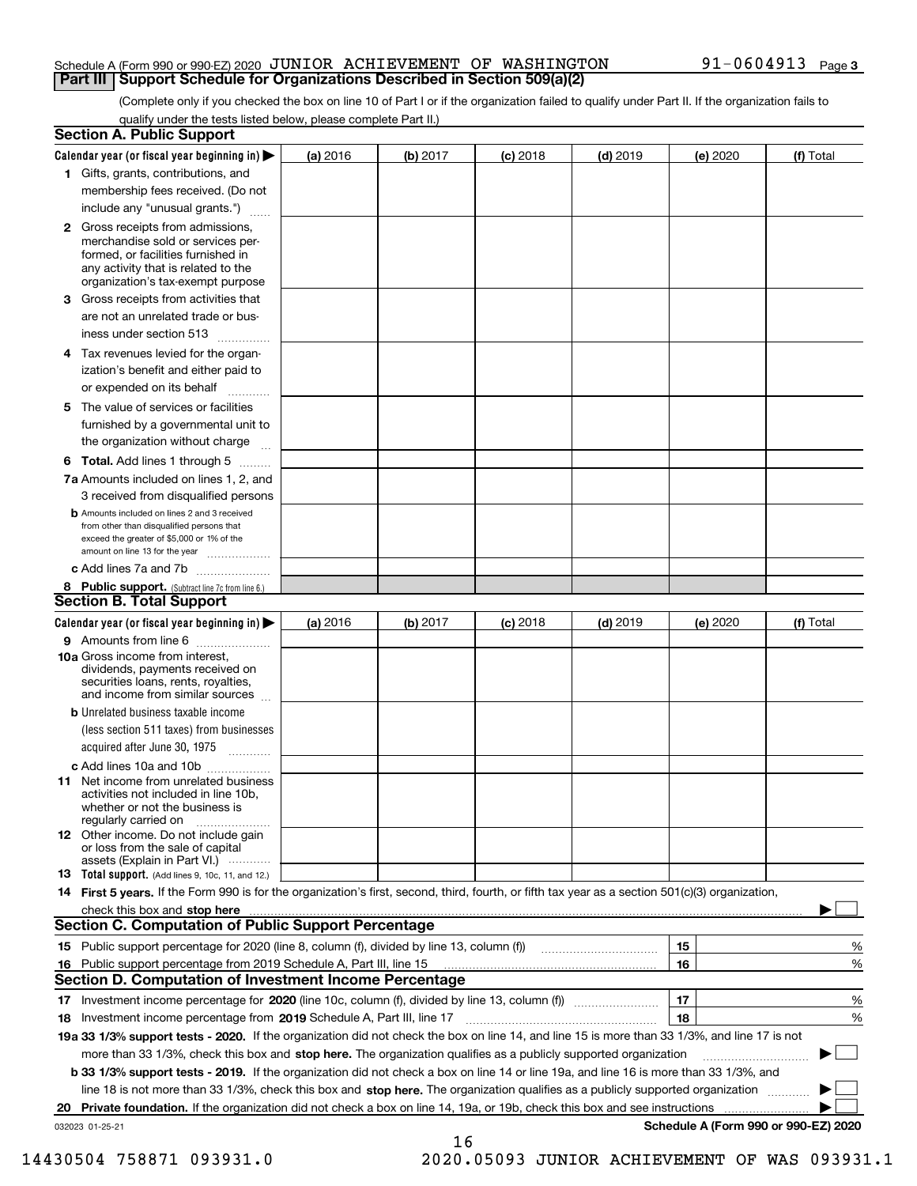Schedule A (Form 990 or 990-EZ) 2020 JUNIOR ACHIEVEMENT OF WASHINGTON 91-0604913 Page 3

## Part III Support Schedule for Organizations Described in Section 509(a)(2)

(Complete only if you checked the box on line 10 of Part I or if the organization failed to qualify under Part II. If the organization fails to qualify under the tests listed below, please complete Part II.)

### Section A. Public Support

| Calendar year (or fiscal year beginning in) ▶ | (a) 2016 | (b) 2017 | (c) 2018 | (d) 2019 | (e) 2020 | (f) Total |
|---|---|---|---|---|---|---|
| 1 Gifts, grants, contributions, and membership fees received. (Do not include any "unusual grants.") | | | | | | |
| 2 Gross receipts from admissions, merchandise sold or services performed, or facilities furnished in any activity that is related to the organization's tax-exempt purpose | | | | | | |
| 3 Gross receipts from activities that are not an unrelated trade or business under section 513 | | | | | | |
| 4 Tax revenues levied for the organization's benefit and either paid to or expended on its behalf | | | | | | |
| 5 The value of services or facilities furnished by a governmental unit to the organization without charge | | | | | | |
| 6 Total. Add lines 1 through 5 | | | | | | |
| 7a Amounts included on lines 1, 2, and 3 received from disqualified persons | | | | | | |
| b Amounts included on lines 2 and 3 received from other than disqualified persons that exceed the greater of $5,000 or 1% of the amount on line 13 for the year | | | | | | |
| c Add lines 7a and 7b | | | | | | |
| 8 Public support. (Subtract line 7c from line 6.) | | | | | | |

### Section B. Total Support

| Calendar year (or fiscal year beginning in) ▶ | (a) 2016 | (b) 2017 | (c) 2018 | (d) 2019 | (e) 2020 | (f) Total |
|---|---|---|---|---|---|---|
| 9 Amounts from line 6 | | | | | | |
| 10a Gross income from interest, dividends, payments received on securities loans, rents, royalties, and income from similar sources | | | | | | |
| b Unrelated business taxable income (less section 511 taxes) from businesses acquired after June 30, 1975 | | | | | | |
| c Add lines 10a and 10b | | | | | | |
| 11 Net income from unrelated business activities not included in line 10b, whether or not the business is regularly carried on | | | | | | |
| 12 Other income. Do not include gain or loss from the sale of capital assets (Explain in Part VI.) | | | | | | |
| 13 Total support. (Add lines 9, 10c, 11, and 12.) | | | | | | |

14 First 5 years. If the Form 990 is for the organization's first, second, third, fourth, or fifth tax year as a section 501(c)(3) organization, check this box and stop here ▶ ☐

### Section C. Computation of Public Support Percentage

| | | | |
|---|---|---|---|
| 15 | Public support percentage for 2020 (line 8, column (f), divided by line 13, column (f)) | 15 | % |
| 16 | Public support percentage from 2019 Schedule A, Part III, line 15 | 16 | % |

### Section D. Computation of Investment Income Percentage

| | | | |
|---|---|---|---|
| 17 | Investment income percentage for 2020 (line 10c, column (f), divided by line 13, column (f)) | 17 | % |
| 18 | Investment income percentage from 2019 Schedule A, Part III, line 17 | 18 | % |

19a 33 1/3% support tests - 2020. If the organization did not check the box on line 14, and line 15 is more than 33 1/3%, and line 17 is not more than 33 1/3%, check this box and stop here. The organization qualifies as a publicly supported organization ▶ ☐

b 33 1/3% support tests - 2019. If the organization did not check a box on line 14 or line 19a, and line 16 is more than 33 1/3%, and line 18 is not more than 33 1/3%, check this box and stop here. The organization qualifies as a publicly supported organization ▶ ☐

20 Private foundation. If the organization did not check a box on line 14, 19a, or 19b, check this box and see instructions ▶ ☐

032023 01-25-21 Schedule A (Form 990 or 990-EZ) 2020

14430504 758871 093931.0 2020.05093 JUNIOR ACHIEVEMENT OF WAS 093931.1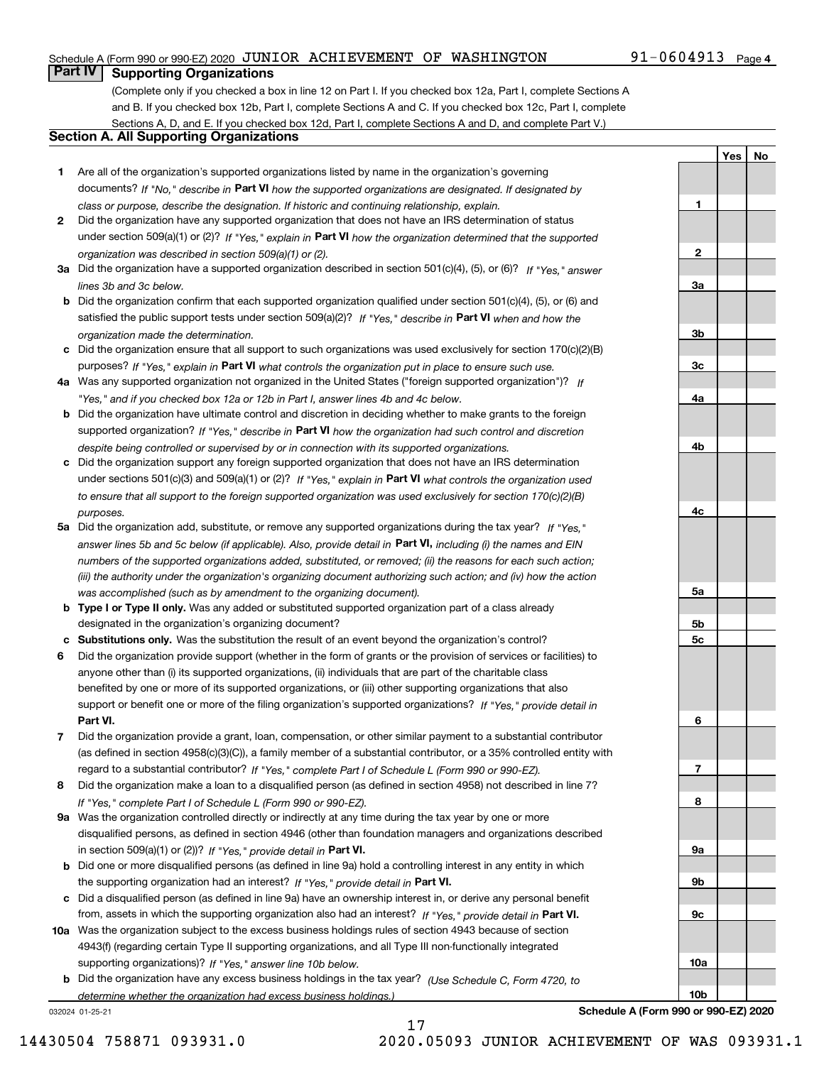Schedule A (Form 990 or 990-EZ) 2020 JUNIOR ACHIEVEMENT OF WASHINGTON 91-0604913 Page 4

## Part IV Supporting Organizations

(Complete only if you checked a box in line 12 on Part I. If you checked box 12a, Part I, complete Sections A and B. If you checked box 12b, Part I, complete Sections A and C. If you checked box 12c, Part I, complete Sections A, D, and E. If you checked box 12d, Part I, complete Sections A and D, and complete Part V.)

### Section A. All Supporting Organizations

| | | | Yes | No |
|---|---|---|---|---|
| **1** | Are all of the organization's supported organizations listed by name in the organization's governing documents? *If "No," describe in* **Part VI** *how the supported organizations are designated. If designated by class or purpose, describe the designation. If historic and continuing relationship, explain.* | **1** | | |
| **2** | Did the organization have any supported organization that does not have an IRS determination of status under section 509(a)(1) or (2)? *If "Yes," explain in* **Part VI** *how the organization determined that the supported organization was described in section 509(a)(1) or (2).* | **2** | | |
| **3a** | Did the organization have a supported organization described in section 501(c)(4), (5), or (6)? *If "Yes," answer lines 3b and 3c below.* | **3a** | | |
| **b** | Did the organization confirm that each supported organization qualified under section 501(c)(4), (5), or (6) and satisfied the public support tests under section 509(a)(2)? *If "Yes," describe in* **Part VI** *when and how the organization made the determination.* | **3b** | | |
| **c** | Did the organization ensure that all support to such organizations was used exclusively for section 170(c)(2)(B) purposes? *If "Yes," explain in* **Part VI** *what controls the organization put in place to ensure such use.* | **3c** | | |
| **4a** | Was any supported organization not organized in the United States ("foreign supported organization")? *If "Yes," and if you checked box 12a or 12b in Part I, answer lines 4b and 4c below.* | **4a** | | |
| **b** | Did the organization have ultimate control and discretion in deciding whether to make grants to the foreign supported organization? *If "Yes," describe in* **Part VI** *how the organization had such control and discretion despite being controlled or supervised by or in connection with its supported organizations.* | **4b** | | |
| **c** | Did the organization support any foreign supported organization that does not have an IRS determination under sections 501(c)(3) and 509(a)(1) or (2)? *If "Yes," explain in* **Part VI** *what controls the organization used to ensure that all support to the foreign supported organization was used exclusively for section 170(c)(2)(B) purposes.* | **4c** | | |
| **5a** | Did the organization add, substitute, or remove any supported organizations during the tax year? *If "Yes," answer lines 5b and 5c below (if applicable). Also, provide detail in* **Part VI,** *including (i) the names and EIN numbers of the supported organizations added, substituted, or removed; (ii) the reasons for each such action; (iii) the authority under the organization's organizing document authorizing such action; and (iv) how the action was accomplished (such as by amendment to the organizing document).* | **5a** | | |
| **b** | **Type I or Type II only.** Was any added or substituted supported organization part of a class already designated in the organization's organizing document? | **5b** | | |
| **c** | **Substitutions only.** Was the substitution the result of an event beyond the organization's control? | **5c** | | |
| **6** | Did the organization provide support (whether in the form of grants or the provision of services or facilities) to anyone other than (i) its supported organizations, (ii) individuals that are part of the charitable class benefited by one or more of its supported organizations, or (iii) other supporting organizations that also support or benefit one or more of the filing organization's supported organizations? *If "Yes," provide detail in* **Part VI.** | **6** | | |
| **7** | Did the organization provide a grant, loan, compensation, or other similar payment to a substantial contributor (as defined in section 4958(c)(3)(C)), a family member of a substantial contributor, or a 35% controlled entity with regard to a substantial contributor? *If "Yes," complete Part I of Schedule L (Form 990 or 990-EZ).* | **7** | | |
| **8** | Did the organization make a loan to a disqualified person (as defined in section 4958) not described in line 7? *If "Yes," complete Part I of Schedule L (Form 990 or 990-EZ).* | **8** | | |
| **9a** | Was the organization controlled directly or indirectly at any time during the tax year by one or more disqualified persons, as defined in section 4946 (other than foundation managers and organizations described in section 509(a)(1) or (2))? *If "Yes," provide detail in* **Part VI.** | **9a** | | |
| **b** | Did one or more disqualified persons (as defined in line 9a) hold a controlling interest in any entity in which the supporting organization had an interest? *If "Yes," provide detail in* **Part VI.** | **9b** | | |
| **c** | Did a disqualified person (as defined in line 9a) have an ownership interest in, or derive any personal benefit from, assets in which the supporting organization also had an interest? *If "Yes," provide detail in* **Part VI.** | **9c** | | |
| **10a** | Was the organization subject to the excess business holdings rules of section 4943 because of section 4943(f) (regarding certain Type II supporting organizations, and all Type III non-functionally integrated supporting organizations)? *If "Yes," answer line 10b below.* | **10a** | | |
| **b** | Did the organization have any excess business holdings in the tax year? *(Use Schedule C, Form 4720, to determine whether the organization had excess business holdings.)* | **10b** | | |

032024 01-25-21 **Schedule A (Form 990 or 990-EZ) 2020**

14430504 758871 093931.0 2020.05093 JUNIOR ACHIEVEMENT OF WAS 093931.1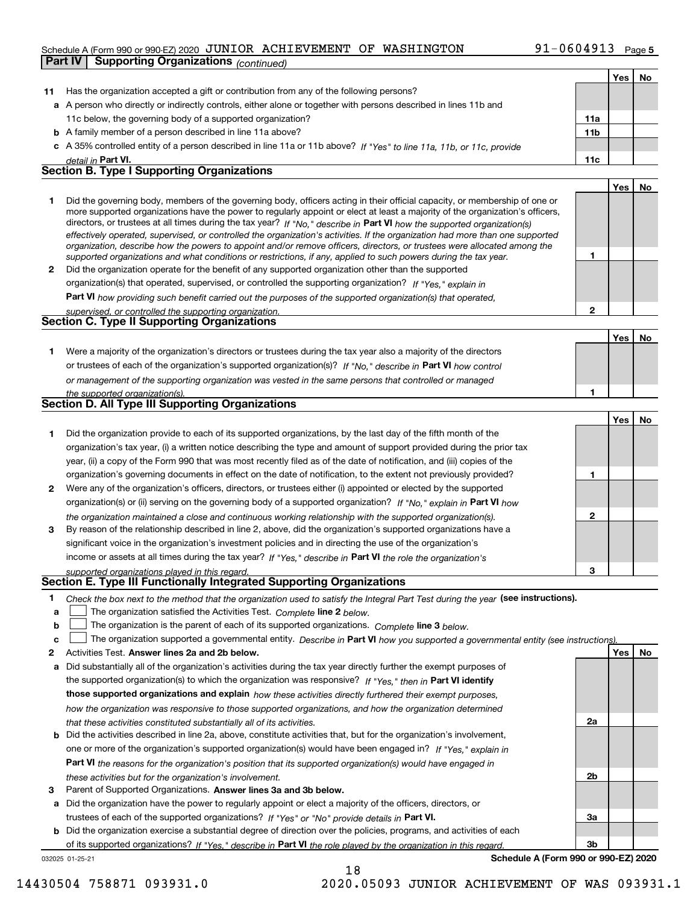Schedule A (Form 990 or 990-EZ) 2020 JUNIOR ACHIEVEMENT OF WASHINGTON 91-0604913 Page 5

## Part IV Supporting Organizations *(continued)*

| | | | Yes | No |
|---|---|---|---|---|
| **11** | Has the organization accepted a gift or contribution from any of the following persons? | | | |
| **a** | A person who directly or indirectly controls, either alone or together with persons described in lines 11b and 11c below, the governing body of a supported organization? | **11a** | | |
| **b** | A family member of a person described in line 11a above? | **11b** | | |
| **c** | A 35% controlled entity of a person described in line 11a or 11b above? *If "Yes" to line 11a, 11b, or 11c, provide detail in* **Part VI.** | **11c** | | |

### Section B. Type I Supporting Organizations

| | | | Yes | No |
|---|---|---|---|---|
| **1** | Did the governing body, members of the governing body, officers acting in their official capacity, or membership of one or more supported organizations have the power to regularly appoint or elect at least a majority of the organization's officers, directors, or trustees at all times during the tax year? *If "No," describe in* **Part VI** *how the supported organization(s) effectively operated, supervised, or controlled the organization's activities. If the organization had more than one supported organization, describe how the powers to appoint and/or remove officers, directors, or trustees were allocated among the supported organizations and what conditions or restrictions, if any, applied to such powers during the tax year.* | **1** | | |
| **2** | Did the organization operate for the benefit of any supported organization other than the supported organization(s) that operated, supervised, or controlled the supporting organization? *If "Yes," explain in* **Part VI** *how providing such benefit carried out the purposes of the supported organization(s) that operated, supervised, or controlled the supporting organization.* | **2** | | |

### Section C. Type II Supporting Organizations

| | | | Yes | No |
|---|---|---|---|---|
| **1** | Were a majority of the organization's directors or trustees during the tax year also a majority of the directors or trustees of each of the organization's supported organization(s)? *If "No," describe in* **Part VI** *how control or management of the supporting organization was vested in the same persons that controlled or managed the supported organization(s).* | **1** | | |

### Section D. All Type III Supporting Organizations

| | | | Yes | No |
|---|---|---|---|---|
| **1** | Did the organization provide to each of its supported organizations, by the last day of the fifth month of the organization's tax year, (i) a written notice describing the type and amount of support provided during the prior tax year, (ii) a copy of the Form 990 that was most recently filed as of the date of notification, and (iii) copies of the organization's governing documents in effect on the date of notification, to the extent not previously provided? | **1** | | |
| **2** | Were any of the organization's officers, directors, or trustees either (i) appointed or elected by the supported organization(s) or (ii) serving on the governing body of a supported organization? *If "No," explain in* **Part VI** *how the organization maintained a close and continuous working relationship with the supported organization(s).* | **2** | | |
| **3** | By reason of the relationship described in line 2, above, did the organization's supported organizations have a significant voice in the organization's investment policies and in directing the use of the organization's income or assets at all times during the tax year? *If "Yes," describe in* **Part VI** *the role the organization's supported organizations played in this regard.* | **3** | | |

### Section E. Type III Functionally Integrated Supporting Organizations

**1** *Check the box next to the method that the organization used to satisfy the Integral Part Test during the year* **(see instructions).**

- **a** ☐ The organization satisfied the Activities Test. *Complete* **line 2** *below.*
- **b** ☐ The organization is the parent of each of its supported organizations. *Complete* **line 3** *below.*
- **c** ☐ The organization supported a governmental entity. *Describe in* **Part VI** *how you supported a governmental entity (see instructions).*

| | | | Yes | No |
|---|---|---|---|---|
| **2** | Activities Test. **Answer lines 2a and 2b below.** | | | |
| **a** | Did substantially all of the organization's activities during the tax year directly further the exempt purposes of the supported organization(s) to which the organization was responsive? *If "Yes," then in* **Part VI identify those supported organizations and explain** *how these activities directly furthered their exempt purposes, how the organization was responsive to those supported organizations, and how the organization determined that these activities constituted substantially all of its activities.* | **2a** | | |
| **b** | Did the activities described in line 2a, above, constitute activities that, but for the organization's involvement, one or more of the organization's supported organization(s) would have been engaged in? *If "Yes," explain in* **Part VI** *the reasons for the organization's position that its supported organization(s) would have engaged in these activities but for the organization's involvement.* | **2b** | | |
| **3** | Parent of Supported Organizations. **Answer lines 3a and 3b below.** | | | |
| **a** | Did the organization have the power to regularly appoint or elect a majority of the officers, directors, or trustees of each of the supported organizations? *If "Yes" or "No" provide details in* **Part VI.** | **3a** | | |
| **b** | Did the organization exercise a substantial degree of direction over the policies, programs, and activities of each of its supported organizations? *If "Yes," describe in* **Part VI** *the role played by the organization in this regard.* | **3b** | | |

032025 01-25-21 **Schedule A (Form 990 or 990-EZ) 2020**

14430504 758871 093931.0 2020.05093 JUNIOR ACHIEVEMENT OF WAS 093931.1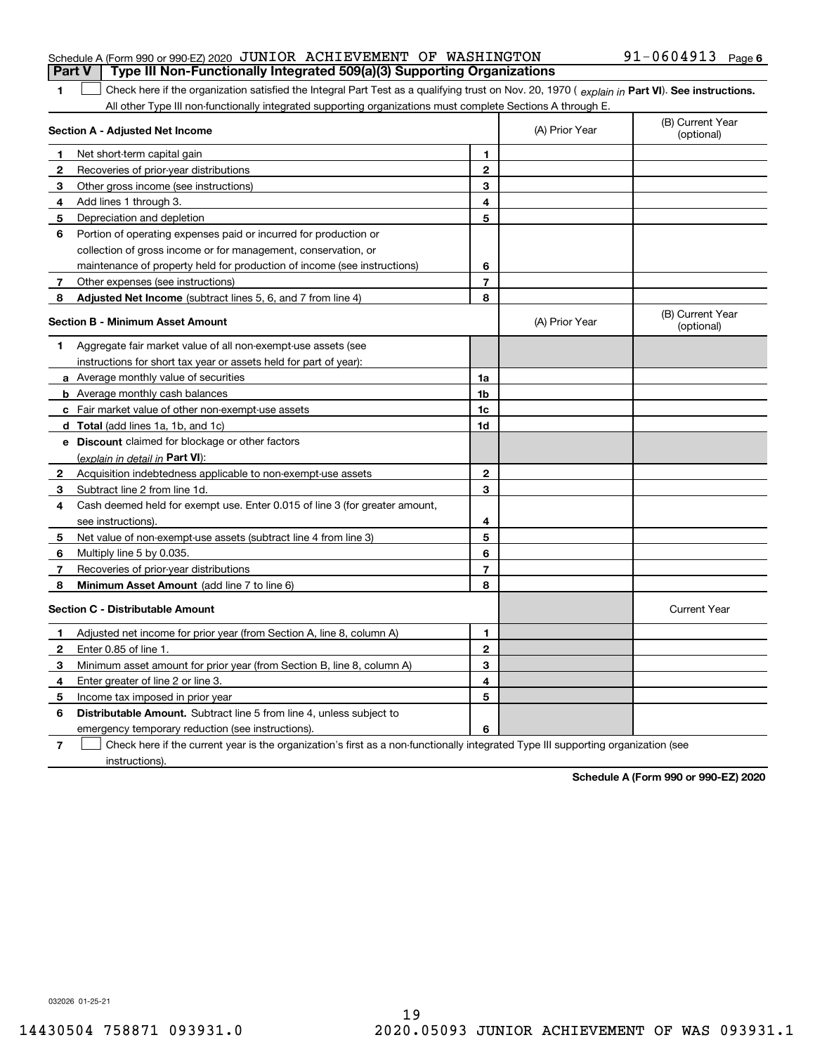Schedule A (Form 990 or 990-EZ) 2020 JUNIOR ACHIEVEMENT OF WASHINGTON 91-0604913 Page 6

## Part V Type III Non-Functionally Integrated 509(a)(3) Supporting Organizations

1 ☐ Check here if the organization satisfied the Integral Part Test as a qualifying trust on Nov. 20, 1970 ( *explain in* **Part VI**). **See instructions.** All other Type III non-functionally integrated supporting organizations must complete Sections A through E.

| **Section A - Adjusted Net Income** | | | (A) Prior Year | (B) Current Year (optional) |
|---|---|---|---|---|
| 1 | Net short-term capital gain | 1 | | |
| 2 | Recoveries of prior-year distributions | 2 | | |
| 3 | Other gross income (see instructions) | 3 | | |
| 4 | Add lines 1 through 3. | 4 | | |
| 5 | Depreciation and depletion | 5 | | |
| 6 | Portion of operating expenses paid or incurred for production or collection of gross income or for management, conservation, or maintenance of property held for production of income (see instructions) | 6 | | |
| 7 | Other expenses (see instructions) | 7 | | |
| 8 | **Adjusted Net Income** (subtract lines 5, 6, and 7 from line 4) | 8 | | |

| **Section B - Minimum Asset Amount** | | | (A) Prior Year | (B) Current Year (optional) |
|---|---|---|---|---|
| 1 | Aggregate fair market value of all non-exempt-use assets (see instructions for short tax year or assets held for part of year): | | | |
| a | Average monthly value of securities | 1a | | |
| b | Average monthly cash balances | 1b | | |
| c | Fair market value of other non-exempt-use assets | 1c | | |
| d | **Total** (add lines 1a, 1b, and 1c) | 1d | | |
| e | **Discount** claimed for blockage or other factors (*explain in detail in* **Part VI**): | | | |
| 2 | Acquisition indebtedness applicable to non-exempt-use assets | 2 | | |
| 3 | Subtract line 2 from line 1d. | 3 | | |
| 4 | Cash deemed held for exempt use. Enter 0.015 of line 3 (for greater amount, see instructions). | 4 | | |
| 5 | Net value of non-exempt-use assets (subtract line 4 from line 3) | 5 | | |
| 6 | Multiply line 5 by 0.035. | 6 | | |
| 7 | Recoveries of prior-year distributions | 7 | | |
| 8 | **Minimum Asset Amount** (add line 7 to line 6) | 8 | | |

| **Section C - Distributable Amount** | | | | Current Year |
|---|---|---|---|---|
| 1 | Adjusted net income for prior year (from Section A, line 8, column A) | 1 | | |
| 2 | Enter 0.85 of line 1. | 2 | | |
| 3 | Minimum asset amount for prior year (from Section B, line 8, column A) | 3 | | |
| 4 | Enter greater of line 2 or line 3. | 4 | | |
| 5 | Income tax imposed in prior year | 5 | | |
| 6 | **Distributable Amount.** Subtract line 5 from line 4, unless subject to emergency temporary reduction (see instructions). | 6 | | |

7 ☐ Check here if the current year is the organization's first as a non-functionally integrated Type III supporting organization (see instructions).

**Schedule A (Form 990 or 990-EZ) 2020**

032026 01-25-21

14430504 758871 093931.0 2020.05093 JUNIOR ACHIEVEMENT OF WAS 093931.1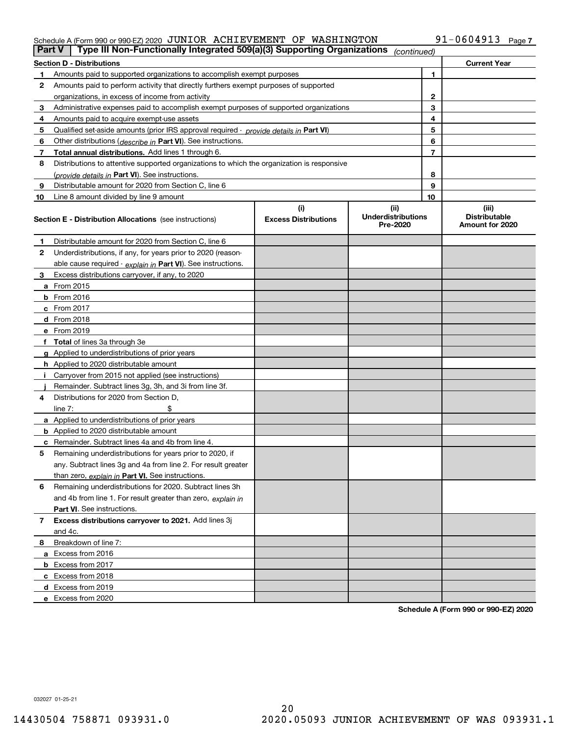Schedule A (Form 990 or 990-EZ) 2020 JUNIOR ACHIEVEMENT OF WASHINGTON 91-0604913 Page 7

## Part V Type III Non-Functionally Integrated 509(a)(3) Supporting Organizations *(continued)*

| Section D - Distributions | | | Current Year |
|---|---|---|---|
| 1 | Amounts paid to supported organizations to accomplish exempt purposes | 1 | |
| 2 | Amounts paid to perform activity that directly furthers exempt purposes of supported organizations, in excess of income from activity | 2 | |
| 3 | Administrative expenses paid to accomplish exempt purposes of supported organizations | 3 | |
| 4 | Amounts paid to acquire exempt-use assets | 4 | |
| 5 | Qualified set-aside amounts (prior IRS approval required - *provide details in* **Part VI**) | 5 | |
| 6 | Other distributions (*describe in* **Part VI**). See instructions. | 6 | |
| 7 | **Total annual distributions.** Add lines 1 through 6. | 7 | |
| 8 | Distributions to attentive supported organizations to which the organization is responsive (*provide details in* **Part VI**). See instructions. | 8 | |
| 9 | Distributable amount for 2020 from Section C, line 6 | 9 | |
| 10 | Line 8 amount divided by line 9 amount | 10 | |

| Section E - Distribution Allocations (see instructions) | (i) Excess Distributions | (ii) Underdistributions Pre-2020 | (iii) Distributable Amount for 2020 |
|---|---|---|---|
| **1** Distributable amount for 2020 from Section C, line 6 | | | |
| **2** Underdistributions, if any, for years prior to 2020 (reasonable cause required - *explain in* **Part VI**). See instructions. | | | |
| **3** Excess distributions carryover, if any, to 2020 | | | |
| **a** From 2015 | | | |
| **b** From 2016 | | | |
| **c** From 2017 | | | |
| **d** From 2018 | | | |
| **e** From 2019 | | | |
| **f Total** of lines 3a through 3e | | | |
| **g** Applied to underdistributions of prior years | | | |
| **h** Applied to 2020 distributable amount | | | |
| **i** Carryover from 2015 not applied (see instructions) | | | |
| **j** Remainder. Subtract lines 3g, 3h, and 3i from line 3f. | | | |
| **4** Distributions for 2020 from Section D, line 7: $ | | | |
| **a** Applied to underdistributions of prior years | | | |
| **b** Applied to 2020 distributable amount | | | |
| **c** Remainder. Subtract lines 4a and 4b from line 4. | | | |
| **5** Remaining underdistributions for years prior to 2020, if any. Subtract lines 3g and 4a from line 2. For result greater than zero, *explain in* **Part VI**. See instructions. | | | |
| **6** Remaining underdistributions for 2020. Subtract lines 3h and 4b from line 1. For result greater than zero, *explain in* **Part VI**. See instructions. | | | |
| **7 Excess distributions carryover to 2021.** Add lines 3j and 4c. | | | |
| **8** Breakdown of line 7: | | | |
| **a** Excess from 2016 | | | |
| **b** Excess from 2017 | | | |
| **c** Excess from 2018 | | | |
| **d** Excess from 2019 | | | |
| **e** Excess from 2020 | | | |

**Schedule A (Form 990 or 990-EZ) 2020**

032027 01-25-21

14430504 758871 093931.0 2020.05093 JUNIOR ACHIEVEMENT OF WAS 093931.1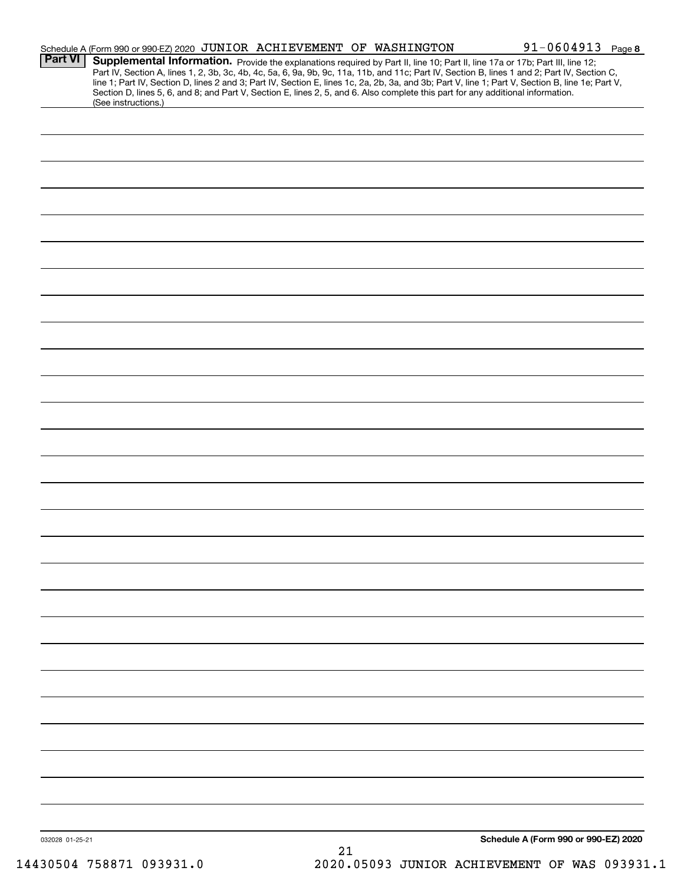Schedule A (Form 990 or 990-EZ) 2020 JUNIOR ACHIEVEMENT OF WASHINGTON 91-0604913 Page 8

**Part VI** **Supplemental Information.** Provide the explanations required by Part II, line 10; Part II, line 17a or 17b; Part III, line 12; Part IV, Section A, lines 1, 2, 3b, 3c, 4b, 4c, 5a, 6, 9a, 9b, 9c, 11a, 11b, and 11c; Part IV, Section B, lines 1 and 2; Part IV, Section C, line 1; Part IV, Section D, lines 2 and 3; Part IV, Section E, lines 1c, 2a, 2b, 3a, and 3b; Part V, line 1; Part V, Section B, line 1e; Part V, Section D, lines 5, 6, and 8; and Part V, Section E, lines 2, 5, and 6. Also complete this part for any additional information. (See instructions.)

032028 01-25-21

**Schedule A (Form 990 or 990-EZ) 2020**

14430504 758871 093931.0 2020.05093 JUNIOR ACHIEVEMENT OF WAS 093931.1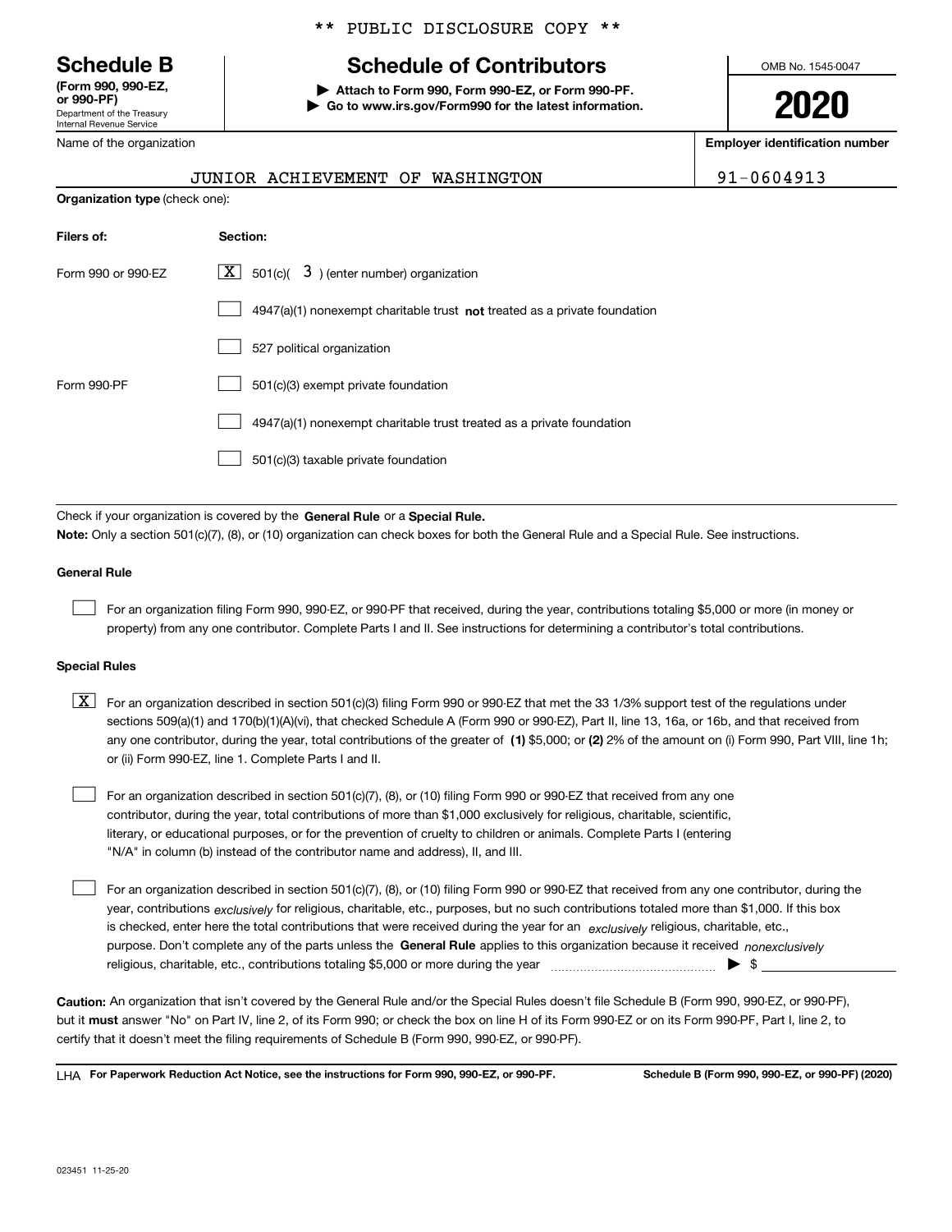\*\* PUBLIC DISCLOSURE COPY \*\*

# Schedule B

**(Form 990, 990-EZ, or 990-PF)**
Department of the Treasury
Internal Revenue Service

## Schedule of Contributors

▶ **Attach to Form 990, Form 990-EZ, or Form 990-PF.**
▶ **Go to www.irs.gov/Form990 for the latest information.**

OMB No. 1545-0047

**2020**

| Name of the organization | Employer identification number |
|---|---|
| JUNIOR ACHIEVEMENT OF WASHINGTON | 91-0604913 |

**Organization type** (check one):

| Filers of: | Section: |
|---|---|
| Form 990 or 990-EZ | [X] 501(c)( 3 ) (enter number) organization |
| | [ ] 4947(a)(1) nonexempt charitable trust **not** treated as a private foundation |
| | [ ] 527 political organization |
| Form 990-PF | [ ] 501(c)(3) exempt private foundation |
| | [ ] 4947(a)(1) nonexempt charitable trust treated as a private foundation |
| | [ ] 501(c)(3) taxable private foundation |

Check if your organization is covered by the **General Rule** or a **Special Rule.**

**Note:** Only a section 501(c)(7), (8), or (10) organization can check boxes for both the General Rule and a Special Rule. See instructions.

### General Rule

[ ] For an organization filing Form 990, 990-EZ, or 990-PF that received, during the year, contributions totaling $5,000 or more (in money or property) from any one contributor. Complete Parts I and II. See instructions for determining a contributor's total contributions.

### Special Rules

[X] For an organization described in section 501(c)(3) filing Form 990 or 990-EZ that met the 33 1/3% support test of the regulations under sections 509(a)(1) and 170(b)(1)(A)(vi), that checked Schedule A (Form 990 or 990-EZ), Part II, line 13, 16a, or 16b, and that received from any one contributor, during the year, total contributions of the greater of **(1)** $5,000; or **(2)** 2% of the amount on (i) Form 990, Part VIII, line 1h; or (ii) Form 990-EZ, line 1. Complete Parts I and II.

[ ] For an organization described in section 501(c)(7), (8), or (10) filing Form 990 or 990-EZ that received from any one contributor, during the year, total contributions of more than $1,000 exclusively for religious, charitable, scientific, literary, or educational purposes, or for the prevention of cruelty to children or animals. Complete Parts I (entering "N/A" in column (b) instead of the contributor name and address), II, and III.

[ ] For an organization described in section 501(c)(7), (8), or (10) filing Form 990 or 990-EZ that received from any one contributor, during the year, contributions *exclusively* for religious, charitable, etc., purposes, but no such contributions totaled more than $1,000. If this box is checked, enter here the total contributions that were received during the year for an *exclusively* religious, charitable, etc., purpose. Don't complete any of the parts unless the **General Rule** applies to this organization because it received *nonexclusively* religious, charitable, etc., contributions totaling $5,000 or more during the year ▶ $

**Caution:** An organization that isn't covered by the General Rule and/or the Special Rules doesn't file Schedule B (Form 990, 990-EZ, or 990-PF), but it **must** answer "No" on Part IV, line 2, of its Form 990; or check the box on line H of its Form 990-EZ or on its Form 990-PF, Part I, line 2, to certify that it doesn't meet the filing requirements of Schedule B (Form 990, 990-EZ, or 990-PF).

LHA **For Paperwork Reduction Act Notice, see the instructions for Form 990, 990-EZ, or 990-PF.** **Schedule B (Form 990, 990-EZ, or 990-PF) (2020)**

023451 11-25-20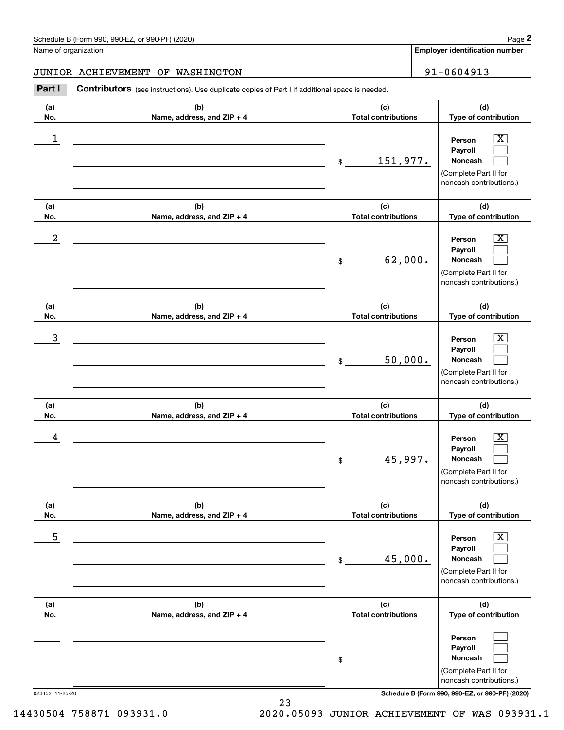Schedule B (Form 990, 990-EZ, or 990-PF) (2020)

Name of organization: JUNIOR ACHIEVEMENT OF WASHINGTON

Employer identification number: 91-0604913

**Part I** **Contributors** (see instructions). Use duplicate copies of Part I if additional space is needed.

| (a) No. | (b) Name, address, and ZIP + 4 | (c) Total contributions | (d) Type of contribution |
|---|---|---|---|
| 1 | | $ 151,977. | Person [X] Payroll [ ] Noncash [ ] (Complete Part II for noncash contributions.) |
| 2 | | $ 62,000. | Person [X] Payroll [ ] Noncash [ ] (Complete Part II for noncash contributions.) |
| 3 | | $ 50,000. | Person [X] Payroll [ ] Noncash [ ] (Complete Part II for noncash contributions.) |
| 4 | | $ 45,997. | Person [X] Payroll [ ] Noncash [ ] (Complete Part II for noncash contributions.) |
| 5 | | $ 45,000. | Person [X] Payroll [ ] Noncash [ ] (Complete Part II for noncash contributions.) |
| | | $ | Person [ ] Payroll [ ] Noncash [ ] (Complete Part II for noncash contributions.) |

023452 11-25-20

Schedule B (Form 990, 990-EZ, or 990-PF) (2020)

14430504 758871 093931.0 2020.05093 JUNIOR ACHIEVEMENT OF WAS 093931.1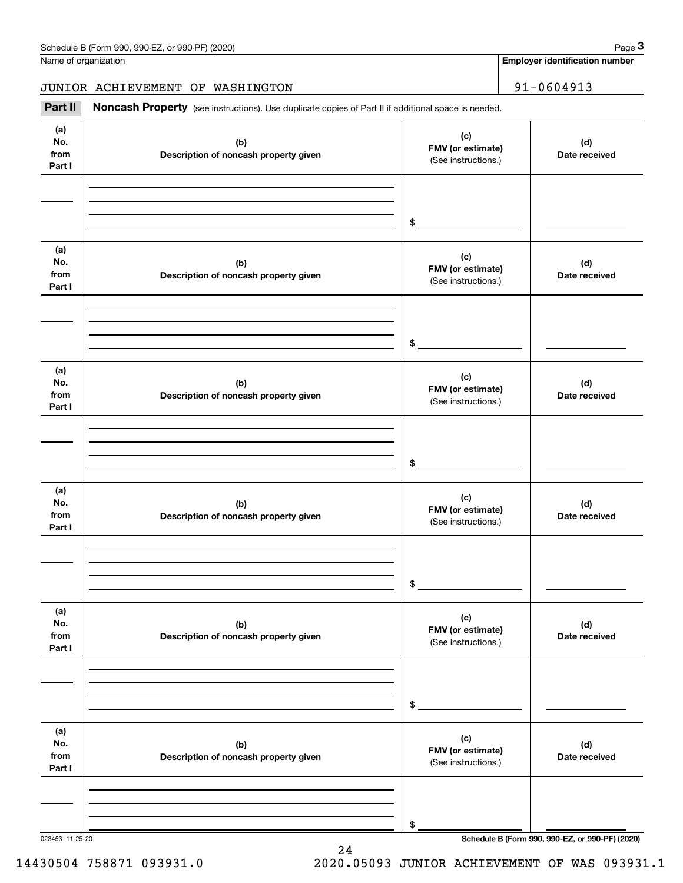Name of organization

**Employer identification number**

JUNIOR ACHIEVEMENT OF WASHINGTON | 91-0604913

**Part II** **Noncash Property** (see instructions). Use duplicate copies of Part II if additional space is needed.

| (a) No. from Part I | (b) Description of noncash property given | (c) FMV (or estimate) (See instructions.) | (d) Date received |
|---|---|---|---|
| | | $ | |

| (a) No. from Part I | (b) Description of noncash property given | (c) FMV (or estimate) (See instructions.) | (d) Date received |
|---|---|---|---|
| | | $ | |

| (a) No. from Part I | (b) Description of noncash property given | (c) FMV (or estimate) (See instructions.) | (d) Date received |
|---|---|---|---|
| | | $ | |

| (a) No. from Part I | (b) Description of noncash property given | (c) FMV (or estimate) (See instructions.) | (d) Date received |
|---|---|---|---|
| | | $ | |

| (a) No. from Part I | (b) Description of noncash property given | (c) FMV (or estimate) (See instructions.) | (d) Date received |
|---|---|---|---|
| | | $ | |

| (a) No. from Part I | (b) Description of noncash property given | (c) FMV (or estimate) (See instructions.) | (d) Date received |
|---|---|---|---|
| | | $ | |

023453 11-25-20

**Schedule B (Form 990, 990-EZ, or 990-PF) (2020)**

14430504 758871 093931.0 2020.05093 JUNIOR ACHIEVEMENT OF WAS 093931.1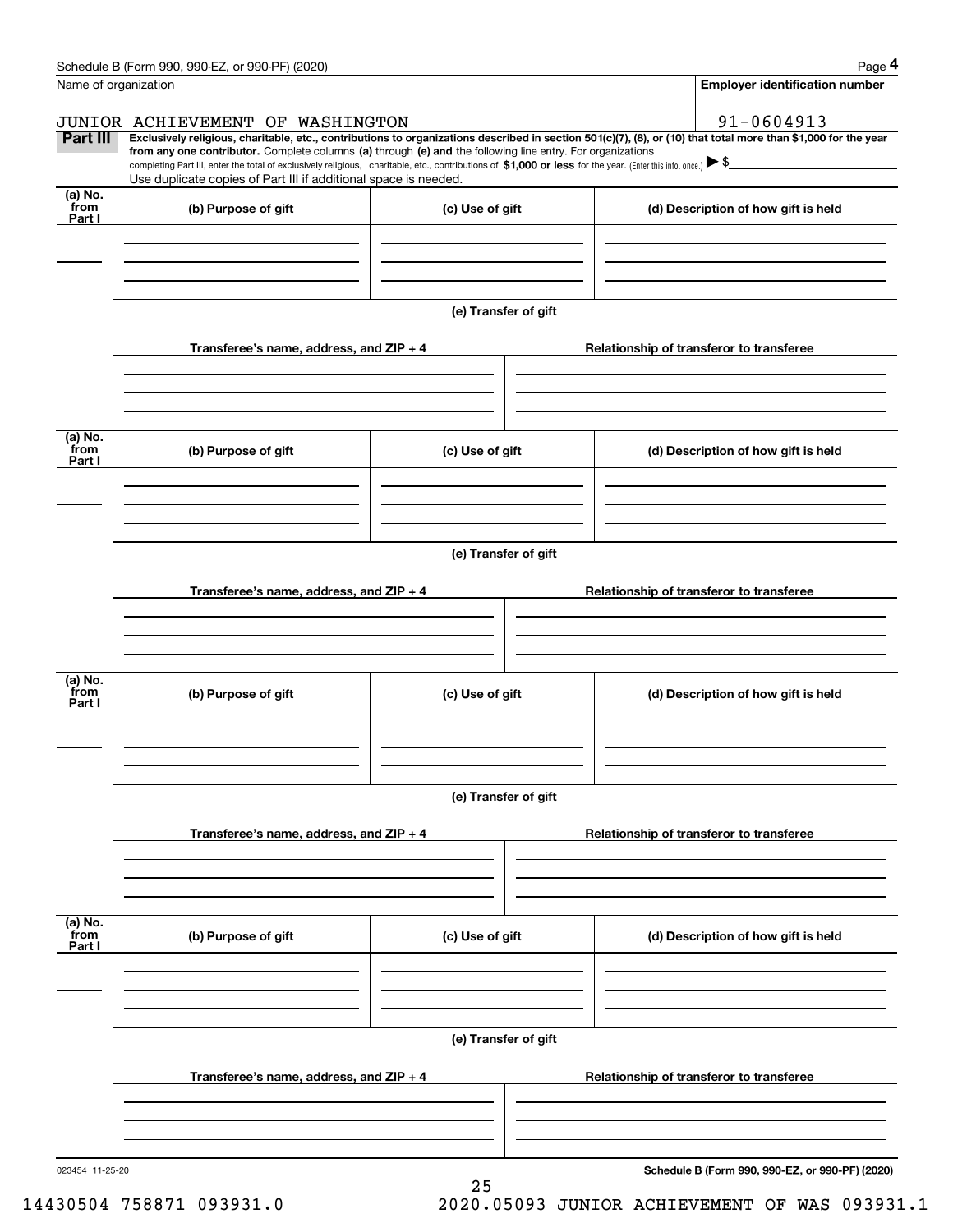Schedule B (Form 990, 990-EZ, or 990-PF) (2020)

Name of organization: JUNIOR ACHIEVEMENT OF WASHINGTON

Employer identification number: 91-0604913

**Part III** **Exclusively religious, charitable, etc., contributions to organizations described in section 501(c)(7), (8), or (10) that total more than $1,000 for the year from any one contributor.** Complete columns **(a)** through **(e)** and the following line entry. For organizations completing Part III, enter the total of exclusively religious, charitable, etc., contributions of **$1,000 or less** for the year. (Enter this info. once.) ▶ $

Use duplicate copies of Part III if additional space is needed.

| (a) No. from Part I | (b) Purpose of gift | (c) Use of gift | (d) Description of how gift is held |
|---|---|---|---|
| | | | |

(e) Transfer of gift

| Transferee's name, address, and ZIP + 4 | Relationship of transferor to transferee |
|---|---|
| | |

| (a) No. from Part I | (b) Purpose of gift | (c) Use of gift | (d) Description of how gift is held |
|---|---|---|---|
| | | | |

(e) Transfer of gift

| Transferee's name, address, and ZIP + 4 | Relationship of transferor to transferee |
|---|---|
| | |

| (a) No. from Part I | (b) Purpose of gift | (c) Use of gift | (d) Description of how gift is held |
|---|---|---|---|
| | | | |

(e) Transfer of gift

| Transferee's name, address, and ZIP + 4 | Relationship of transferor to transferee |
|---|---|
| | |

| (a) No. from Part I | (b) Purpose of gift | (c) Use of gift | (d) Description of how gift is held |
|---|---|---|---|
| | | | |

(e) Transfer of gift

| Transferee's name, address, and ZIP + 4 | Relationship of transferor to transferee |
|---|---|
| | |

023454 11-25-20

**Schedule B (Form 990, 990-EZ, or 990-PF) (2020)**

14430504 758871 093931.0 2020.05093 JUNIOR ACHIEVEMENT OF WAS 093931.1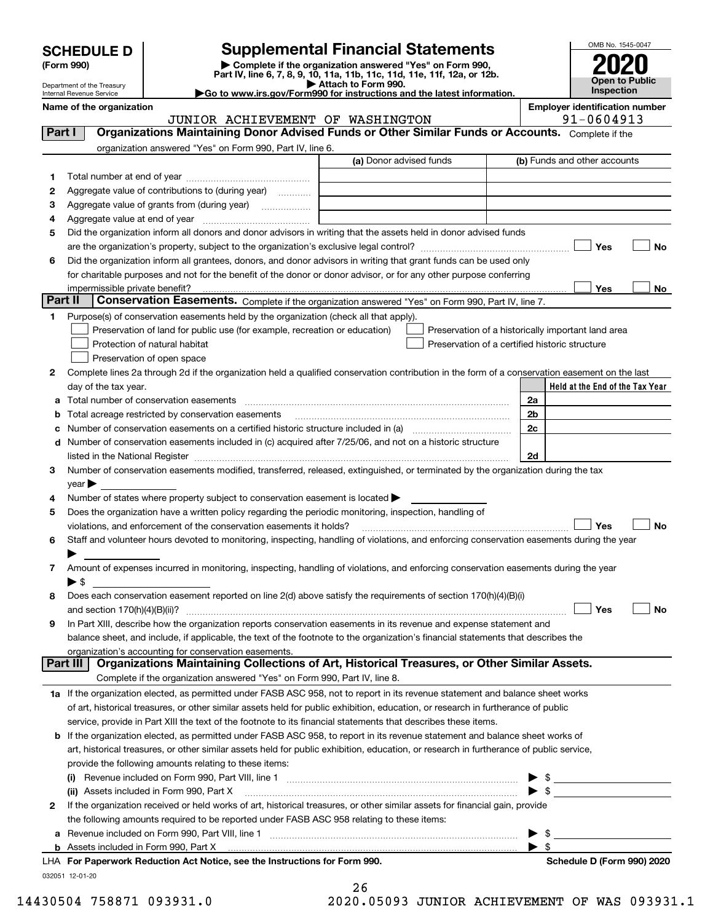# SCHEDULE D (Form 990)

Department of the Treasury
Internal Revenue Service

## Supplemental Financial Statements

▶ Complete if the organization answered "Yes" on Form 990, Part IV, line 6, 7, 8, 9, 10, 11a, 11b, 11c, 11d, 11e, 11f, 12a, or 12b.
▶ Attach to Form 990.
▶Go to www.irs.gov/Form990 for instructions and the latest information.

OMB No. 1545-0047

**2020**

**Open to Public Inspection**

**Name of the organization:** JUNIOR ACHIEVEMENT OF WASHINGTON

**Employer identification number:** 91-0604913

### Part I — Organizations Maintaining Donor Advised Funds or Other Similar Funds or Accounts.

Complete if the organization answered "Yes" on Form 990, Part IV, line 6.

| | | (a) Donor advised funds | (b) Funds and other accounts |
|---|---|---|---|
| 1 | Total number at end of year | | |
| 2 | Aggregate value of contributions to (during year) | | |
| 3 | Aggregate value of grants from (during year) | | |
| 4 | Aggregate value at end of year | | |

5 Did the organization inform all donors and donor advisors in writing that the assets held in donor advised funds are the organization's property, subject to the organization's exclusive legal control? ☐ Yes ☐ No

6 Did the organization inform all grantees, donors, and donor advisors in writing that grant funds can be used only for charitable purposes and not for the benefit of the donor or donor advisor, or for any other purpose conferring impermissible private benefit? ☐ Yes ☐ No

### Part II — Conservation Easements.

Complete if the organization answered "Yes" on Form 990, Part IV, line 7.

1 Purpose(s) of conservation easements held by the organization (check all that apply).

- ☐ Preservation of land for public use (for example, recreation or education)
- ☐ Protection of natural habitat
- ☐ Preservation of open space
- ☐ Preservation of a historically important land area
- ☐ Preservation of a certified historic structure

2 Complete lines 2a through 2d if the organization held a qualified conservation contribution in the form of a conservation easement on the last day of the tax year.

| | | | Held at the End of the Tax Year |
|---|---|---|---|
| a | Total number of conservation easements | 2a | |
| b | Total acreage restricted by conservation easements | 2b | |
| c | Number of conservation easements on a certified historic structure included in (a) | 2c | |
| d | Number of conservation easements included in (c) acquired after 7/25/06, and not on a historic structure listed in the National Register | 2d | |

3 Number of conservation easements modified, transferred, released, extinguished, or terminated by the organization during the tax year ▶

4 Number of states where property subject to conservation easement is located ▶

5 Does the organization have a written policy regarding the periodic monitoring, inspection, handling of violations, and enforcement of the conservation easements it holds? ☐ Yes ☐ No

6 Staff and volunteer hours devoted to monitoring, inspecting, handling of violations, and enforcing conservation easements during the year ▶

7 Amount of expenses incurred in monitoring, inspecting, handling of violations, and enforcing conservation easements during the year ▶ $

8 Does each conservation easement reported on line 2(d) above satisfy the requirements of section 170(h)(4)(B)(i) and section 170(h)(4)(B)(ii)? ☐ Yes ☐ No

9 In Part XIII, describe how the organization reports conservation easements in its revenue and expense statement and balance sheet, and include, if applicable, the text of the footnote to the organization's financial statements that describes the organization's accounting for conservation easements.

### Part III — Organizations Maintaining Collections of Art, Historical Treasures, or Other Similar Assets.

Complete if the organization answered "Yes" on Form 990, Part IV, line 8.

1a If the organization elected, as permitted under FASB ASC 958, not to report in its revenue statement and balance sheet works of art, historical treasures, or other similar assets held for public exhibition, education, or research in furtherance of public service, provide in Part XIII the text of the footnote to its financial statements that describes these items.

b If the organization elected, as permitted under FASB ASC 958, to report in its revenue statement and balance sheet works of art, historical treasures, or other similar assets held for public exhibition, education, or research in furtherance of public service, provide the following amounts relating to these items:

(i) Revenue included on Form 990, Part VIII, line 1 ▶ $

(ii) Assets included in Form 990, Part X ▶ $

2 If the organization received or held works of art, historical treasures, or other similar assets for financial gain, provide the following amounts required to be reported under FASB ASC 958 relating to these items:

a Revenue included on Form 990, Part VIII, line 1 ▶ $

b Assets included in Form 990, Part X ▶ $

LHA For Paperwork Reduction Act Notice, see the Instructions for Form 990. Schedule D (Form 990) 2020

032051 12-01-20

14430504 758871 093931.0 2020.05093 JUNIOR ACHIEVEMENT OF WAS 093931.1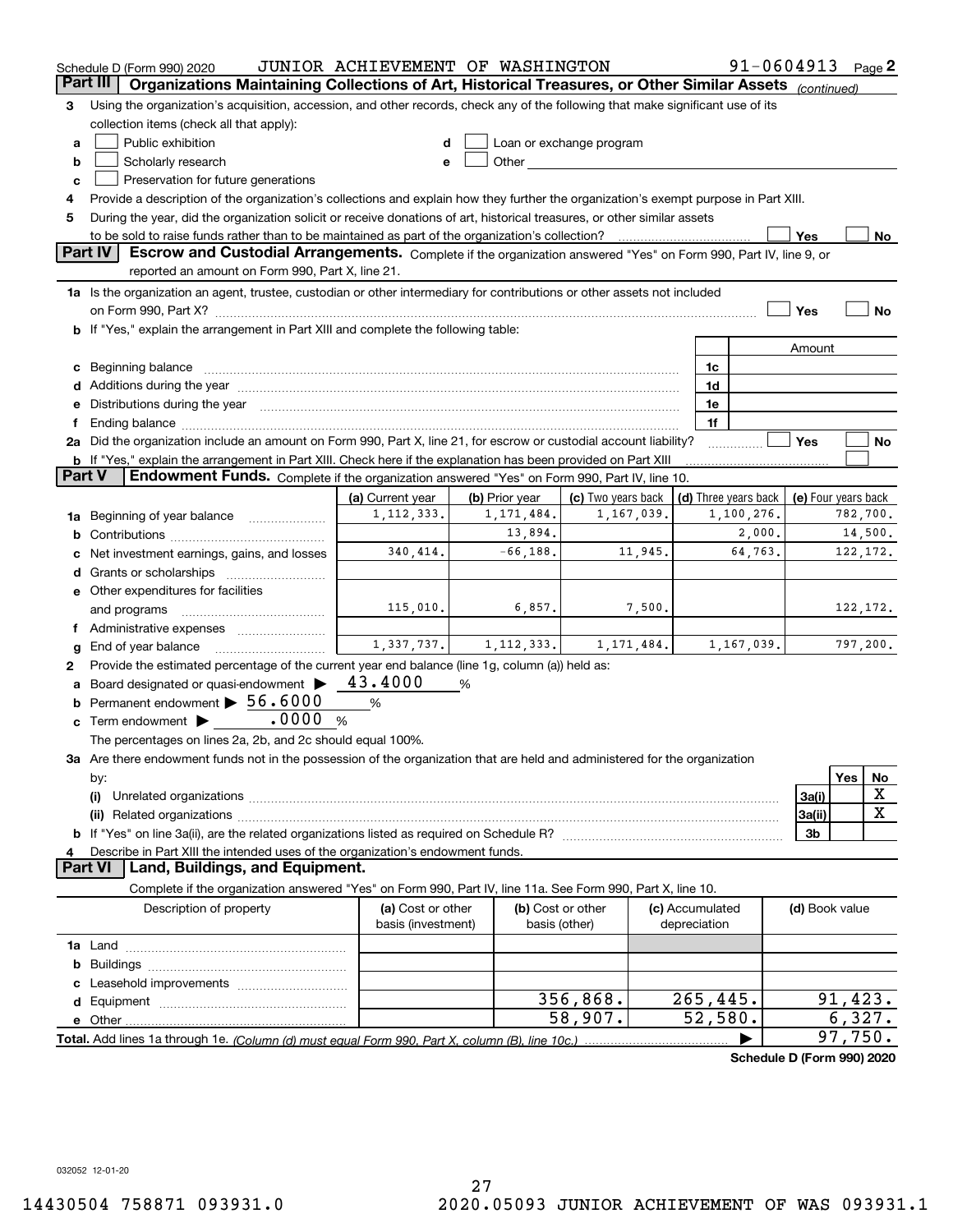Schedule D (Form 990) 2020 JUNIOR ACHIEVEMENT OF WASHINGTON 91-0604913 Page 2

## Part III Organizations Maintaining Collections of Art, Historical Treasures, or Other Similar Assets *(continued)*

**3** Using the organization's acquisition, accession, and other records, check any of the following that make significant use of its collection items (check all that apply):

- **a** ☐ Public exhibition
- **b** ☐ Scholarly research
- **c** ☐ Preservation for future generations
- **d** ☐ Loan or exchange program
- **e** ☐ Other

**4** Provide a description of the organization's collections and explain how they further the organization's exempt purpose in Part XIII.

**5** During the year, did the organization solicit or receive donations of art, historical treasures, or other similar assets to be sold to raise funds rather than to be maintained as part of the organization's collection? ☐ Yes ☐ No

## Part IV Escrow and Custodial Arrangements.
Complete if the organization answered "Yes" on Form 990, Part IV, line 9, or reported an amount on Form 990, Part X, line 21.

**1a** Is the organization an agent, trustee, custodian or other intermediary for contributions or other assets not included on Form 990, Part X? ☐ Yes ☐ No

**b** If "Yes," explain the arrangement in Part XIII and complete the following table:

| | | Amount |
|---|---|---|
| **c** Beginning balance | 1c | |
| **d** Additions during the year | 1d | |
| **e** Distributions during the year | 1e | |
| **f** Ending balance | 1f | |

**2a** Did the organization include an amount on Form 990, Part X, line 21, for escrow or custodial account liability? ☐ Yes ☐ No

**b** If "Yes," explain the arrangement in Part XIII. Check here if the explanation has been provided on Part XIII ☐

## Part V Endowment Funds.
Complete if the organization answered "Yes" on Form 990, Part IV, line 10.

| | (a) Current year | (b) Prior year | (c) Two years back | (d) Three years back | (e) Four years back |
|---|---|---|---|---|---|
| **1a** Beginning of year balance | 1,112,333. | 1,171,484. | 1,167,039. | 1,100,276. | 782,700. |
| **b** Contributions | | 13,894. | | 2,000. | 14,500. |
| **c** Net investment earnings, gains, and losses | 340,414. | -66,188. | 11,945. | 64,763. | 122,172. |
| **d** Grants or scholarships | | | | | |
| **e** Other expenditures for facilities and programs | 115,010. | 6,857. | 7,500. | | 122,172. |
| **f** Administrative expenses | | | | | |
| **g** End of year balance | 1,337,737. | 1,112,333. | 1,171,484. | 1,167,039. | 797,200. |

**2** Provide the estimated percentage of the current year end balance (line 1g, column (a)) held as:

- **a** Board designated or quasi-endowment ▶ 43.4000 %
- **b** Permanent endowment ▶ 56.6000 %
- **c** Term endowment ▶ .0000 %

The percentages on lines 2a, 2b, and 2c should equal 100%.

**3a** Are there endowment funds not in the possession of the organization that are held and administered for the organization by:

| | | Yes | No |
|---|---|---|---|
| **(i)** Unrelated organizations | 3a(i) | | X |
| **(ii)** Related organizations | 3a(ii) | | X |
| **b** If "Yes" on line 3a(ii), are the related organizations listed as required on Schedule R? | 3b | | |

**4** Describe in Part XIII the intended uses of the organization's endowment funds.

## Part VI Land, Buildings, and Equipment.
Complete if the organization answered "Yes" on Form 990, Part IV, line 11a. See Form 990, Part X, line 10.

| Description of property | (a) Cost or other basis (investment) | (b) Cost or other basis (other) | (c) Accumulated depreciation | (d) Book value |
|---|---|---|---|---|
| **1a** Land | | | | |
| **b** Buildings | | | | |
| **c** Leasehold improvements | | | | |
| **d** Equipment | | 356,868. | 265,445. | 91,423. |
| **e** Other | | 58,907. | 52,580. | 6,327. |
| **Total.** Add lines 1a through 1e. *(Column (d) must equal Form 990, Part X, column (B), line 10c.)* | | | ▶ | 97,750. |

Schedule D (Form 990) 2020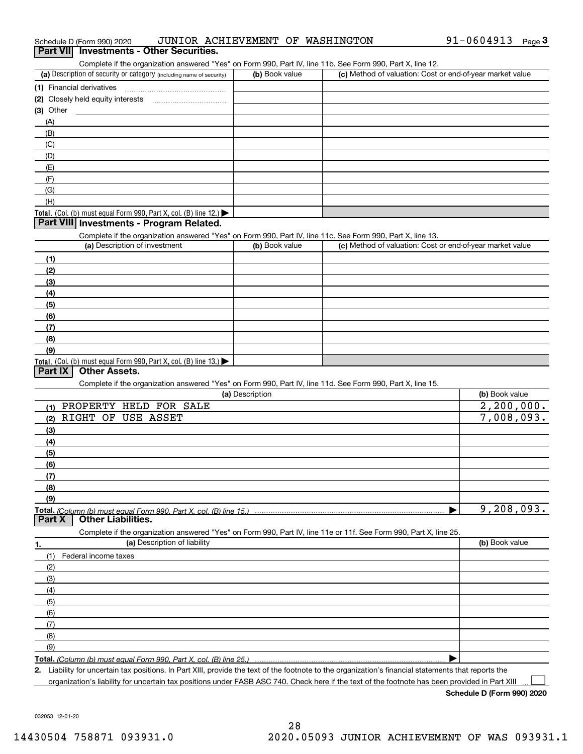Schedule D (Form 990) 2020 JUNIOR ACHIEVEMENT OF WASHINGTON 91-0604913 Page 3

## Part VII Investments - Other Securities.

Complete if the organization answered "Yes" on Form 990, Part IV, line 11b. See Form 990, Part X, line 12.

| (a) Description of security or category (including name of security) | (b) Book value | (c) Method of valuation: Cost or end-of-year market value |
|---|---|---|
| (1) Financial derivatives | | |
| (2) Closely held equity interests | | |
| (3) Other | | |
| (A) | | |
| (B) | | |
| (C) | | |
| (D) | | |
| (E) | | |
| (F) | | |
| (G) | | |
| (H) | | |
| **Total.** (Col. (b) must equal Form 990, Part X, col. (B) line 12.) ▶ | | |

## Part VIII Investments - Program Related.

Complete if the organization answered "Yes" on Form 990, Part IV, line 11c. See Form 990, Part X, line 13.

| (a) Description of investment | (b) Book value | (c) Method of valuation: Cost or end-of-year market value |
|---|---|---|
| (1) | | |
| (2) | | |
| (3) | | |
| (4) | | |
| (5) | | |
| (6) | | |
| (7) | | |
| (8) | | |
| (9) | | |
| **Total.** (Col. (b) must equal Form 990, Part X, col. (B) line 13.) ▶ | | |

## Part IX Other Assets.

Complete if the organization answered "Yes" on Form 990, Part IV, line 11d. See Form 990, Part X, line 15.

| (a) Description | (b) Book value |
|---|---|
| (1) PROPERTY HELD FOR SALE | 2,200,000. |
| (2) RIGHT OF USE ASSET | 7,008,093. |
| (3) | |
| (4) | |
| (5) | |
| (6) | |
| (7) | |
| (8) | |
| (9) | |
| **Total.** *(Column (b) must equal Form 990, Part X, col. (B) line 15.)* ▶ | 9,208,093. |

## Part X Other Liabilities.

Complete if the organization answered "Yes" on Form 990, Part IV, line 11e or 11f. See Form 990, Part X, line 25.

| 1. (a) Description of liability | (b) Book value |
|---|---|
| (1) Federal income taxes | |
| (2) | |
| (3) | |
| (4) | |
| (5) | |
| (6) | |
| (7) | |
| (8) | |
| (9) | |
| **Total.** *(Column (b) must equal Form 990, Part X, col. (B) line 25.)* ▶ | |

**2.** Liability for uncertain tax positions. In Part XIII, provide the text of the footnote to the organization's financial statements that reports the organization's liability for uncertain tax positions under FASB ASC 740. Check here if the text of the footnote has been provided in Part XIII ☐

**Schedule D (Form 990) 2020**

032053 12-01-20

14430504 758871 093931.0 2020.05093 JUNIOR ACHIEVEMENT OF WAS 093931.1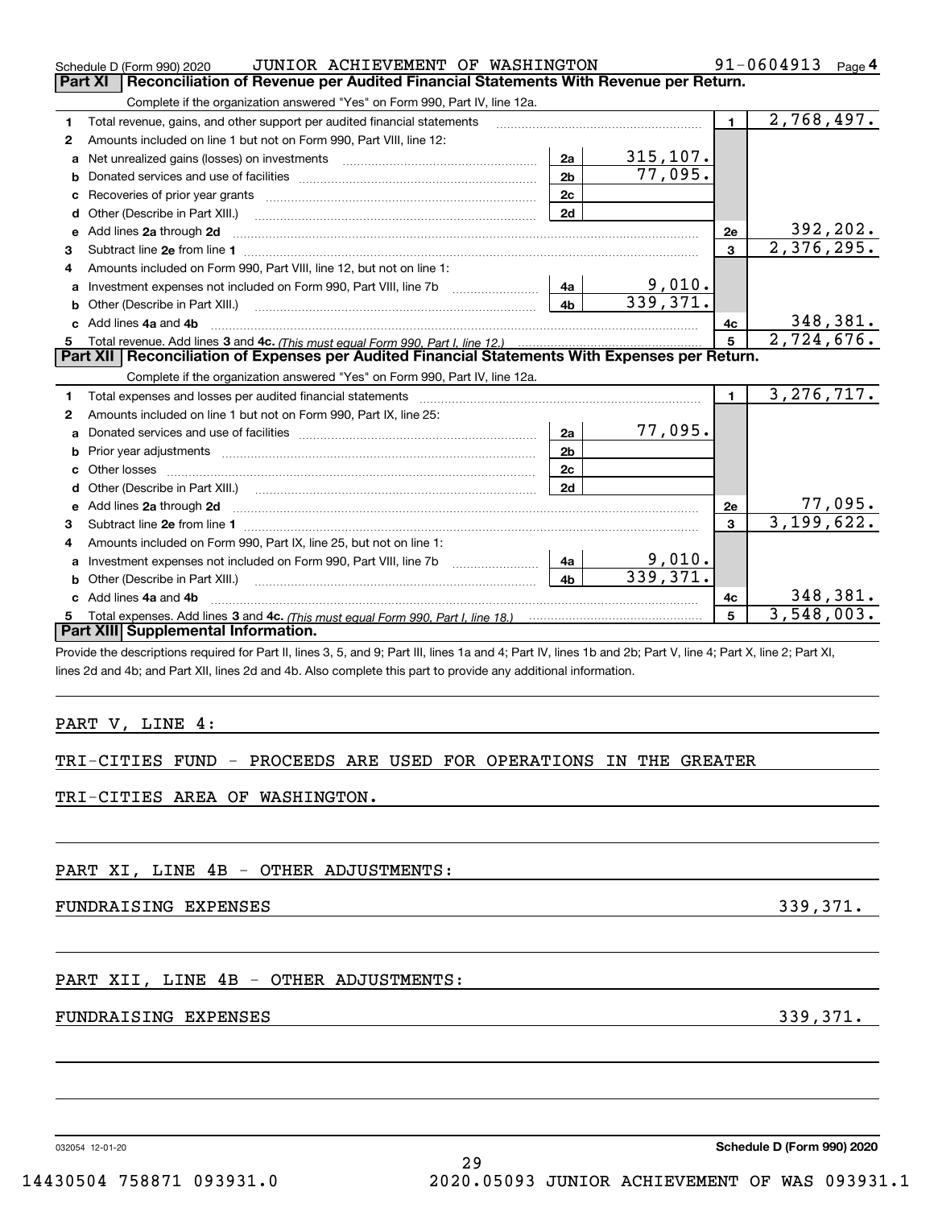Schedule D (Form 990) 2020 JUNIOR ACHIEVEMENT OF WASHINGTON 91-0604913 Page 4

## Part XI Reconciliation of Revenue per Audited Financial Statements With Revenue per Return.

Complete if the organization answered "Yes" on Form 990, Part IV, line 12a.

| | | | | | |
|---|---|---|---|---|---|
| 1 | Total revenue, gains, and other support per audited financial statements | | | 1 | 2,768,497. |
| 2 | Amounts included on line 1 but not on Form 990, Part VIII, line 12: | | | | |
| a | Net unrealized gains (losses) on investments | 2a | 315,107. | | |
| b | Donated services and use of facilities | 2b | 77,095. | | |
| c | Recoveries of prior year grants | 2c | | | |
| d | Other (Describe in Part XIII.) | 2d | | | |
| e | Add lines 2a through 2d | | | 2e | 392,202. |
| 3 | Subtract line 2e from line 1 | | | 3 | 2,376,295. |
| 4 | Amounts included on Form 990, Part VIII, line 12, but not on line 1: | | | | |
| a | Investment expenses not included on Form 990, Part VIII, line 7b | 4a | 9,010. | | |
| b | Other (Describe in Part XIII.) | 4b | 339,371. | | |
| c | Add lines 4a and 4b | | | 4c | 348,381. |
| 5 | Total revenue. Add lines 3 and 4c. *(This must equal Form 990, Part I, line 12.)* | | | 5 | 2,724,676. |

## Part XII Reconciliation of Expenses per Audited Financial Statements With Expenses per Return.

Complete if the organization answered "Yes" on Form 990, Part IV, line 12a.

| | | | | | |
|---|---|---|---|---|---|
| 1 | Total expenses and losses per audited financial statements | | | 1 | 3,276,717. |
| 2 | Amounts included on line 1 but not on Form 990, Part IX, line 25: | | | | |
| a | Donated services and use of facilities | 2a | 77,095. | | |
| b | Prior year adjustments | 2b | | | |
| c | Other losses | 2c | | | |
| d | Other (Describe in Part XIII.) | 2d | | | |
| e | Add lines 2a through 2d | | | 2e | 77,095. |
| 3 | Subtract line 2e from line 1 | | | 3 | 3,199,622. |
| 4 | Amounts included on Form 990, Part IX, line 25, but not on line 1: | | | | |
| a | Investment expenses not included on Form 990, Part VIII, line 7b | 4a | 9,010. | | |
| b | Other (Describe in Part XIII.) | 4b | 339,371. | | |
| c | Add lines 4a and 4b | | | 4c | 348,381. |
| 5 | Total expenses. Add lines 3 and 4c. *(This must equal Form 990, Part I, line 18.)* | | | 5 | 3,548,003. |

## Part XIII Supplemental Information.

Provide the descriptions required for Part II, lines 3, 5, and 9; Part III, lines 1a and 4; Part IV, lines 1b and 2b; Part V, line 4; Part X, line 2; Part XI, lines 2d and 4b; and Part XII, lines 2d and 4b. Also complete this part to provide any additional information.

PART V, LINE 4:

TRI-CITIES FUND - PROCEEDS ARE USED FOR OPERATIONS IN THE GREATER TRI-CITIES AREA OF WASHINGTON.

PART XI, LINE 4B - OTHER ADJUSTMENTS:

FUNDRAISING EXPENSES 339,371.

PART XII, LINE 4B - OTHER ADJUSTMENTS:

FUNDRAISING EXPENSES 339,371.

032054 12-01-20 Schedule D (Form 990) 2020

14430504 758871 093931.0 2020.05093 JUNIOR ACHIEVEMENT OF WAS 093931.1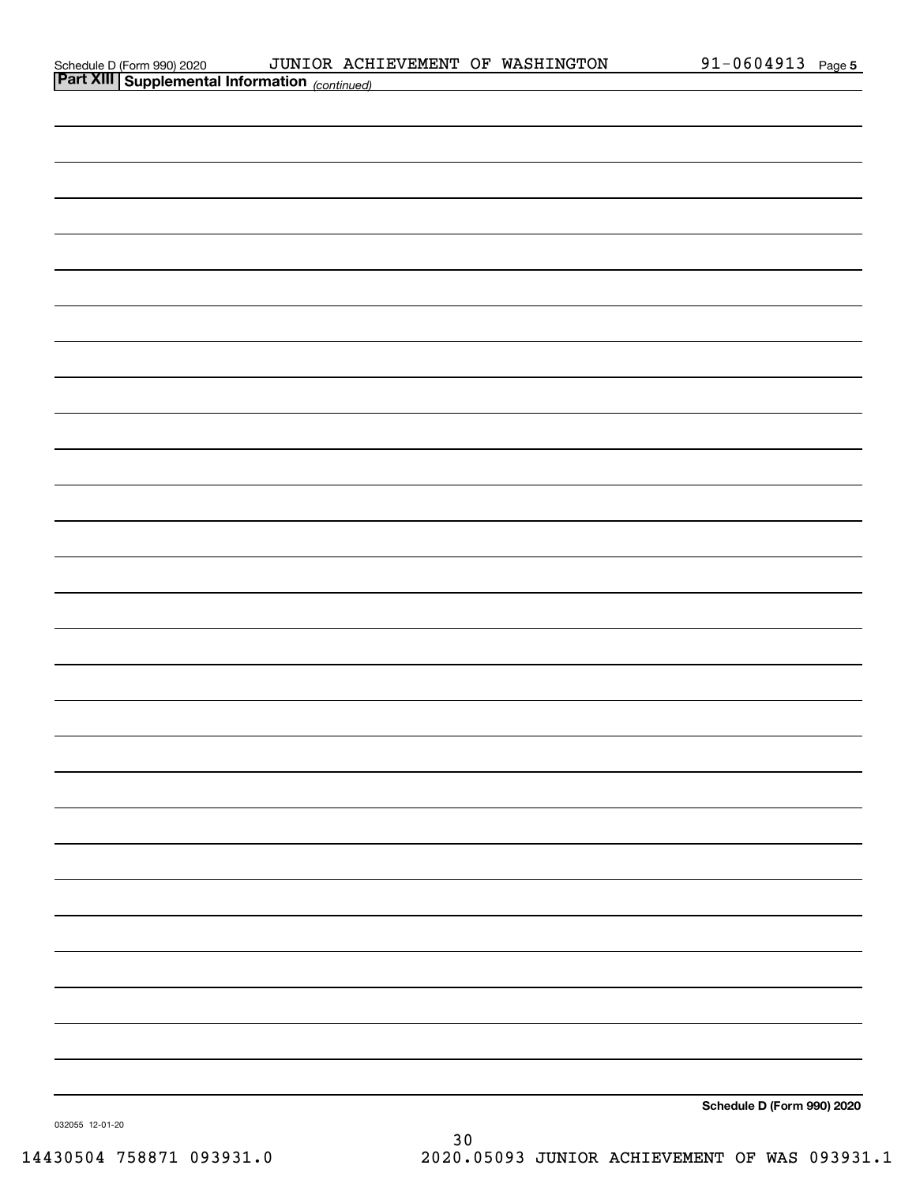## Part XIII Supplemental Information *(continued)*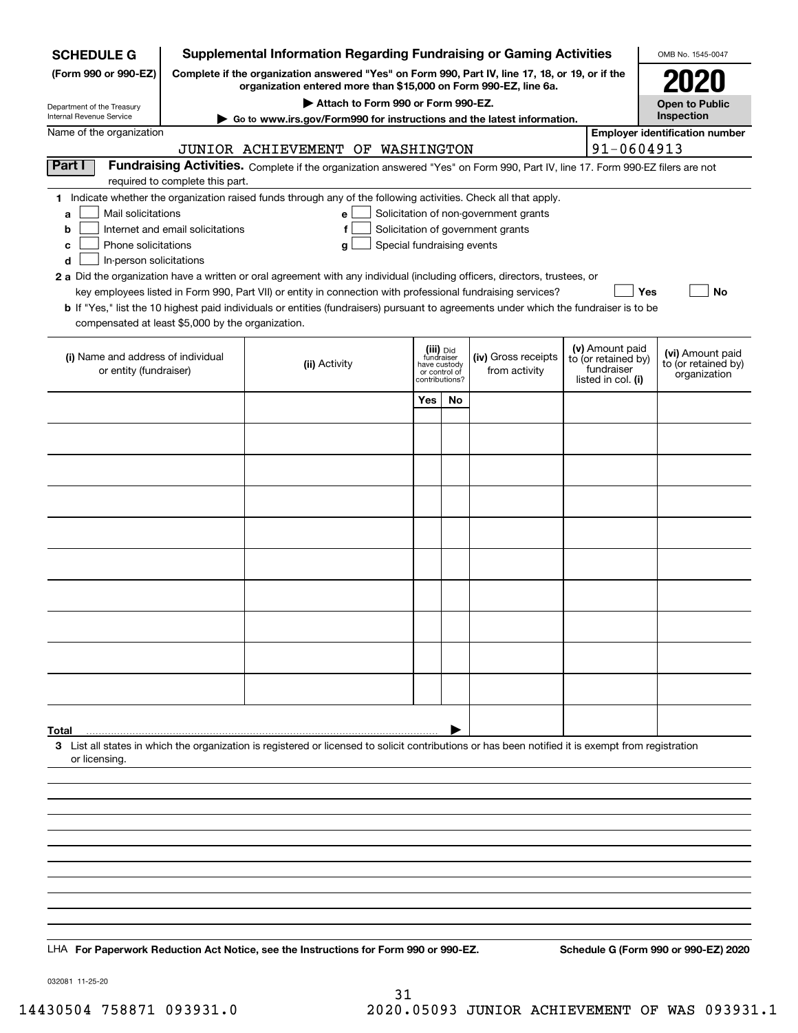**SCHEDULE G** (Form 990 or 990-EZ)

Department of the Treasury Internal Revenue Service

# Supplemental Information Regarding Fundraising or Gaming Activities

**Complete if the organization answered "Yes" on Form 990, Part IV, line 17, 18, or 19, or if the organization entered more than $15,000 on Form 990-EZ, line 6a.**

**▶ Attach to Form 990 or Form 990-EZ.**

**▶ Go to www.irs.gov/Form990 for instructions and the latest information.**

OMB No. 1545-0047

**2020**

**Open to Public Inspection**

Name of the organization: JUNIOR ACHIEVEMENT OF WASHINGTON

Employer identification number: 91-0604913

**Part I** **Fundraising Activities.** Complete if the organization answered "Yes" on Form 990, Part IV, line 17. Form 990-EZ filers are not required to complete this part.

**1** Indicate whether the organization raised funds through any of the following activities. Check all that apply.

- **a** ☐ Mail solicitations
- **b** ☐ Internet and email solicitations
- **c** ☐ Phone solicitations
- **d** ☐ In-person solicitations
- **e** ☐ Solicitation of non-government grants
- **f** ☐ Solicitation of government grants
- **g** ☐ Special fundraising events

**2 a** Did the organization have a written or oral agreement with any individual (including officers, directors, trustees, or key employees listed in Form 990, Part VII) or entity in connection with professional fundraising services? ☐ Yes ☐ No

**b** If "Yes," list the 10 highest paid individuals or entities (fundraisers) pursuant to agreements under which the fundraiser is to be compensated at least $5,000 by the organization.

| (i) Name and address of individual or entity (fundraiser) | (ii) Activity | (iii) Did fundraiser have custody or control of contributions? Yes | No | (iv) Gross receipts from activity | (v) Amount paid to (or retained by) fundraiser listed in col. (i) | (vi) Amount paid to (or retained by) organization |
|---|---|---|---|---|---|---|
| | | | | | | |
| | | | | | | |
| | | | | | | |
| | | | | | | |
| | | | | | | |
| | | | | | | |
| | | | | | | |
| | | | | | | |
| | | | | | | |
| | | | | | | |
| **Total** ▶ | | | | | | |

**3** List all states in which the organization is registered or licensed to solicit contributions or has been notified it is exempt from registration or licensing.

LHA **For Paperwork Reduction Act Notice, see the Instructions for Form 990 or 990-EZ.** **Schedule G (Form 990 or 990-EZ) 2020**

032081 11-25-20

14430504 758871 093931.0 2020.05093 JUNIOR ACHIEVEMENT OF WAS 093931.1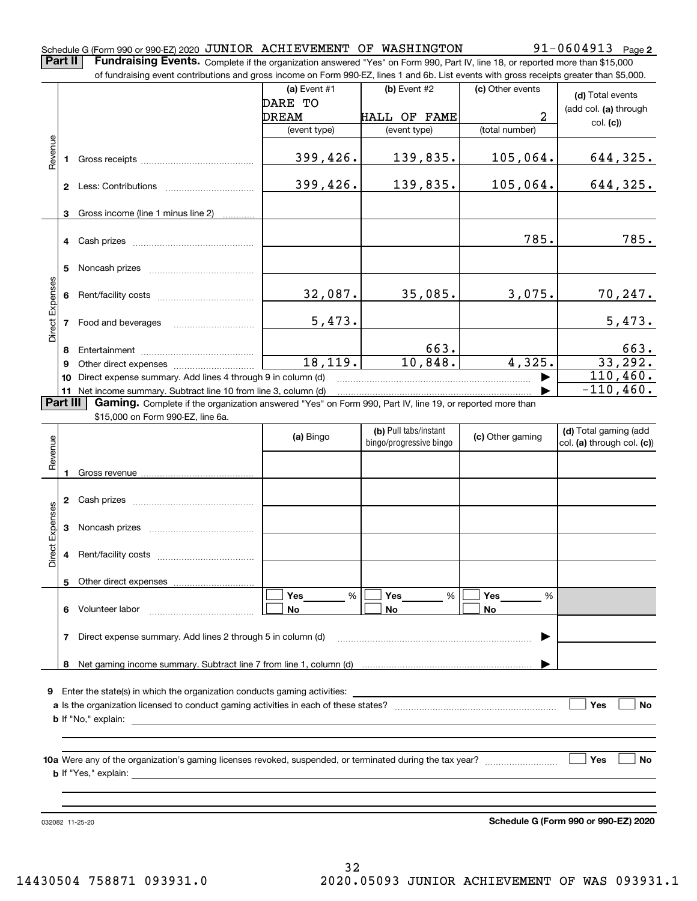Schedule G (Form 990 or 990-EZ) 2020 JUNIOR ACHIEVEMENT OF WASHINGTON 91-0604913 Page **2**

**Part II** **Fundraising Events.** Complete if the organization answered "Yes" on Form 990, Part IV, line 18, or reported more than $15,000 of fundraising event contributions and gross income on Form 990-EZ, lines 1 and 6b. List events with gross receipts greater than $5,000.

| | | (a) Event #1 DARE TO DREAM (event type) | (b) Event #2 HALL OF FAME (event type) | (c) Other events 2 (total number) | (d) Total events (add col. (a) through col. (c)) |
|---|---|---|---|---|---|
| Revenue | 1 Gross receipts | 399,426. | 139,835. | 105,064. | 644,325. |
| | 2 Less: Contributions | 399,426. | 139,835. | 105,064. | 644,325. |
| | 3 Gross income (line 1 minus line 2) | | | | |
| Direct Expenses | 4 Cash prizes | | | 785. | 785. |
| | 5 Noncash prizes | | | | |
| | 6 Rent/facility costs | 32,087. | 35,085. | 3,075. | 70,247. |
| | 7 Food and beverages | 5,473. | | | 5,473. |
| | 8 Entertainment | | 663. | | 663. |
| | 9 Other direct expenses | 18,119. | 10,848. | 4,325. | 33,292. |
| | 10 Direct expense summary. Add lines 4 through 9 in column (d) | | | | 110,460. |
| | 11 Net income summary. Subtract line 10 from line 3, column (d) | | | | -110,460. |

**Part III** **Gaming.** Complete if the organization answered "Yes" on Form 990, Part IV, line 19, or reported more than $15,000 on Form 990-EZ, line 6a.

| | | (a) Bingo | (b) Pull tabs/instant bingo/progressive bingo | (c) Other gaming | (d) Total gaming (add col. (a) through col. (c)) |
|---|---|---|---|---|---|
| Revenue | 1 Gross revenue | | | | |
| Direct Expenses | 2 Cash prizes | | | | |
| | 3 Noncash prizes | | | | |
| | 4 Rent/facility costs | | | | |
| | 5 Other direct expenses | | | | |
| | 6 Volunteer labor | ☐ Yes ___ % ☐ No | ☐ Yes ___ % ☐ No | ☐ Yes ___ % ☐ No | |
| | 7 Direct expense summary. Add lines 2 through 5 in column (d) | | | | |
| | 8 Net gaming income summary. Subtract line 7 from line 1, column (d) | | | | |

**9** Enter the state(s) in which the organization conducts gaming activities:

**a** Is the organization licensed to conduct gaming activities in each of these states? ☐ Yes ☐ No

**b** If "No," explain:

**10a** Were any of the organization's gaming licenses revoked, suspended, or terminated during the tax year? ☐ Yes ☐ No

**b** If "Yes," explain:

032082 11-25-20

**Schedule G (Form 990 or 990-EZ) 2020**

14430504 758871 093931.0 2020.05093 JUNIOR ACHIEVEMENT OF WAS 093931.1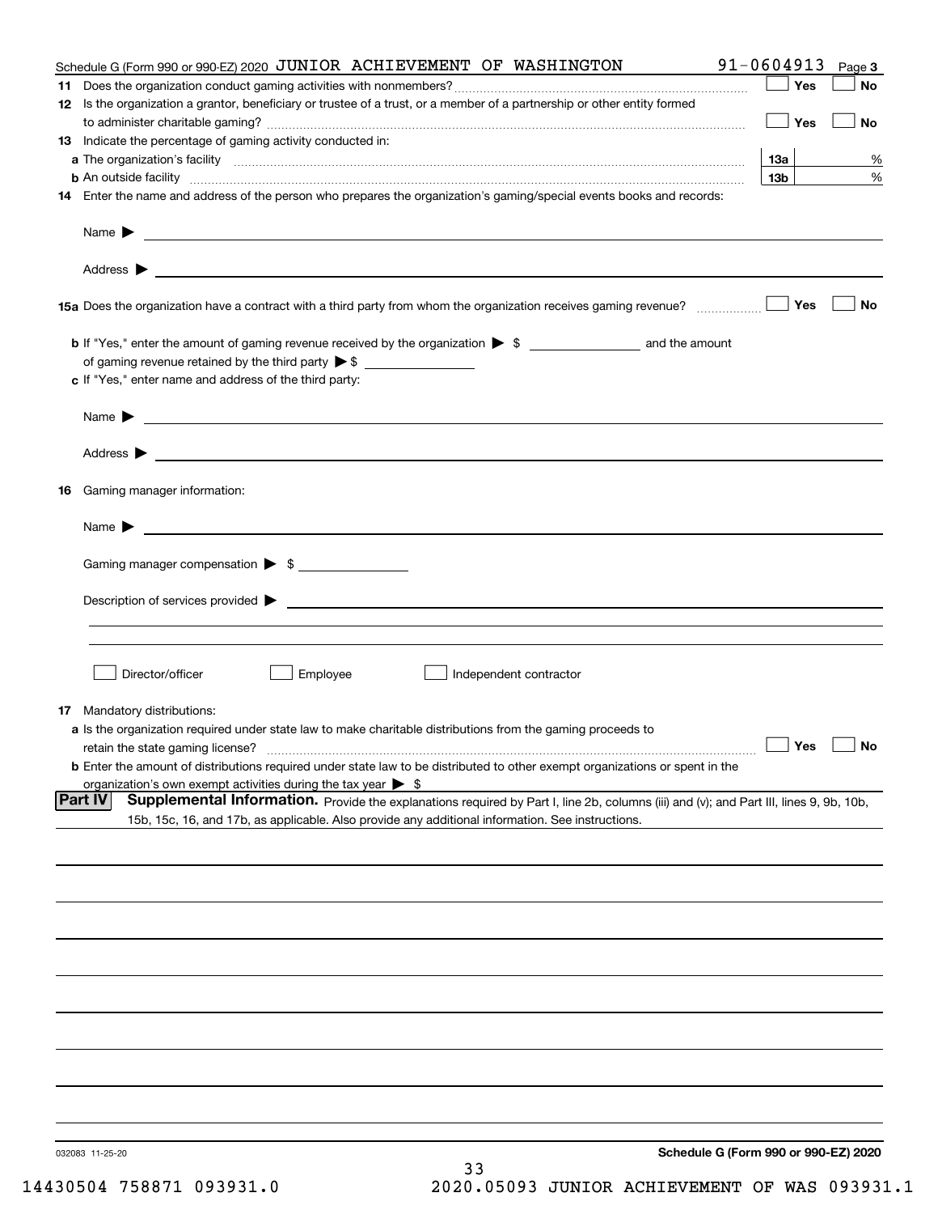Schedule G (Form 990 or 990-EZ) 2020 JUNIOR ACHIEVEMENT OF WASHINGTON 91-0604913 Page 3

**11** Does the organization conduct gaming activities with nonmembers? ☐ Yes ☐ No

**12** Is the organization a grantor, beneficiary or trustee of a trust, or a member of a partnership or other entity formed to administer charitable gaming? ☐ Yes ☐ No

**13** Indicate the percentage of gaming activity conducted in:

**a** The organization's facility **13a** %

**b** An outside facility **13b** %

**14** Enter the name and address of the person who prepares the organization's gaming/special events books and records:

Name ▶

Address ▶

**15a** Does the organization have a contract with a third party from whom the organization receives gaming revenue? ☐ Yes ☐ No

**b** If "Yes," enter the amount of gaming revenue received by the organization ▶ $ \_\_\_\_\_\_\_\_ and the amount of gaming revenue retained by the third party ▶ $ \_\_\_\_\_\_\_\_

**c** If "Yes," enter name and address of the third party:

Name ▶

Address ▶

**16** Gaming manager information:

Name ▶

Gaming manager compensation ▶ $

Description of services provided ▶

☐ Director/officer ☐ Employee ☐ Independent contractor

**17** Mandatory distributions:

**a** Is the organization required under state law to make charitable distributions from the gaming proceeds to retain the state gaming license? ☐ Yes ☐ No

**b** Enter the amount of distributions required under state law to be distributed to other exempt organizations or spent in the organization's own exempt activities during the tax year ▶ $

**Part IV** **Supplemental Information.** Provide the explanations required by Part I, line 2b, columns (iii) and (v); and Part III, lines 9, 9b, 10b, 15b, 15c, 16, and 17b, as applicable. Also provide any additional information. See instructions.

032083 11-25-20

**Schedule G (Form 990 or 990-EZ) 2020**

14430504 758871 093931.0 2020.05093 JUNIOR ACHIEVEMENT OF WAS 093931.1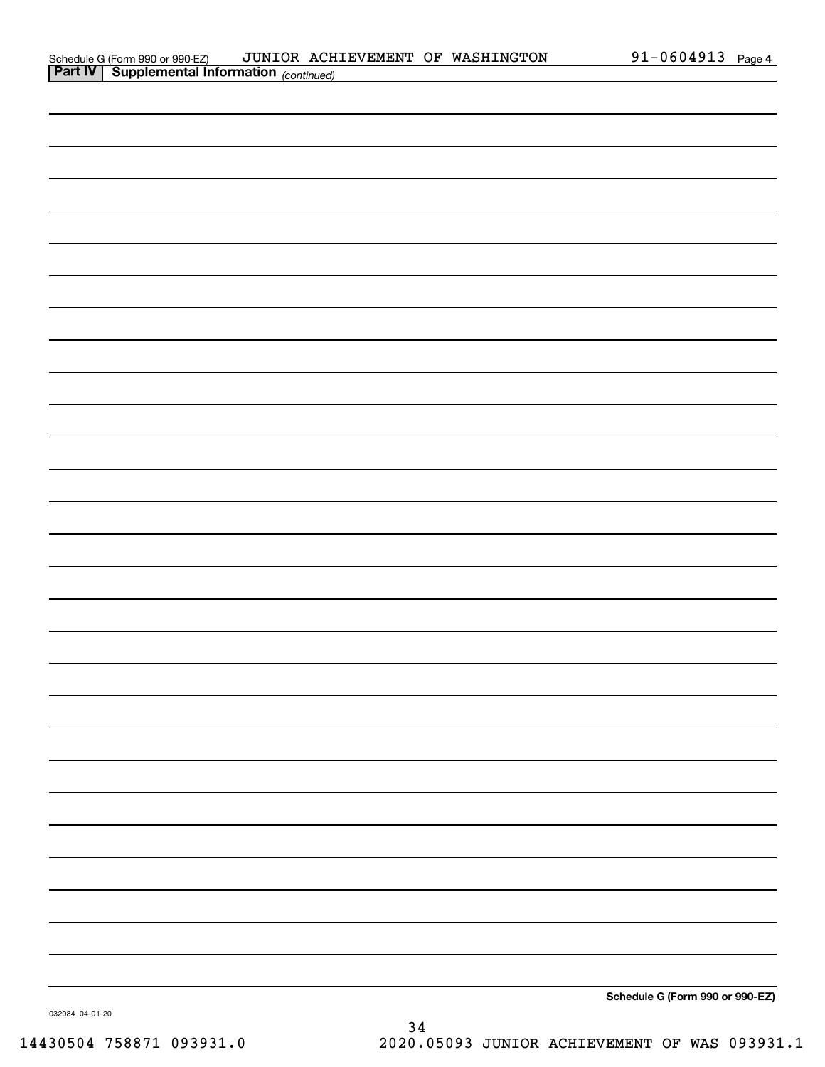Schedule G (Form 990 or 990-EZ) JUNIOR ACHIEVEMENT OF WASHINGTON 91-0604913 Page **4**

**Part IV | Supplemental Information** *(continued)*

**Schedule G (Form 990 or 990-EZ)**

032084 04-01-20

14430504 758871 093931.0 2020.05093 JUNIOR ACHIEVEMENT OF WAS 093931.1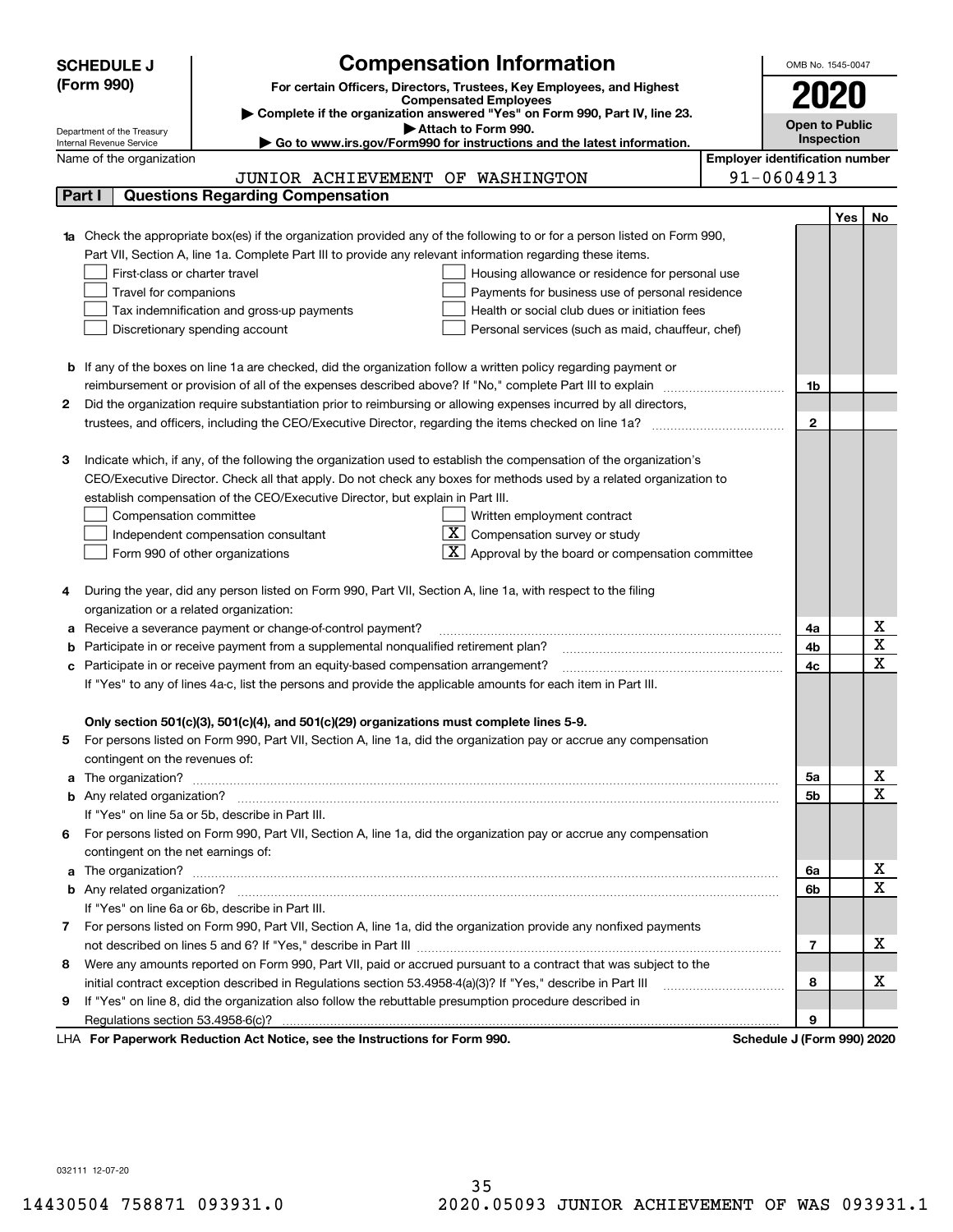**SCHEDULE J (Form 990)**

# Compensation Information

**For certain Officers, Directors, Trustees, Key Employees, and Highest Compensated Employees**

▶ Complete if the organization answered "Yes" on Form 990, Part IV, line 23.

▶ Attach to Form 990.

▶ Go to www.irs.gov/Form990 for instructions and the latest information.

Department of the Treasury
Internal Revenue Service

OMB No. 1545-0047

**2020**

**Open to Public Inspection**

Name of the organization: JUNIOR ACHIEVEMENT OF WASHINGTON

Employer identification number: 91-0604913

## Part I Questions Regarding Compensation

| | | | Yes | No |
|---|---|---|---|---|
| **1a** | Check the appropriate box(es) if the organization provided any of the following to or for a person listed on Form 990, Part VII, Section A, line 1a. Complete Part III to provide any relevant information regarding these items.<br>☐ First-class or charter travel ☐ Housing allowance or residence for personal use<br>☐ Travel for companions ☐ Payments for business use of personal residence<br>☐ Tax indemnification and gross-up payments ☐ Health or social club dues or initiation fees<br>☐ Discretionary spending account ☐ Personal services (such as maid, chauffeur, chef) | | | |
| **b** | If any of the boxes on line 1a are checked, did the organization follow a written policy regarding payment or reimbursement or provision of all of the expenses described above? If "No," complete Part III to explain | 1b | | |
| **2** | Did the organization require substantiation prior to reimbursing or allowing expenses incurred by all directors, trustees, and officers, including the CEO/Executive Director, regarding the items checked on line 1a? | 2 | | |
| **3** | Indicate which, if any, of the following the organization used to establish the compensation of the organization's CEO/Executive Director. Check all that apply. Do not check any boxes for methods used by a related organization to establish compensation of the CEO/Executive Director, but explain in Part III.<br>☐ Compensation committee ☐ Written employment contract<br>☐ Independent compensation consultant ☒ Compensation survey or study<br>☐ Form 990 of other organizations ☒ Approval by the board or compensation committee | | | |
| **4** | During the year, did any person listed on Form 990, Part VII, Section A, line 1a, with respect to the filing organization or a related organization: | | | |
| **a** | Receive a severance payment or change-of-control payment? | 4a | | X |
| **b** | Participate in or receive payment from a supplemental nonqualified retirement plan? | 4b | | X |
| **c** | Participate in or receive payment from an equity-based compensation arrangement? | 4c | | X |
| | If "Yes" to any of lines 4a-c, list the persons and provide the applicable amounts for each item in Part III. | | | |
| | **Only section 501(c)(3), 501(c)(4), and 501(c)(29) organizations must complete lines 5-9.** | | | |
| **5** | For persons listed on Form 990, Part VII, Section A, line 1a, did the organization pay or accrue any compensation contingent on the revenues of: | | | |
| **a** | The organization? | 5a | | X |
| **b** | Any related organization? | 5b | | X |
| | If "Yes" on line 5a or 5b, describe in Part III. | | | |
| **6** | For persons listed on Form 990, Part VII, Section A, line 1a, did the organization pay or accrue any compensation contingent on the net earnings of: | | | |
| **a** | The organization? | 6a | | X |
| **b** | Any related organization? | 6b | | X |
| | If "Yes" on line 6a or 6b, describe in Part III. | | | |
| **7** | For persons listed on Form 990, Part VII, Section A, line 1a, did the organization provide any nonfixed payments not described on lines 5 and 6? If "Yes," describe in Part III | 7 | | X |
| **8** | Were any amounts reported on Form 990, Part VII, paid or accrued pursuant to a contract that was subject to the initial contract exception described in Regulations section 53.4958-4(a)(3)? If "Yes," describe in Part III | 8 | | X |
| **9** | If "Yes" on line 8, did the organization also follow the rebuttable presumption procedure described in Regulations section 53.4958-6(c)? | 9 | | |

LHA **For Paperwork Reduction Act Notice, see the Instructions for Form 990.** **Schedule J (Form 990) 2020**

032111 12-07-20

14430504 758871 093931.0 2020.05093 JUNIOR ACHIEVEMENT OF WAS 093931.1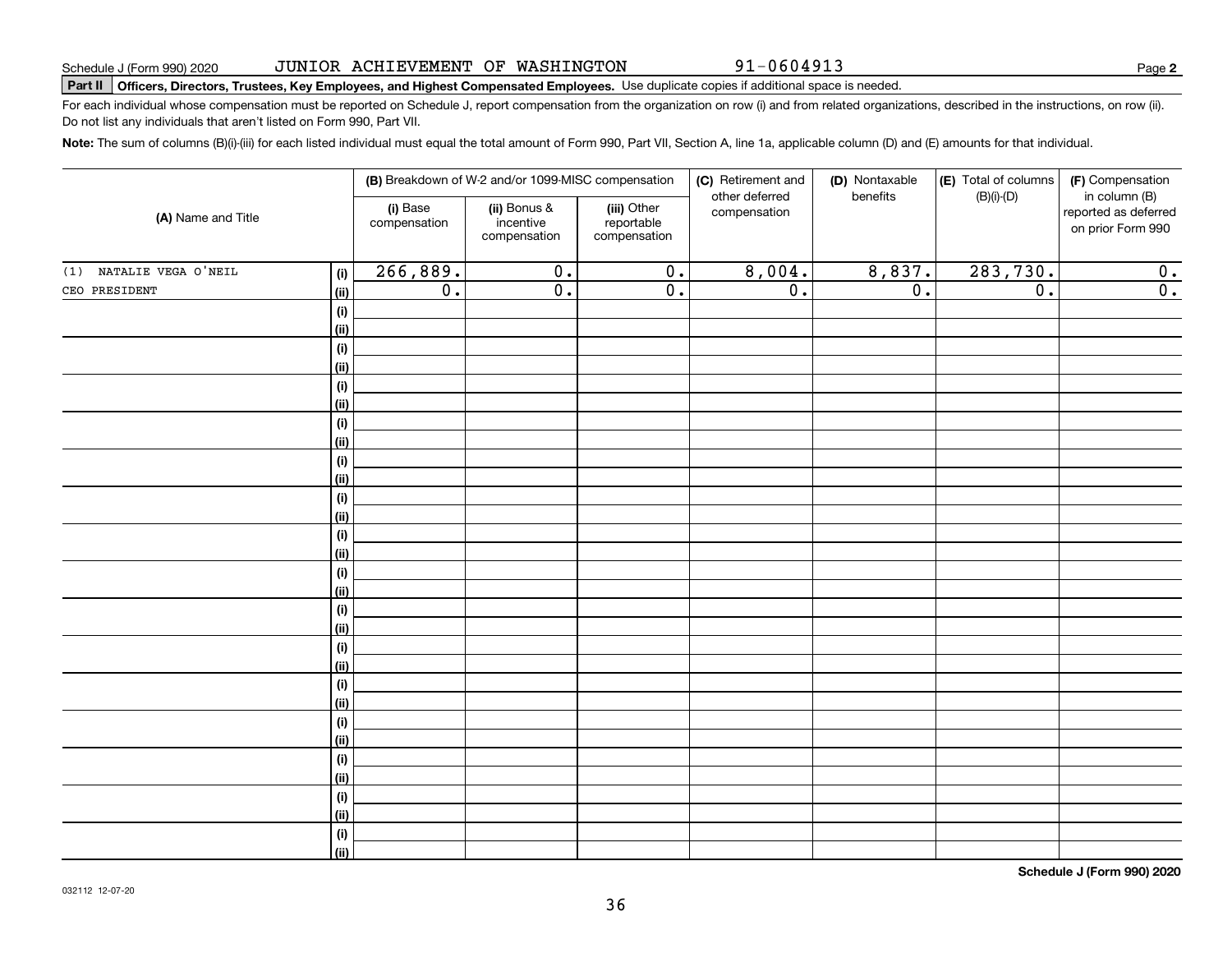Schedule J (Form 990) 2020 JUNIOR ACHIEVEMENT OF WASHINGTON 91-0604913 Page **2**

**Part II** **Officers, Directors, Trustees, Key Employees, and Highest Compensated Employees.** Use duplicate copies if additional space is needed.

For each individual whose compensation must be reported on Schedule J, report compensation from the organization on row (i) and from related organizations, described in the instructions, on row (ii). Do not list any individuals that aren't listed on Form 990, Part VII.

**Note:** The sum of columns (B)(i)-(iii) for each listed individual must equal the total amount of Form 990, Part VII, Section A, line 1a, applicable column (D) and (E) amounts for that individual.

| (A) Name and Title | | (B) Breakdown of W-2 and/or 1099-MISC compensation | | | (C) Retirement and other deferred compensation | (D) Nontaxable benefits | (E) Total of columns (B)(i)-(D) | (F) Compensation in column (B) reported as deferred on prior Form 990 |
|---|---|---|---|---|---|---|---|---|
| | | (i) Base compensation | (ii) Bonus & incentive compensation | (iii) Other reportable compensation | | | | |
| (1) NATALIE VEGA O'NEIL | (i) | 266,889. | 0. | 0. | 8,004. | 8,837. | 283,730. | 0. |
| CEO PRESIDENT | (ii) | 0. | 0. | 0. | 0. | 0. | 0. | 0. |
| | (i) | | | | | | | |
| | (ii) | | | | | | | |
| | (i) | | | | | | | |
| | (ii) | | | | | | | |
| | (i) | | | | | | | |
| | (ii) | | | | | | | |
| | (i) | | | | | | | |
| | (ii) | | | | | | | |
| | (i) | | | | | | | |
| | (ii) | | | | | | | |
| | (i) | | | | | | | |
| | (ii) | | | | | | | |
| | (i) | | | | | | | |
| | (ii) | | | | | | | |
| | (i) | | | | | | | |
| | (ii) | | | | | | | |
| | (i) | | | | | | | |
| | (ii) | | | | | | | |
| | (i) | | | | | | | |
| | (ii) | | | | | | | |
| | (i) | | | | | | | |
| | (ii) | | | | | | | |
| | (i) | | | | | | | |
| | (ii) | | | | | | | |
| | (i) | | | | | | | |
| | (ii) | | | | | | | |
| | (i) | | | | | | | |
| | (ii) | | | | | | | |
| | (i) | | | | | | | |
| | (ii) | | | | | | | |

**Schedule J (Form 990) 2020**

032112 12-07-20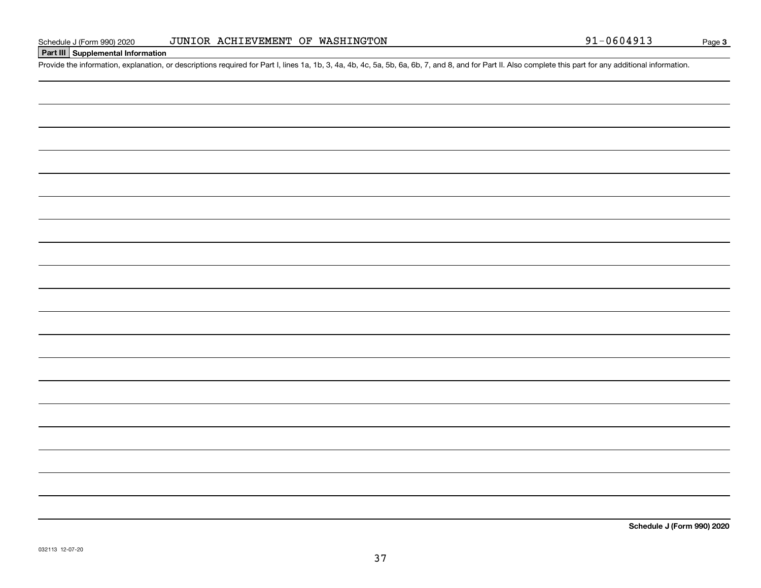Schedule J (Form 990) 2020 JUNIOR ACHIEVEMENT OF WASHINGTON 91-0604913

**Part III Supplemental Information**

Provide the information, explanation, or descriptions required for Part I, lines 1a, 1b, 3, 4a, 4b, 4c, 5a, 5b, 6a, 6b, 7, and 8, and for Part II. Also complete this part for any additional information.

**Schedule J (Form 990) 2020**

032113 12-07-20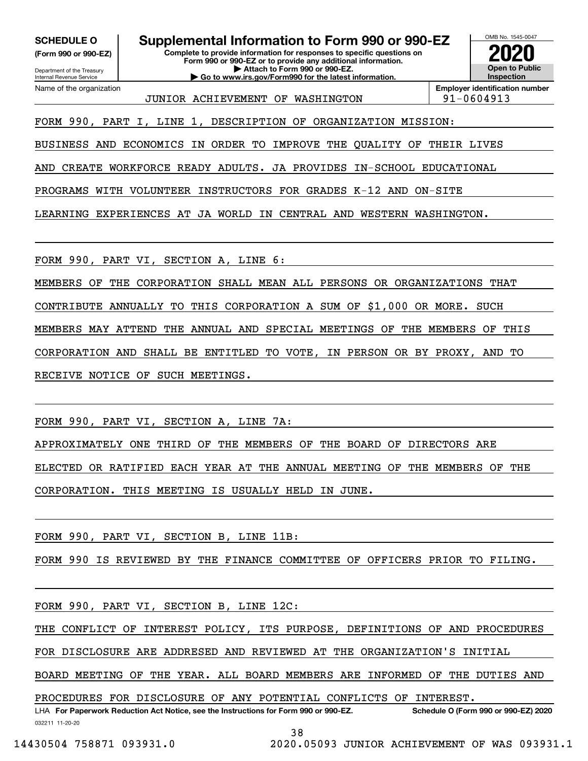**SCHEDULE O**
**(Form 990 or 990-EZ)**

Department of the Treasury
Internal Revenue Service

# Supplemental Information to Form 990 or 990-EZ

**Complete to provide information for responses to specific questions on Form 990 or 990-EZ or to provide any additional information.**
**▶ Attach to Form 990 or 990-EZ.**
**▶ Go to www.irs.gov/Form990 for the latest information.**

OMB No. 1545-0047

**2020**

**Open to Public Inspection**

Name of the organization: JUNIOR ACHIEVEMENT OF WASHINGTON

**Employer identification number:** 91-0604913

FORM 990, PART I, LINE 1, DESCRIPTION OF ORGANIZATION MISSION:

BUSINESS AND ECONOMICS IN ORDER TO IMPROVE THE QUALITY OF THEIR LIVES AND CREATE WORKFORCE READY ADULTS. JA PROVIDES IN-SCHOOL EDUCATIONAL PROGRAMS WITH VOLUNTEER INSTRUCTORS FOR GRADES K-12 AND ON-SITE LEARNING EXPERIENCES AT JA WORLD IN CENTRAL AND WESTERN WASHINGTON.

FORM 990, PART VI, SECTION A, LINE 6:

MEMBERS OF THE CORPORATION SHALL MEAN ALL PERSONS OR ORGANIZATIONS THAT CONTRIBUTE ANNUALLY TO THIS CORPORATION A SUM OF $1,000 OR MORE. SUCH MEMBERS MAY ATTEND THE ANNUAL AND SPECIAL MEETINGS OF THE MEMBERS OF THIS CORPORATION AND SHALL BE ENTITLED TO VOTE, IN PERSON OR BY PROXY, AND TO RECEIVE NOTICE OF SUCH MEETINGS.

FORM 990, PART VI, SECTION A, LINE 7A:

APPROXIMATELY ONE THIRD OF THE MEMBERS OF THE BOARD OF DIRECTORS ARE ELECTED OR RATIFIED EACH YEAR AT THE ANNUAL MEETING OF THE MEMBERS OF THE CORPORATION. THIS MEETING IS USUALLY HELD IN JUNE.

FORM 990, PART VI, SECTION B, LINE 11B:

FORM 990 IS REVIEWED BY THE FINANCE COMMITTEE OF OFFICERS PRIOR TO FILING.

FORM 990, PART VI, SECTION B, LINE 12C:

THE CONFLICT OF INTEREST POLICY, ITS PURPOSE, DEFINITIONS OF AND PROCEDURES FOR DISCLOSURE ARE ADDRESED AND REVIEWED AT THE ORGANIZATION'S INITIAL BOARD MEETING OF THE YEAR. ALL BOARD MEMBERS ARE INFORMED OF THE DUTIES AND PROCEDURES FOR DISCLOSURE OF ANY POTENTIAL CONFLICTS OF INTEREST.

LHA **For Paperwork Reduction Act Notice, see the Instructions for Form 990 or 990-EZ.** **Schedule O (Form 990 or 990-EZ) 2020**

032211 11-20-20

14430504 758871 093931.0 2020.05093 JUNIOR ACHIEVEMENT OF WAS 093931.1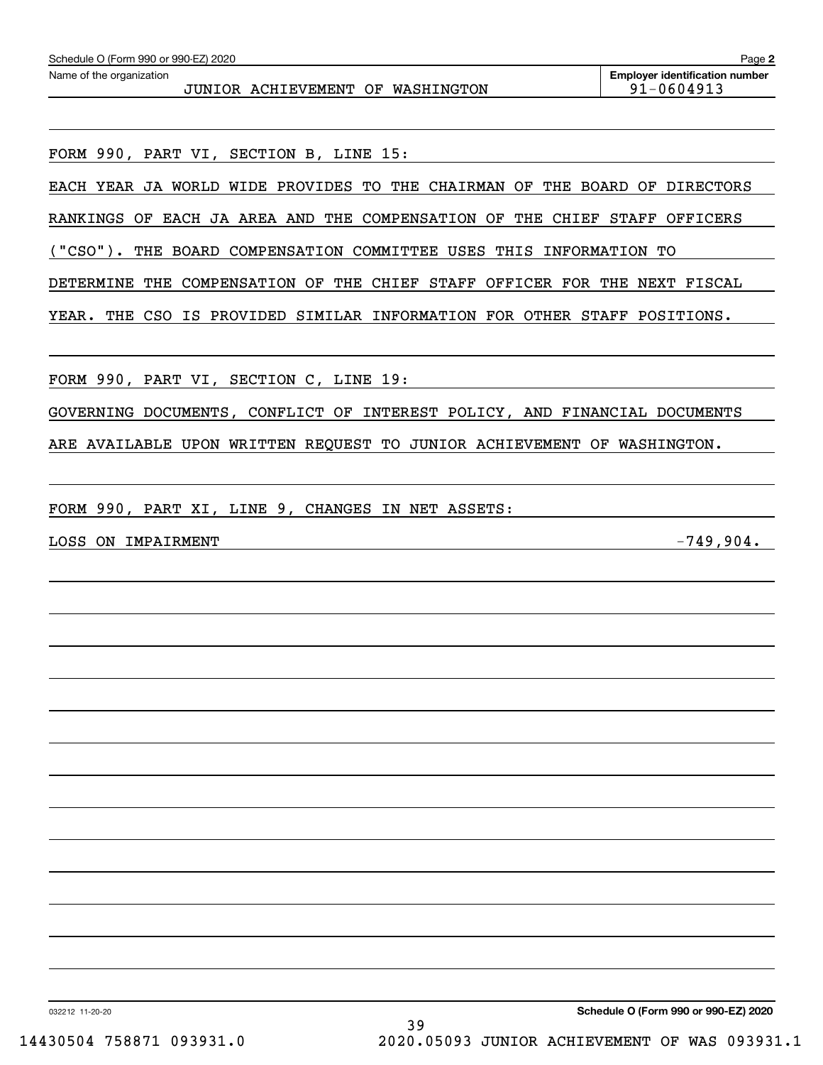Schedule O (Form 990 or 990-EZ) 2020 Page **2**

Name of the organization: JUNIOR ACHIEVEMENT OF WASHINGTON

**Employer identification number**: 91-0604913

FORM 990, PART VI, SECTION B, LINE 15:

EACH YEAR JA WORLD WIDE PROVIDES TO THE CHAIRMAN OF THE BOARD OF DIRECTORS RANKINGS OF EACH JA AREA AND THE COMPENSATION OF THE CHIEF STAFF OFFICERS ("CSO"). THE BOARD COMPENSATION COMMITTEE USES THIS INFORMATION TO DETERMINE THE COMPENSATION OF THE CHIEF STAFF OFFICER FOR THE NEXT FISCAL YEAR. THE CSO IS PROVIDED SIMILAR INFORMATION FOR OTHER STAFF POSITIONS.

FORM 990, PART VI, SECTION C, LINE 19:

GOVERNING DOCUMENTS, CONFLICT OF INTEREST POLICY, AND FINANCIAL DOCUMENTS ARE AVAILABLE UPON WRITTEN REQUEST TO JUNIOR ACHIEVEMENT OF WASHINGTON.

FORM 990, PART XI, LINE 9, CHANGES IN NET ASSETS:

| | |
|---|---|
| LOSS ON IMPAIRMENT | -749,904. |

032212 11-20-20 **Schedule O (Form 990 or 990-EZ) 2020**

14430504 758871 093931.0 2020.05093 JUNIOR ACHIEVEMENT OF WAS 093931.1